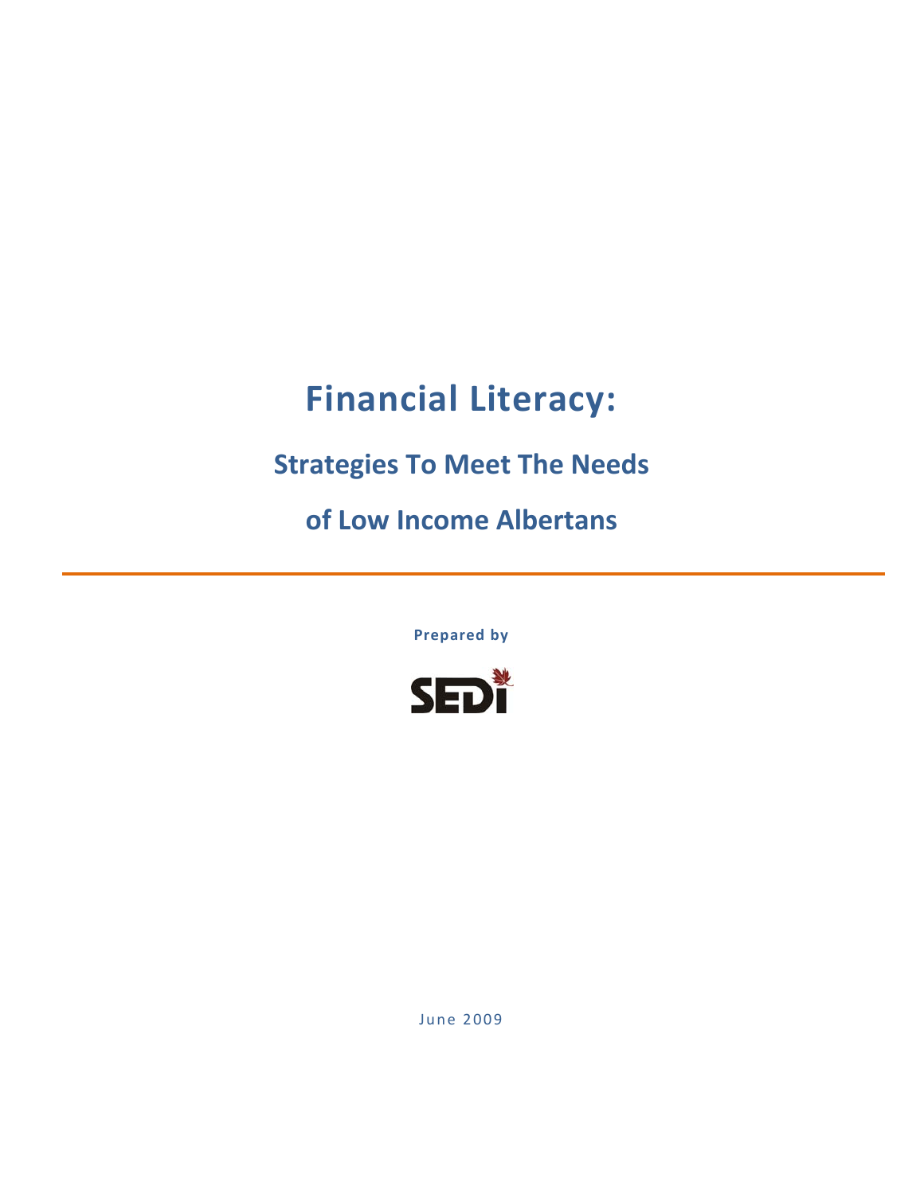# Financial Literacy:

## Strategies To Meet The Needs of Low Income Albertans

**Prepared by**

SEDI

June 2009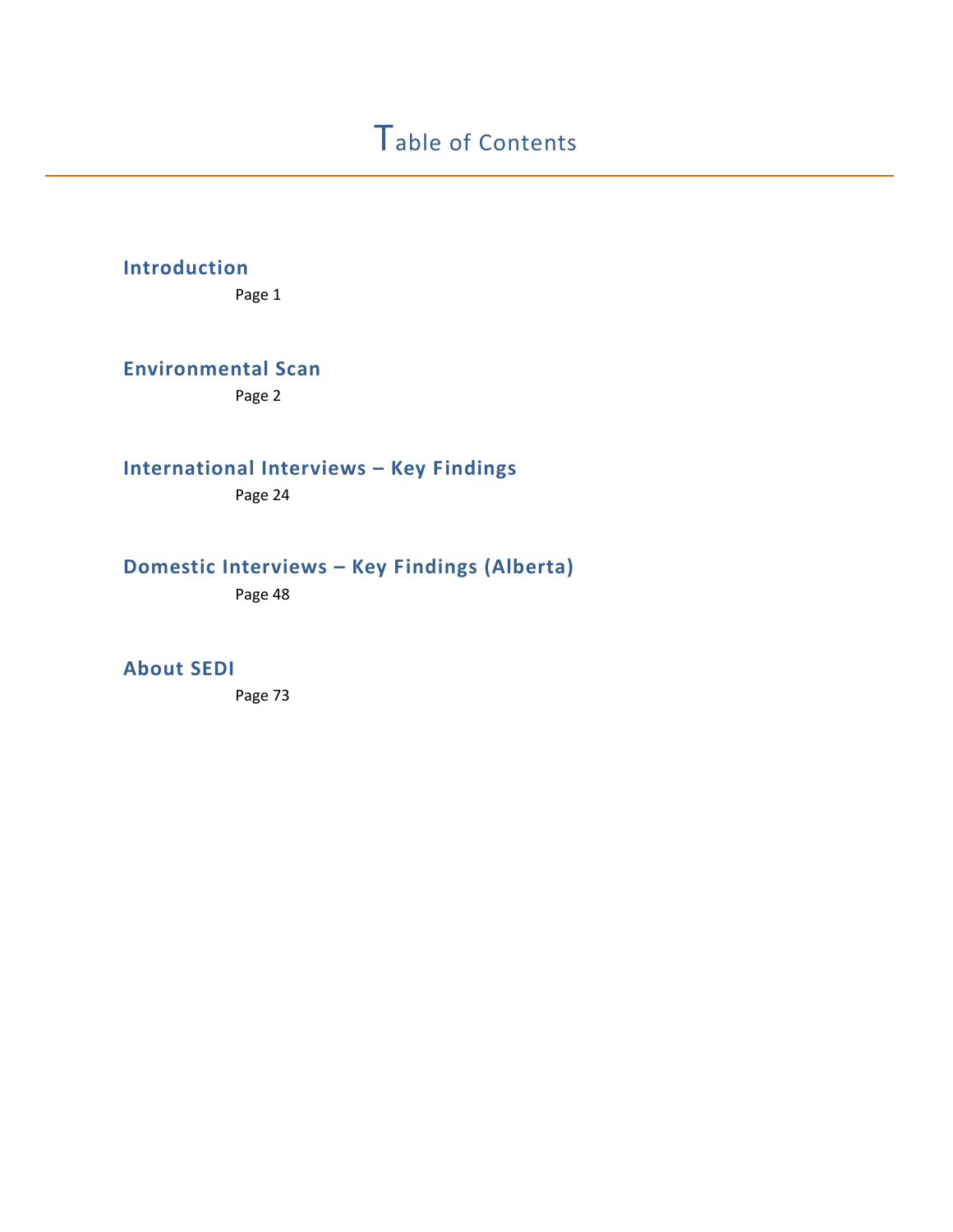# Table of Contents

### Introduction

Page 1

### Environmental Scan

Page 2

### International Interviews – Key Findings

Page 24

### Domestic Interviews – Key Findings (Alberta)

Page 48

### About SEDI

Page 73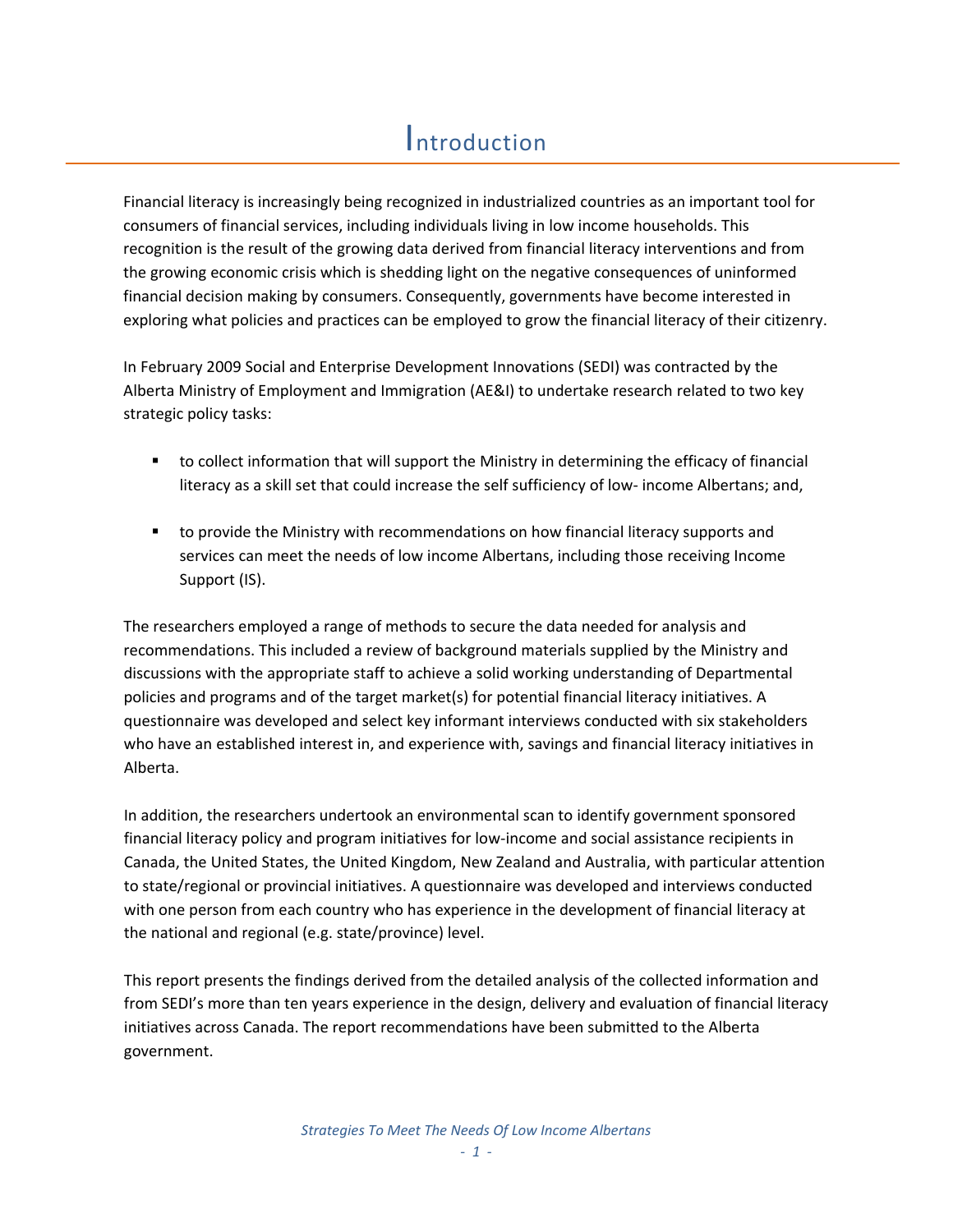# Introduction

Financial literacy is increasingly being recognized in industrialized countries as an important tool for consumers of financial services, including individuals living in low income households. This recognition is the result of the growing data derived from financial literacy interventions and from the growing economic crisis which is shedding light on the negative consequences of uninformed financial decision making by consumers. Consequently, governments have become interested in exploring what policies and practices can be employed to grow the financial literacy of their citizenry.

In February 2009 Social and Enterprise Development Innovations (SEDI) was contracted by the Alberta Ministry of Employment and Immigration (AE&I) to undertake research related to two key strategic policy tasks:

- to collect information that will support the Ministry in determining the efficacy of financial literacy as a skill set that could increase the self sufficiency of low- income Albertans; and,
- to provide the Ministry with recommendations on how financial literacy supports and services can meet the needs of low income Albertans, including those receiving Income Support (IS).

The researchers employed a range of methods to secure the data needed for analysis and recommendations. This included a review of background materials supplied by the Ministry and discussions with the appropriate staff to achieve a solid working understanding of Departmental policies and programs and of the target market(s) for potential financial literacy initiatives. A questionnaire was developed and select key informant interviews conducted with six stakeholders who have an established interest in, and experience with, savings and financial literacy initiatives in Alberta.

In addition, the researchers undertook an environmental scan to identify government sponsored financial literacy policy and program initiatives for low-income and social assistance recipients in Canada, the United States, the United Kingdom, New Zealand and Australia, with particular attention to state/regional or provincial initiatives. A questionnaire was developed and interviews conducted with one person from each country who has experience in the development of financial literacy at the national and regional (e.g. state/province) level.

This report presents the findings derived from the detailed analysis of the collected information and from SEDI's more than ten years experience in the design, delivery and evaluation of financial literacy initiatives across Canada. The report recommendations have been submitted to the Alberta government.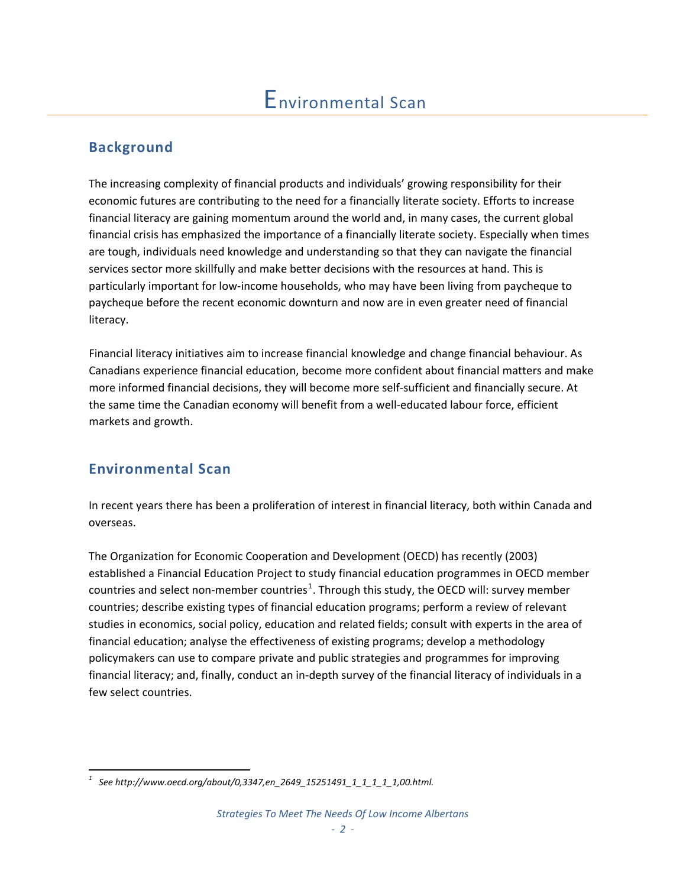# Environmental Scan

## Background

The increasing complexity of financial products and individuals' growing responsibility for their economic futures are contributing to the need for a financially literate society. Efforts to increase financial literacy are gaining momentum around the world and, in many cases, the current global financial crisis has emphasized the importance of a financially literate society. Especially when times are tough, individuals need knowledge and understanding so that they can navigate the financial services sector more skillfully and make better decisions with the resources at hand. This is particularly important for low-income households, who may have been living from paycheque to paycheque before the recent economic downturn and now are in even greater need of financial literacy.

Financial literacy initiatives aim to increase financial knowledge and change financial behaviour. As Canadians experience financial education, become more confident about financial matters and make more informed financial decisions, they will become more self-sufficient and financially secure. At the same time the Canadian economy will benefit from a well-educated labour force, efficient markets and growth.

## Environmental Scan

In recent years there has been a proliferation of interest in financial literacy, both within Canada and overseas.

The Organization for Economic Cooperation and Development (OECD) has recently (2003) established a Financial Education Project to study financial education programmes in OECD member countries and select non-member countries[1]. Through this study, the OECD will: survey member countries; describe existing types of financial education programs; perform a review of relevant studies in economics, social policy, education and related fields; consult with experts in the area of financial education; analyse the effectiveness of existing programs; develop a methodology policymakers can use to compare private and public strategies and programmes for improving financial literacy; and, finally, conduct an in-depth survey of the financial literacy of individuals in a few select countries.

---

[1] *See http://www.oecd.org/about/0,3347,en_2649_15251491_1_1_1_1_1,00.html.*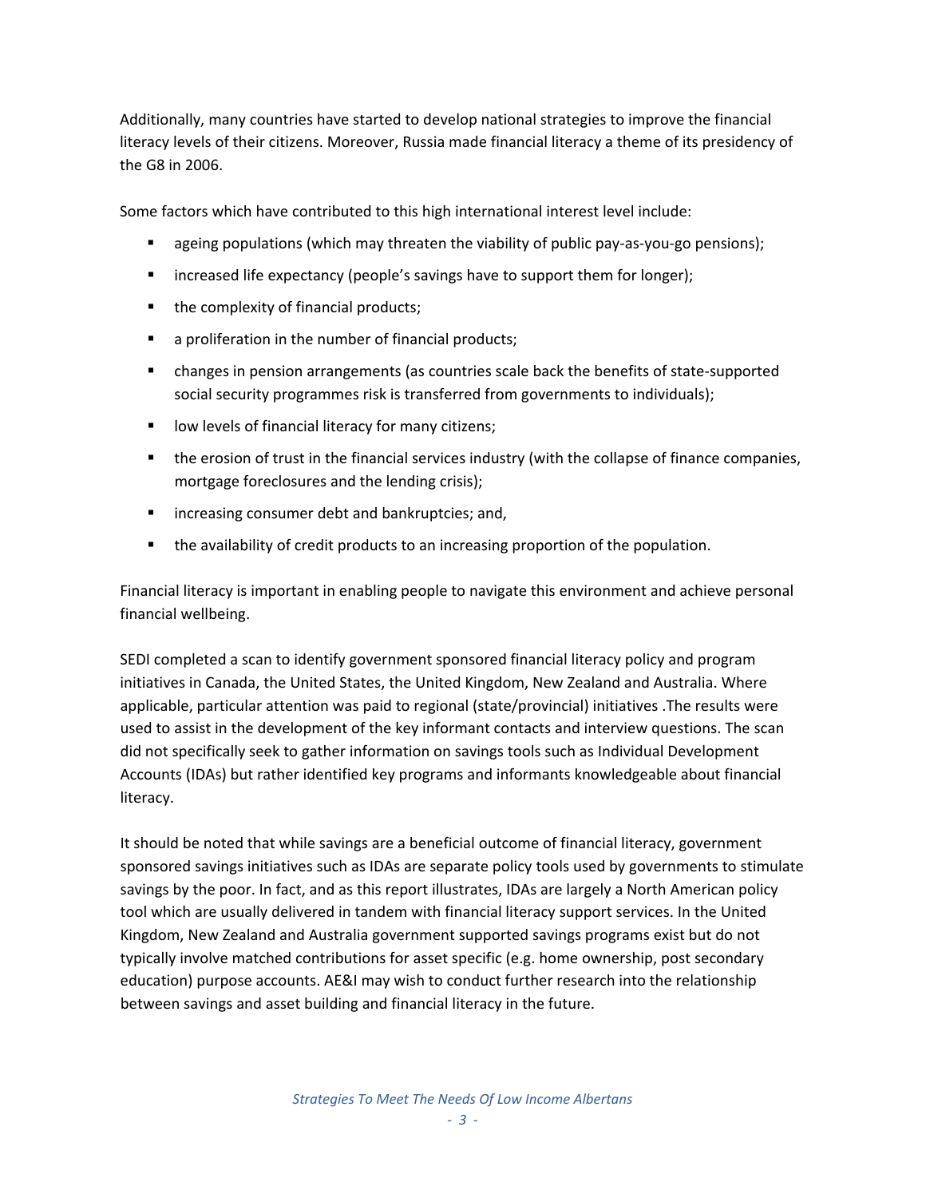Additionally, many countries have started to develop national strategies to improve the financial literacy levels of their citizens. Moreover, Russia made financial literacy a theme of its presidency of the G8 in 2006.

Some factors which have contributed to this high international interest level include:

- ageing populations (which may threaten the viability of public pay-as-you-go pensions);
- increased life expectancy (people's savings have to support them for longer);
- the complexity of financial products;
- a proliferation in the number of financial products;
- changes in pension arrangements (as countries scale back the benefits of state-supported social security programmes risk is transferred from governments to individuals);
- low levels of financial literacy for many citizens;
- the erosion of trust in the financial services industry (with the collapse of finance companies, mortgage foreclosures and the lending crisis);
- increasing consumer debt and bankruptcies; and,
- the availability of credit products to an increasing proportion of the population.

Financial literacy is important in enabling people to navigate this environment and achieve personal financial wellbeing.

SEDI completed a scan to identify government sponsored financial literacy policy and program initiatives in Canada, the United States, the United Kingdom, New Zealand and Australia. Where applicable, particular attention was paid to regional (state/provincial) initiatives .The results were used to assist in the development of the key informant contacts and interview questions. The scan did not specifically seek to gather information on savings tools such as Individual Development Accounts (IDAs) but rather identified key programs and informants knowledgeable about financial literacy.

It should be noted that while savings are a beneficial outcome of financial literacy, government sponsored savings initiatives such as IDAs are separate policy tools used by governments to stimulate savings by the poor. In fact, and as this report illustrates, IDAs are largely a North American policy tool which are usually delivered in tandem with financial literacy support services. In the United Kingdom, New Zealand and Australia government supported savings programs exist but do not typically involve matched contributions for asset specific (e.g. home ownership, post secondary education) purpose accounts. AE&I may wish to conduct further research into the relationship between savings and asset building and financial literacy in the future.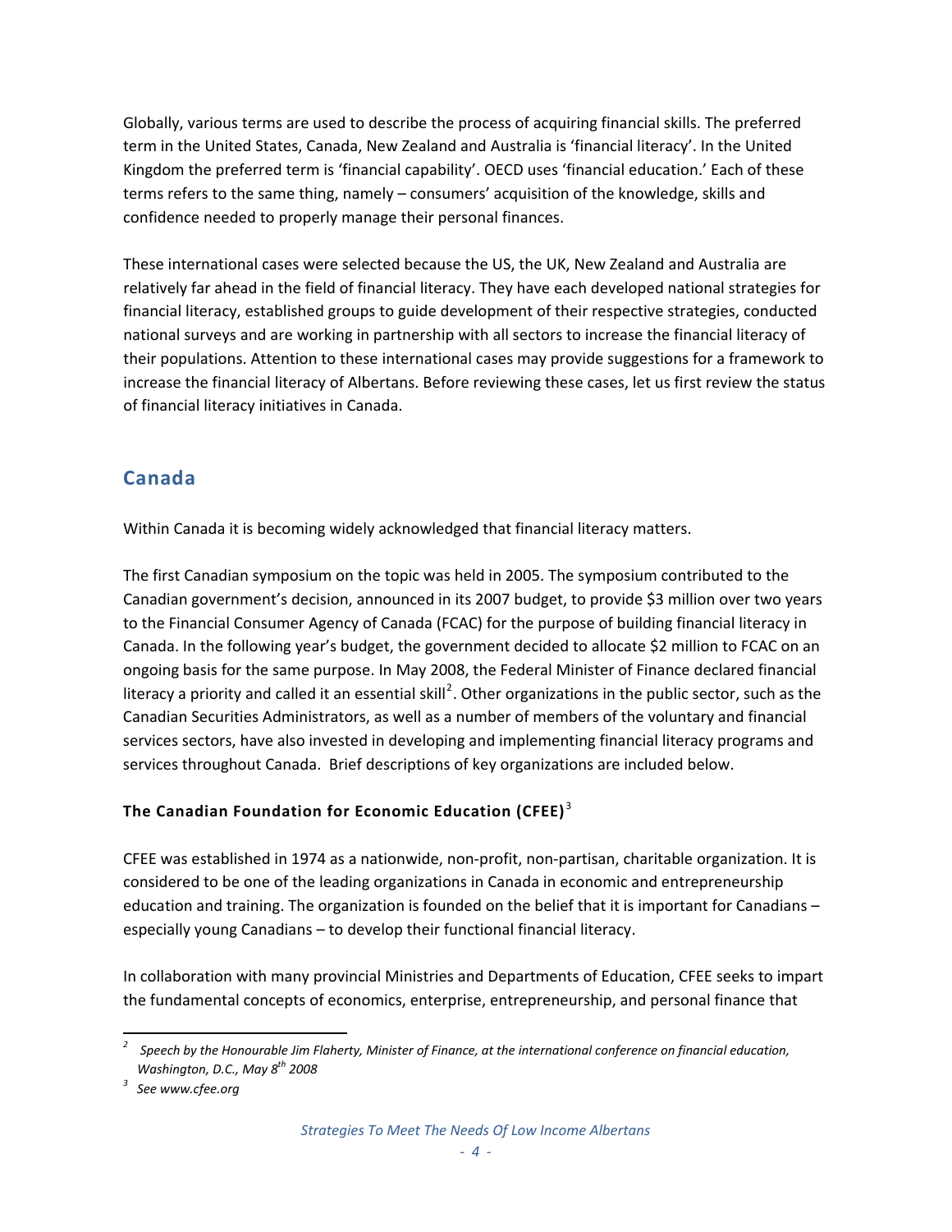Globally, various terms are used to describe the process of acquiring financial skills. The preferred term in the United States, Canada, New Zealand and Australia is 'financial literacy'. In the United Kingdom the preferred term is 'financial capability'. OECD uses 'financial education.' Each of these terms refers to the same thing, namely – consumers' acquisition of the knowledge, skills and confidence needed to properly manage their personal finances.

These international cases were selected because the US, the UK, New Zealand and Australia are relatively far ahead in the field of financial literacy. They have each developed national strategies for financial literacy, established groups to guide development of their respective strategies, conducted national surveys and are working in partnership with all sectors to increase the financial literacy of their populations. Attention to these international cases may provide suggestions for a framework to increase the financial literacy of Albertans. Before reviewing these cases, let us first review the status of financial literacy initiatives in Canada.

## Canada

Within Canada it is becoming widely acknowledged that financial literacy matters.

The first Canadian symposium on the topic was held in 2005. The symposium contributed to the Canadian government's decision, announced in its 2007 budget, to provide $3 million over two years to the Financial Consumer Agency of Canada (FCAC) for the purpose of building financial literacy in Canada. In the following year's budget, the government decided to allocate $2 million to FCAC on an ongoing basis for the same purpose. In May 2008, the Federal Minister of Finance declared financial literacy a priority and called it an essential skill[2]. Other organizations in the public sector, such as the Canadian Securities Administrators, as well as a number of members of the voluntary and financial services sectors, have also invested in developing and implementing financial literacy programs and services throughout Canada. Brief descriptions of key organizations are included below.

### The Canadian Foundation for Economic Education (CFEE)[3]

CFEE was established in 1974 as a nationwide, non-profit, non-partisan, charitable organization. It is considered to be one of the leading organizations in Canada in economic and entrepreneurship education and training. The organization is founded on the belief that it is important for Canadians – especially young Canadians – to develop their functional financial literacy.

In collaboration with many provincial Ministries and Departments of Education, CFEE seeks to impart the fundamental concepts of economics, enterprise, entrepreneurship, and personal finance that

---

[2] *Speech by the Honourable Jim Flaherty, Minister of Finance, at the international conference on financial education, Washington, D.C., May 8th 2008*

[3] *See www.cfee.org*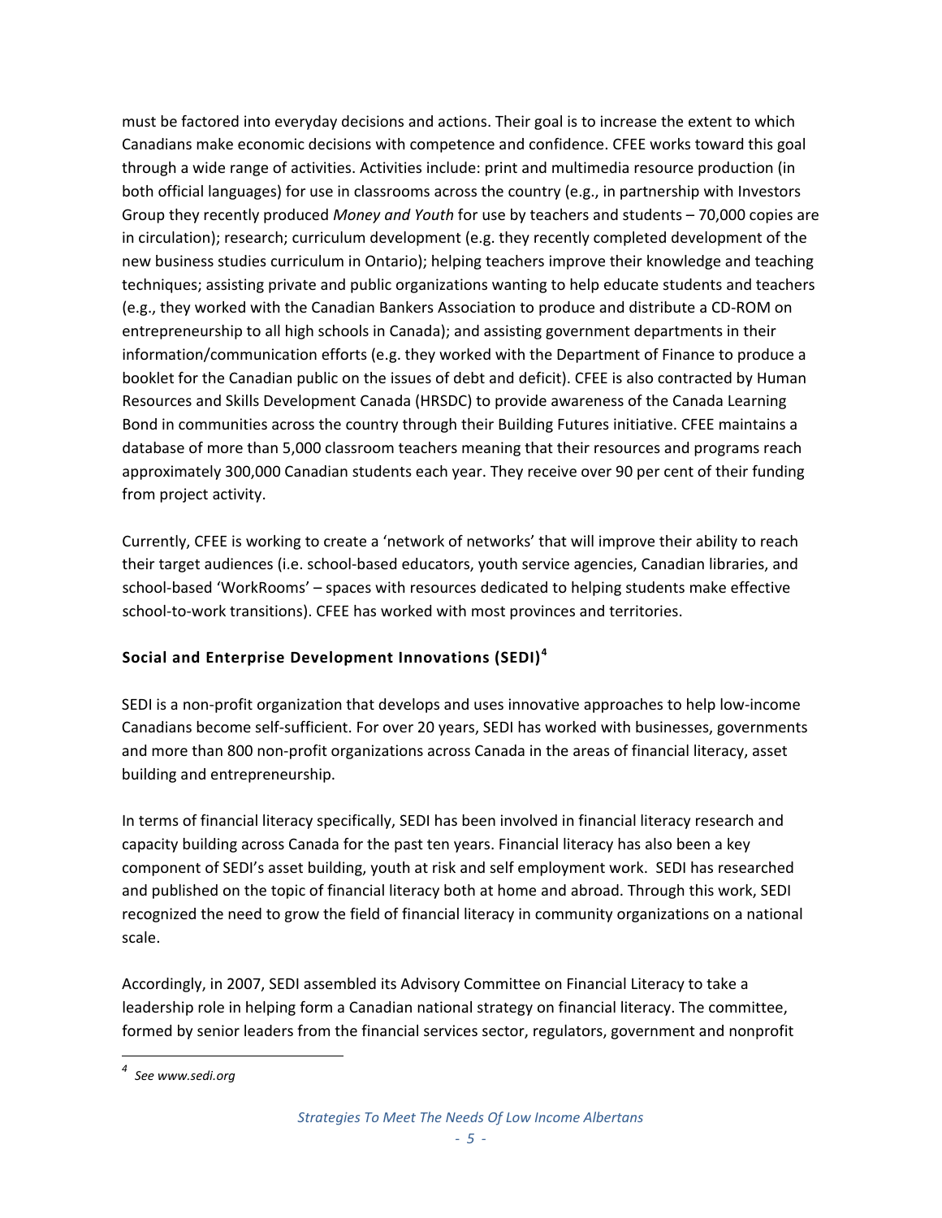must be factored into everyday decisions and actions. Their goal is to increase the extent to which Canadians make economic decisions with competence and confidence. CFEE works toward this goal through a wide range of activities. Activities include: print and multimedia resource production (in both official languages) for use in classrooms across the country (e.g., in partnership with Investors Group they recently produced *Money and Youth* for use by teachers and students – 70,000 copies are in circulation); research; curriculum development (e.g. they recently completed development of the new business studies curriculum in Ontario); helping teachers improve their knowledge and teaching techniques; assisting private and public organizations wanting to help educate students and teachers (e.g., they worked with the Canadian Bankers Association to produce and distribute a CD-ROM on entrepreneurship to all high schools in Canada); and assisting government departments in their information/communication efforts (e.g. they worked with the Department of Finance to produce a booklet for the Canadian public on the issues of debt and deficit). CFEE is also contracted by Human Resources and Skills Development Canada (HRSDC) to provide awareness of the Canada Learning Bond in communities across the country through their Building Futures initiative. CFEE maintains a database of more than 5,000 classroom teachers meaning that their resources and programs reach approximately 300,000 Canadian students each year. They receive over 90 per cent of their funding from project activity.

Currently, CFEE is working to create a 'network of networks' that will improve their ability to reach their target audiences (i.e. school-based educators, youth service agencies, Canadian libraries, and school-based 'WorkRooms' – spaces with resources dedicated to helping students make effective school-to-work transitions). CFEE has worked with most provinces and territories.

### Social and Enterprise Development Innovations (SEDI)[4]

SEDI is a non-profit organization that develops and uses innovative approaches to help low-income Canadians become self-sufficient. For over 20 years, SEDI has worked with businesses, governments and more than 800 non-profit organizations across Canada in the areas of financial literacy, asset building and entrepreneurship.

In terms of financial literacy specifically, SEDI has been involved in financial literacy research and capacity building across Canada for the past ten years. Financial literacy has also been a key component of SEDI's asset building, youth at risk and self employment work. SEDI has researched and published on the topic of financial literacy both at home and abroad. Through this work, SEDI recognized the need to grow the field of financial literacy in community organizations on a national scale.

Accordingly, in 2007, SEDI assembled its Advisory Committee on Financial Literacy to take a leadership role in helping form a Canadian national strategy on financial literacy. The committee, formed by senior leaders from the financial services sector, regulators, government and nonprofit

---

[4] *See www.sedi.org*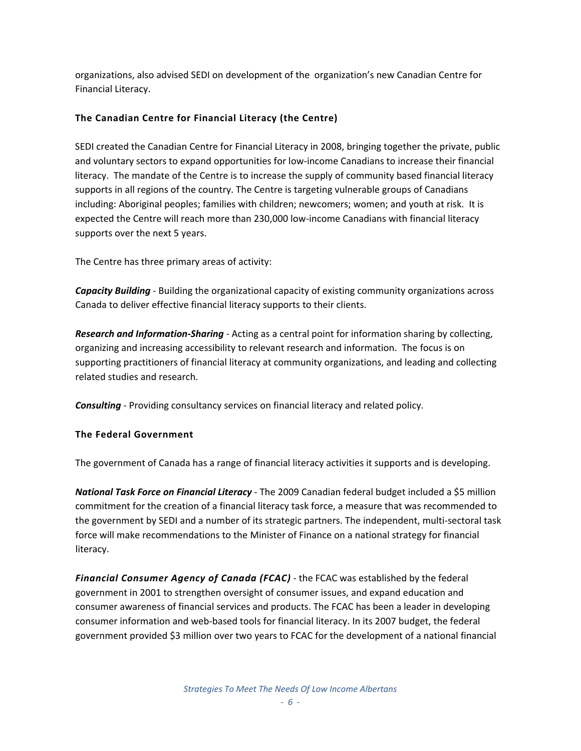organizations, also advised SEDI on development of the organization's new Canadian Centre for Financial Literacy.

### The Canadian Centre for Financial Literacy (the Centre)

SEDI created the Canadian Centre for Financial Literacy in 2008, bringing together the private, public and voluntary sectors to expand opportunities for low-income Canadians to increase their financial literacy. The mandate of the Centre is to increase the supply of community based financial literacy supports in all regions of the country. The Centre is targeting vulnerable groups of Canadians including: Aboriginal peoples; families with children; newcomers; women; and youth at risk. It is expected the Centre will reach more than 230,000 low-income Canadians with financial literacy supports over the next 5 years.

The Centre has three primary areas of activity:

***Capacity Building*** - Building the organizational capacity of existing community organizations across Canada to deliver effective financial literacy supports to their clients.

***Research and Information-Sharing*** - Acting as a central point for information sharing by collecting, organizing and increasing accessibility to relevant research and information. The focus is on supporting practitioners of financial literacy at community organizations, and leading and collecting related studies and research.

***Consulting*** - Providing consultancy services on financial literacy and related policy.

### The Federal Government

The government of Canada has a range of financial literacy activities it supports and is developing.

***National Task Force on Financial Literacy*** - The 2009 Canadian federal budget included a $5 million commitment for the creation of a financial literacy task force, a measure that was recommended to the government by SEDI and a number of its strategic partners. The independent, multi-sectoral task force will make recommendations to the Minister of Finance on a national strategy for financial literacy.

***Financial Consumer Agency of Canada (FCAC)*** - the FCAC was established by the federal government in 2001 to strengthen oversight of consumer issues, and expand education and consumer awareness of financial services and products. The FCAC has been a leader in developing consumer information and web-based tools for financial literacy. In its 2007 budget, the federal government provided $3 million over two years to FCAC for the development of a national financial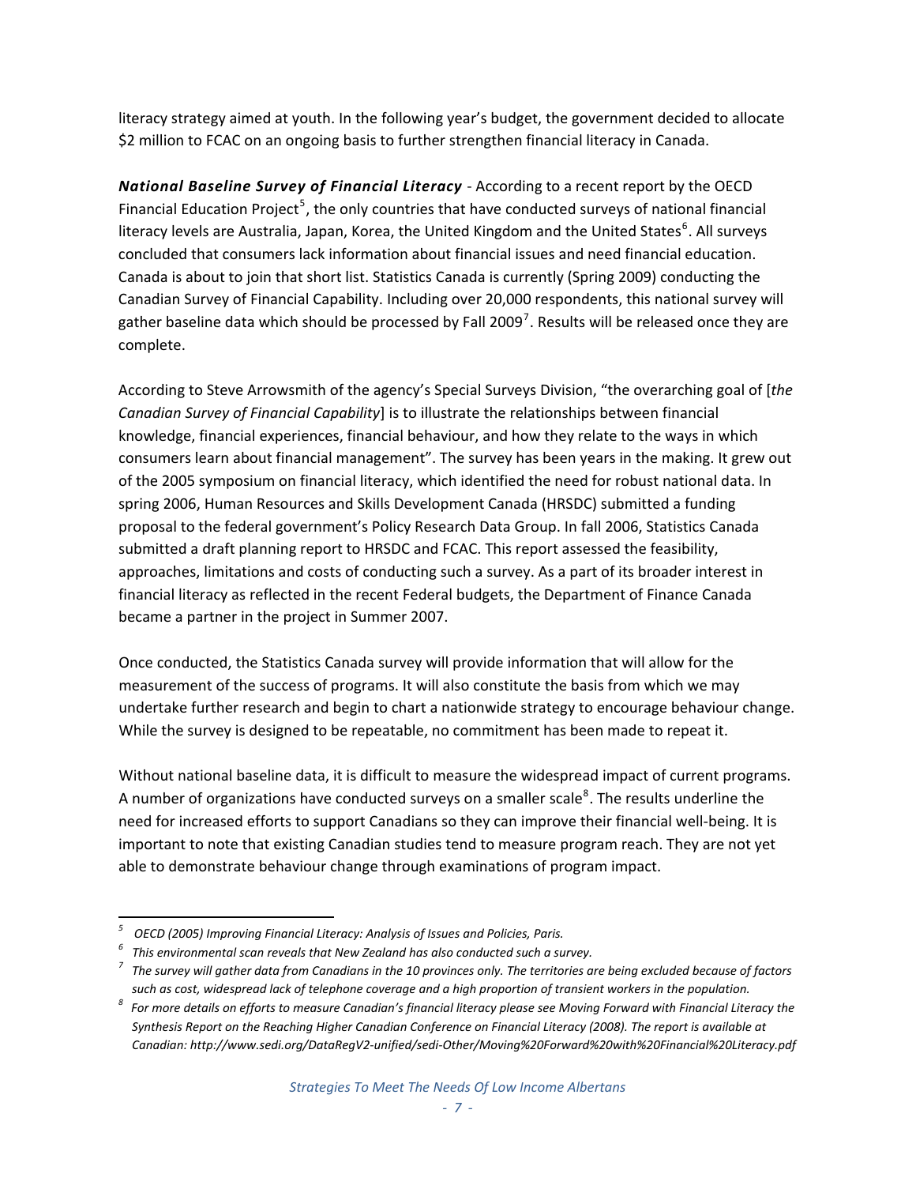literacy strategy aimed at youth. In the following year's budget, the government decided to allocate $2 million to FCAC on an ongoing basis to further strengthen financial literacy in Canada.

***National Baseline Survey of Financial Literacy*** - According to a recent report by the OECD Financial Education Project[5], the only countries that have conducted surveys of national financial literacy levels are Australia, Japan, Korea, the United Kingdom and the United States[6]. All surveys concluded that consumers lack information about financial issues and need financial education. Canada is about to join that short list. Statistics Canada is currently (Spring 2009) conducting the Canadian Survey of Financial Capability. Including over 20,000 respondents, this national survey will gather baseline data which should be processed by Fall 2009[7]. Results will be released once they are complete.

According to Steve Arrowsmith of the agency's Special Surveys Division, "the overarching goal of [*the Canadian Survey of Financial Capability*] is to illustrate the relationships between financial knowledge, financial experiences, financial behaviour, and how they relate to the ways in which consumers learn about financial management". The survey has been years in the making. It grew out of the 2005 symposium on financial literacy, which identified the need for robust national data. In spring 2006, Human Resources and Skills Development Canada (HRSDC) submitted a funding proposal to the federal government's Policy Research Data Group. In fall 2006, Statistics Canada submitted a draft planning report to HRSDC and FCAC. This report assessed the feasibility, approaches, limitations and costs of conducting such a survey. As a part of its broader interest in financial literacy as reflected in the recent Federal budgets, the Department of Finance Canada became a partner in the project in Summer 2007.

Once conducted, the Statistics Canada survey will provide information that will allow for the measurement of the success of programs. It will also constitute the basis from which we may undertake further research and begin to chart a nationwide strategy to encourage behaviour change. While the survey is designed to be repeatable, no commitment has been made to repeat it.

Without national baseline data, it is difficult to measure the widespread impact of current programs. A number of organizations have conducted surveys on a smaller scale[8]. The results underline the need for increased efforts to support Canadians so they can improve their financial well-being. It is important to note that existing Canadian studies tend to measure program reach. They are not yet able to demonstrate behaviour change through examinations of program impact.

---

[5] *OECD (2005) Improving Financial Literacy: Analysis of Issues and Policies, Paris.*

[6] *This environmental scan reveals that New Zealand has also conducted such a survey.*

[7] *The survey will gather data from Canadians in the 10 provinces only. The territories are being excluded because of factors such as cost, widespread lack of telephone coverage and a high proportion of transient workers in the population.*

[8] *For more details on efforts to measure Canadian's financial literacy please see Moving Forward with Financial Literacy the Synthesis Report on the Reaching Higher Canadian Conference on Financial Literacy (2008). The report is available at Canadian: http://www.sedi.org/DataRegV2-unified/sedi-Other/Moving%20Forward%20with%20Financial%20Literacy.pdf*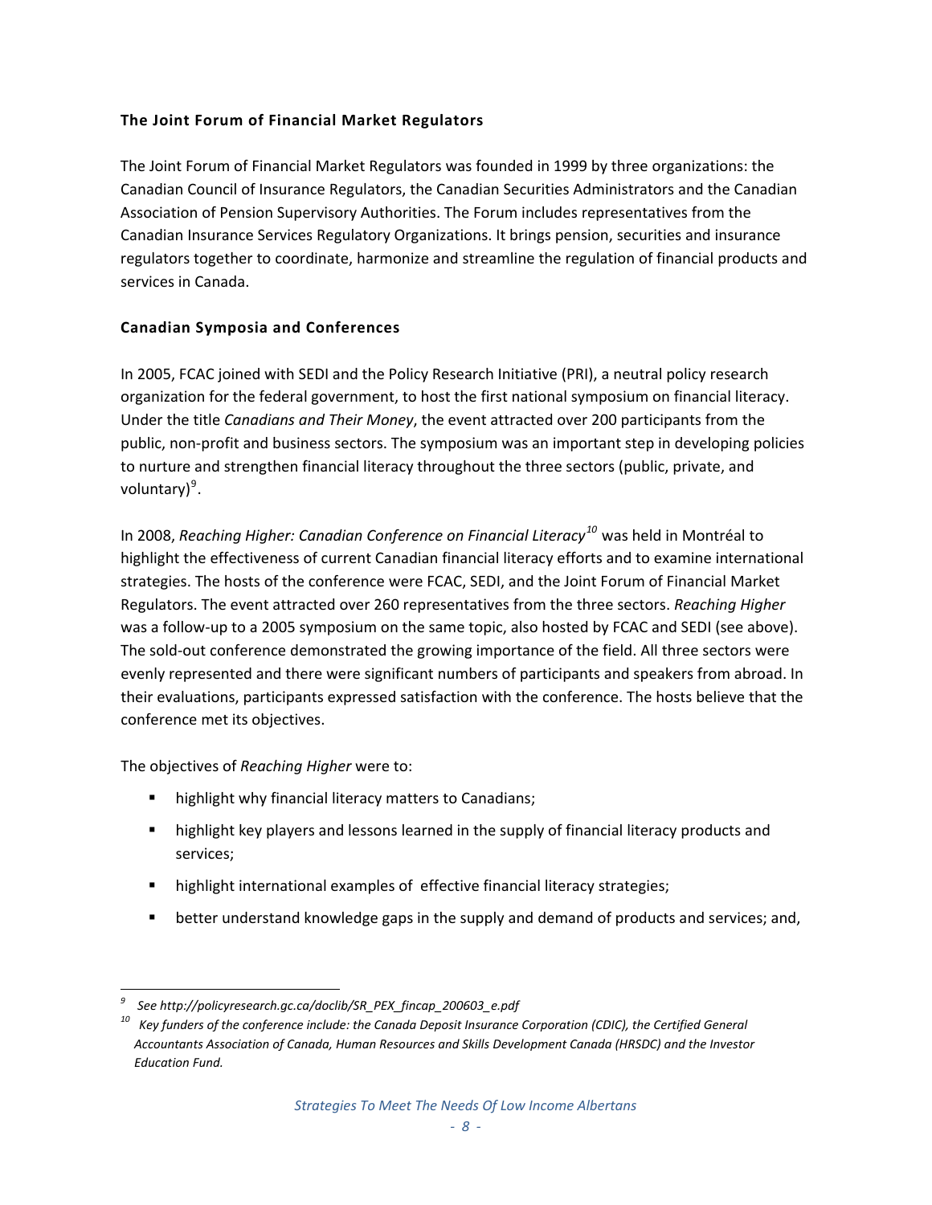### The Joint Forum of Financial Market Regulators

The Joint Forum of Financial Market Regulators was founded in 1999 by three organizations: the Canadian Council of Insurance Regulators, the Canadian Securities Administrators and the Canadian Association of Pension Supervisory Authorities. The Forum includes representatives from the Canadian Insurance Services Regulatory Organizations. It brings pension, securities and insurance regulators together to coordinate, harmonize and streamline the regulation of financial products and services in Canada.

### Canadian Symposia and Conferences

In 2005, FCAC joined with SEDI and the Policy Research Initiative (PRI), a neutral policy research organization for the federal government, to host the first national symposium on financial literacy. Under the title *Canadians and Their Money*, the event attracted over 200 participants from the public, non-profit and business sectors. The symposium was an important step in developing policies to nurture and strengthen financial literacy throughout the three sectors (public, private, and voluntary)[9].

In 2008, *Reaching Higher: Canadian Conference on Financial Literacy*[10] was held in Montréal to highlight the effectiveness of current Canadian financial literacy efforts and to examine international strategies. The hosts of the conference were FCAC, SEDI, and the Joint Forum of Financial Market Regulators. The event attracted over 260 representatives from the three sectors. *Reaching Higher* was a follow-up to a 2005 symposium on the same topic, also hosted by FCAC and SEDI (see above). The sold-out conference demonstrated the growing importance of the field. All three sectors were evenly represented and there were significant numbers of participants and speakers from abroad. In their evaluations, participants expressed satisfaction with the conference. The hosts believe that the conference met its objectives.

The objectives of *Reaching Higher* were to:

- highlight why financial literacy matters to Canadians;
- highlight key players and lessons learned in the supply of financial literacy products and services;
- highlight international examples of effective financial literacy strategies;
- better understand knowledge gaps in the supply and demand of products and services; and,

---

[9] *See http://policyresearch.gc.ca/doclib/SR_PEX_fincap_200603_e.pdf*

[10] *Key funders of the conference include: the Canada Deposit Insurance Corporation (CDIC), the Certified General Accountants Association of Canada, Human Resources and Skills Development Canada (HRSDC) and the Investor Education Fund.*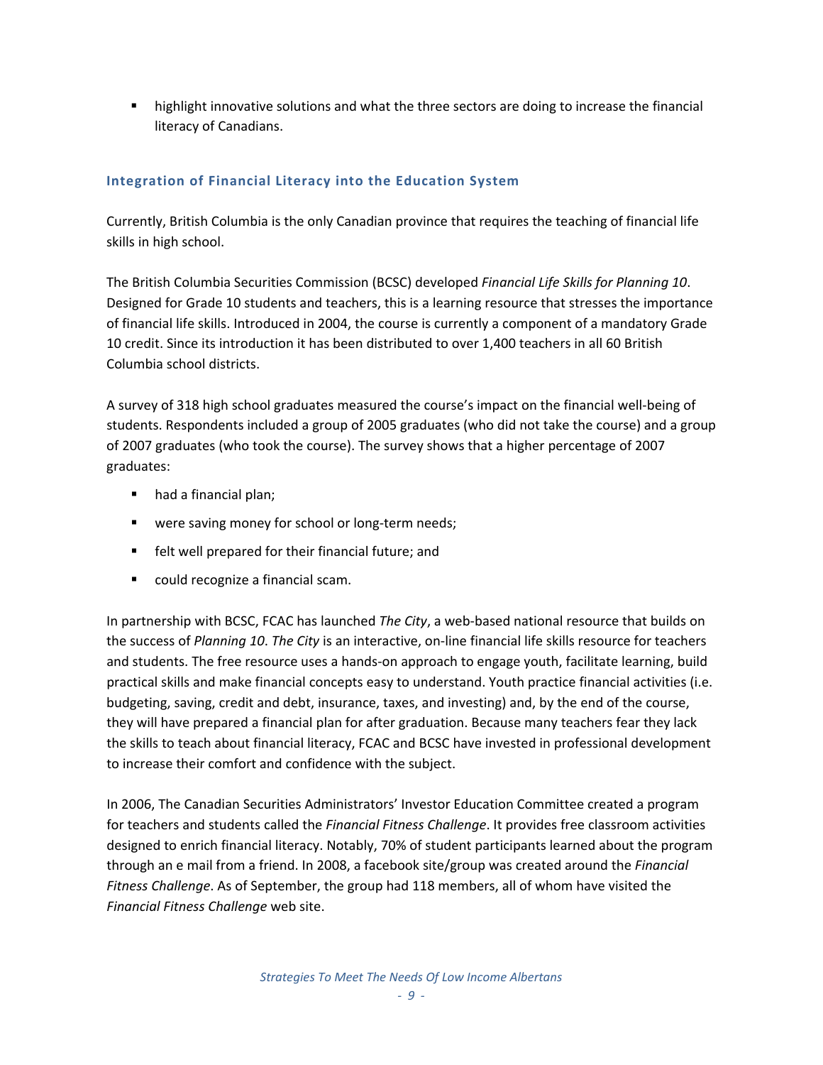- highlight innovative solutions and what the three sectors are doing to increase the financial literacy of Canadians.

### Integration of Financial Literacy into the Education System

Currently, British Columbia is the only Canadian province that requires the teaching of financial life skills in high school.

The British Columbia Securities Commission (BCSC) developed *Financial Life Skills for Planning 10*. Designed for Grade 10 students and teachers, this is a learning resource that stresses the importance of financial life skills. Introduced in 2004, the course is currently a component of a mandatory Grade 10 credit. Since its introduction it has been distributed to over 1,400 teachers in all 60 British Columbia school districts.

A survey of 318 high school graduates measured the course's impact on the financial well-being of students. Respondents included a group of 2005 graduates (who did not take the course) and a group of 2007 graduates (who took the course). The survey shows that a higher percentage of 2007 graduates:

- had a financial plan;
- were saving money for school or long-term needs;
- felt well prepared for their financial future; and
- could recognize a financial scam.

In partnership with BCSC, FCAC has launched *The City*, a web-based national resource that builds on the success of *Planning 10*. *The City* is an interactive, on-line financial life skills resource for teachers and students. The free resource uses a hands-on approach to engage youth, facilitate learning, build practical skills and make financial concepts easy to understand. Youth practice financial activities (i.e. budgeting, saving, credit and debt, insurance, taxes, and investing) and, by the end of the course, they will have prepared a financial plan for after graduation. Because many teachers fear they lack the skills to teach about financial literacy, FCAC and BCSC have invested in professional development to increase their comfort and confidence with the subject.

In 2006, The Canadian Securities Administrators' Investor Education Committee created a program for teachers and students called the *Financial Fitness Challenge*. It provides free classroom activities designed to enrich financial literacy. Notably, 70% of student participants learned about the program through an e mail from a friend. In 2008, a facebook site/group was created around the *Financial Fitness Challenge*. As of September, the group had 118 members, all of whom have visited the *Financial Fitness Challenge* web site.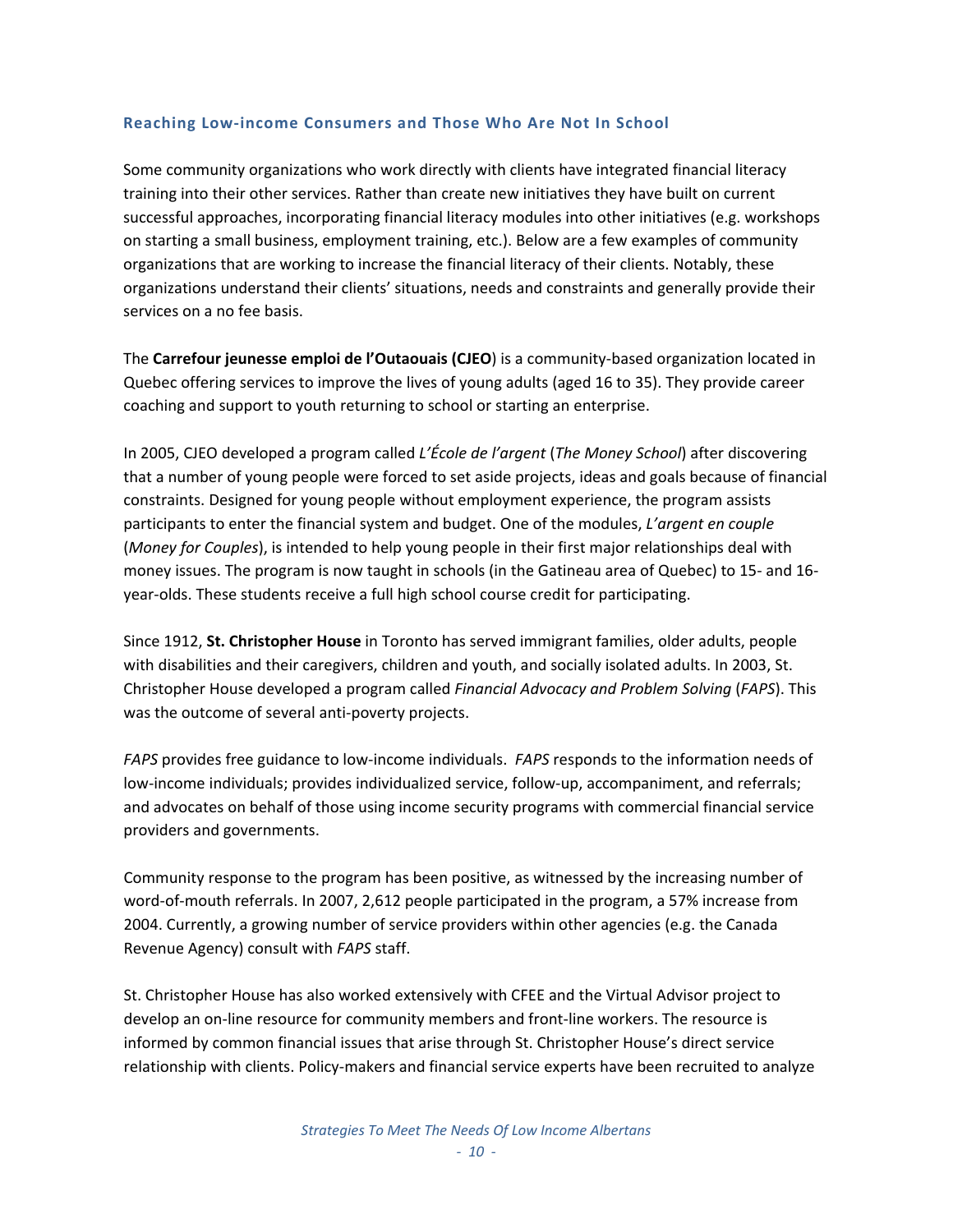### Reaching Low-income Consumers and Those Who Are Not In School

Some community organizations who work directly with clients have integrated financial literacy training into their other services. Rather than create new initiatives they have built on current successful approaches, incorporating financial literacy modules into other initiatives (e.g. workshops on starting a small business, employment training, etc.). Below are a few examples of community organizations that are working to increase the financial literacy of their clients. Notably, these organizations understand their clients' situations, needs and constraints and generally provide their services on a no fee basis.

The **Carrefour jeunesse emploi de l'Outaouais (CJEO**) is a community-based organization located in Quebec offering services to improve the lives of young adults (aged 16 to 35). They provide career coaching and support to youth returning to school or starting an enterprise.

In 2005, CJEO developed a program called *L'École de l'argent* (*The Money School*) after discovering that a number of young people were forced to set aside projects, ideas and goals because of financial constraints. Designed for young people without employment experience, the program assists participants to enter the financial system and budget. One of the modules, *L'argent en couple* (*Money for Couples*), is intended to help young people in their first major relationships deal with money issues. The program is now taught in schools (in the Gatineau area of Quebec) to 15- and 16-year-olds. These students receive a full high school course credit for participating.

Since 1912, **St. Christopher House** in Toronto has served immigrant families, older adults, people with disabilities and their caregivers, children and youth, and socially isolated adults. In 2003, St. Christopher House developed a program called *Financial Advocacy and Problem Solving* (*FAPS*). This was the outcome of several anti-poverty projects.

*FAPS* provides free guidance to low-income individuals. *FAPS* responds to the information needs of low-income individuals; provides individualized service, follow-up, accompaniment, and referrals; and advocates on behalf of those using income security programs with commercial financial service providers and governments.

Community response to the program has been positive, as witnessed by the increasing number of word-of-mouth referrals. In 2007, 2,612 people participated in the program, a 57% increase from 2004. Currently, a growing number of service providers within other agencies (e.g. the Canada Revenue Agency) consult with *FAPS* staff.

St. Christopher House has also worked extensively with CFEE and the Virtual Advisor project to develop an on-line resource for community members and front-line workers. The resource is informed by common financial issues that arise through St. Christopher House's direct service relationship with clients. Policy-makers and financial service experts have been recruited to analyze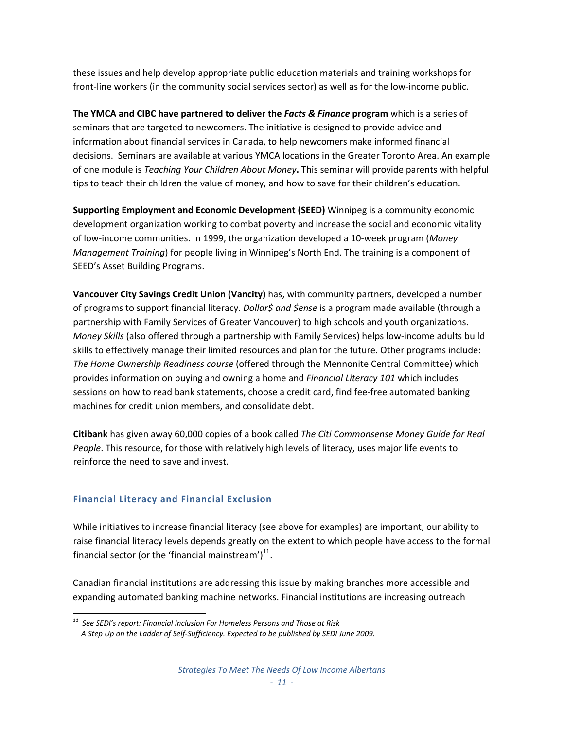these issues and help develop appropriate public education materials and training workshops for front-line workers (in the community social services sector) as well as for the low-income public.

**The YMCA and CIBC have partnered to deliver the *Facts & Finance* program** which is a series of seminars that are targeted to newcomers. The initiative is designed to provide advice and information about financial services in Canada, to help newcomers make informed financial decisions. Seminars are available at various YMCA locations in the Greater Toronto Area. An example of one module is *Teaching Your Children About Money***.** This seminar will provide parents with helpful tips to teach their children the value of money, and how to save for their children's education.

**Supporting Employment and Economic Development (SEED)** Winnipeg is a community economic development organization working to combat poverty and increase the social and economic vitality of low-income communities. In 1999, the organization developed a 10-week program (*Money Management Training*) for people living in Winnipeg's North End. The training is a component of SEED's Asset Building Programs.

**Vancouver City Savings Credit Union (Vancity)** has, with community partners, developed a number of programs to support financial literacy. *Dollar$ and $ense* is a program made available (through a partnership with Family Services of Greater Vancouver) to high schools and youth organizations. *Money Skills* (also offered through a partnership with Family Services) helps low-income adults build skills to effectively manage their limited resources and plan for the future. Other programs include: *The Home Ownership Readiness course* (offered through the Mennonite Central Committee) which provides information on buying and owning a home and *Financial Literacy 101* which includes sessions on how to read bank statements, choose a credit card, find fee-free automated banking machines for credit union members, and consolidate debt.

**Citibank** has given away 60,000 copies of a book called *The Citi Commonsense Money Guide for Real People*. This resource, for those with relatively high levels of literacy, uses major life events to reinforce the need to save and invest.

### Financial Literacy and Financial Exclusion

While initiatives to increase financial literacy (see above for examples) are important, our ability to raise financial literacy levels depends greatly on the extent to which people have access to the formal financial sector (or the 'financial mainstream')[11].

Canadian financial institutions are addressing this issue by making branches more accessible and expanding automated banking machine networks. Financial institutions are increasing outreach

[11] *See SEDI's report: Financial Inclusion For Homeless Persons and Those at Risk A Step Up on the Ladder of Self-Sufficiency. Expected to be published by SEDI June 2009.*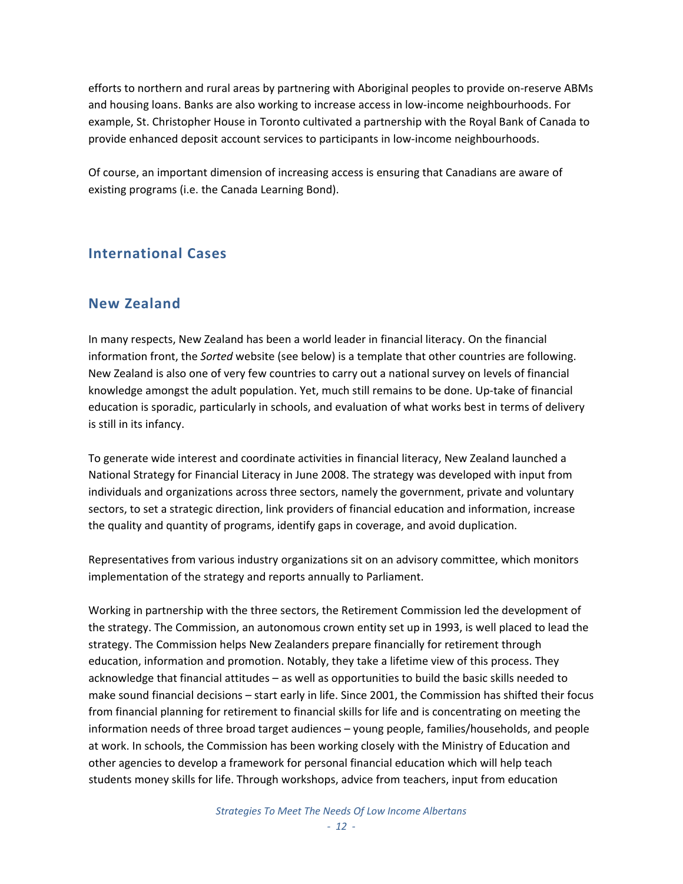efforts to northern and rural areas by partnering with Aboriginal peoples to provide on-reserve ABMs and housing loans. Banks are also working to increase access in low-income neighbourhoods. For example, St. Christopher House in Toronto cultivated a partnership with the Royal Bank of Canada to provide enhanced deposit account services to participants in low-income neighbourhoods.

Of course, an important dimension of increasing access is ensuring that Canadians are aware of existing programs (i.e. the Canada Learning Bond).

## International Cases

## New Zealand

In many respects, New Zealand has been a world leader in financial literacy. On the financial information front, the *Sorted* website (see below) is a template that other countries are following. New Zealand is also one of very few countries to carry out a national survey on levels of financial knowledge amongst the adult population. Yet, much still remains to be done. Up-take of financial education is sporadic, particularly in schools, and evaluation of what works best in terms of delivery is still in its infancy.

To generate wide interest and coordinate activities in financial literacy, New Zealand launched a National Strategy for Financial Literacy in June 2008. The strategy was developed with input from individuals and organizations across three sectors, namely the government, private and voluntary sectors, to set a strategic direction, link providers of financial education and information, increase the quality and quantity of programs, identify gaps in coverage, and avoid duplication.

Representatives from various industry organizations sit on an advisory committee, which monitors implementation of the strategy and reports annually to Parliament.

Working in partnership with the three sectors, the Retirement Commission led the development of the strategy. The Commission, an autonomous crown entity set up in 1993, is well placed to lead the strategy. The Commission helps New Zealanders prepare financially for retirement through education, information and promotion. Notably, they take a lifetime view of this process. They acknowledge that financial attitudes – as well as opportunities to build the basic skills needed to make sound financial decisions – start early in life. Since 2001, the Commission has shifted their focus from financial planning for retirement to financial skills for life and is concentrating on meeting the information needs of three broad target audiences – young people, families/households, and people at work. In schools, the Commission has been working closely with the Ministry of Education and other agencies to develop a framework for personal financial education which will help teach students money skills for life. Through workshops, advice from teachers, input from education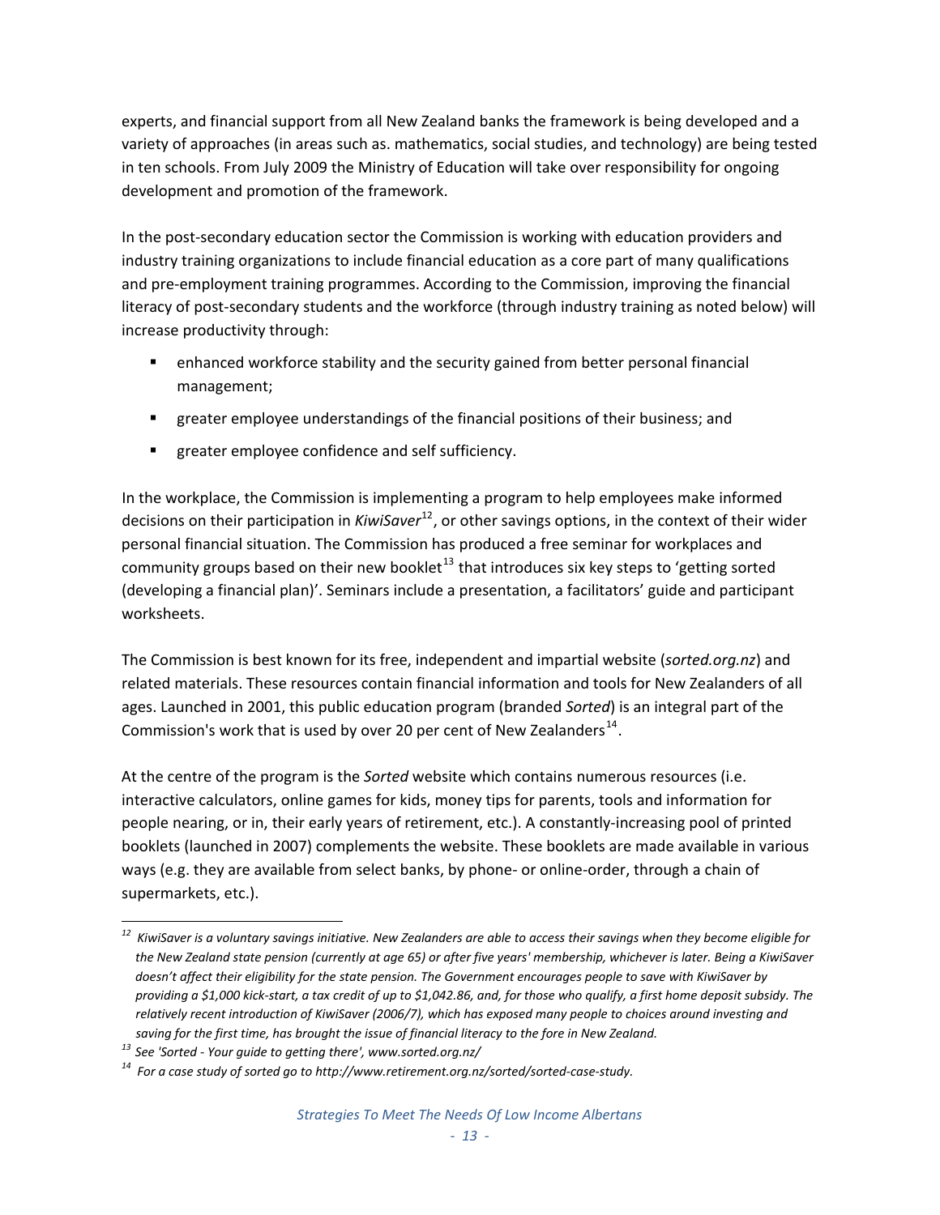experts, and financial support from all New Zealand banks the framework is being developed and a variety of approaches (in areas such as. mathematics, social studies, and technology) are being tested in ten schools. From July 2009 the Ministry of Education will take over responsibility for ongoing development and promotion of the framework.

In the post-secondary education sector the Commission is working with education providers and industry training organizations to include financial education as a core part of many qualifications and pre-employment training programmes. According to the Commission, improving the financial literacy of post-secondary students and the workforce (through industry training as noted below) will increase productivity through:

- enhanced workforce stability and the security gained from better personal financial management;
- greater employee understandings of the financial positions of their business; and
- greater employee confidence and self sufficiency.

In the workplace, the Commission is implementing a program to help employees make informed decisions on their participation in *KiwiSaver*[12], or other savings options, in the context of their wider personal financial situation. The Commission has produced a free seminar for workplaces and community groups based on their new booklet[13] that introduces six key steps to 'getting sorted (developing a financial plan)'. Seminars include a presentation, a facilitators' guide and participant worksheets.

The Commission is best known for its free, independent and impartial website (*sorted.org.nz*) and related materials. These resources contain financial information and tools for New Zealanders of all ages. Launched in 2001, this public education program (branded *Sorted*) is an integral part of the Commission's work that is used by over 20 per cent of New Zealanders[14].

At the centre of the program is the *Sorted* website which contains numerous resources (i.e. interactive calculators, online games for kids, money tips for parents, tools and information for people nearing, or in, their early years of retirement, etc.). A constantly-increasing pool of printed booklets (launched in 2007) complements the website. These booklets are made available in various ways (e.g. they are available from select banks, by phone- or online-order, through a chain of supermarkets, etc.).

---

[12] *KiwiSaver is a voluntary savings initiative. New Zealanders are able to access their savings when they become eligible for the New Zealand state pension (currently at age 65) or after five years' membership, whichever is later. Being a KiwiSaver doesn't affect their eligibility for the state pension. The Government encourages people to save with KiwiSaver by providing a $1,000 kick-start, a tax credit of up to $1,042.86, and, for those who qualify, a first home deposit subsidy. The relatively recent introduction of KiwiSaver (2006/7), which has exposed many people to choices around investing and saving for the first time, has brought the issue of financial literacy to the fore in New Zealand.*

[13] *See 'Sorted - Your guide to getting there', www.sorted.org.nz/*

[14] *For a case study of sorted go to http://www.retirement.org.nz/sorted/sorted-case-study.*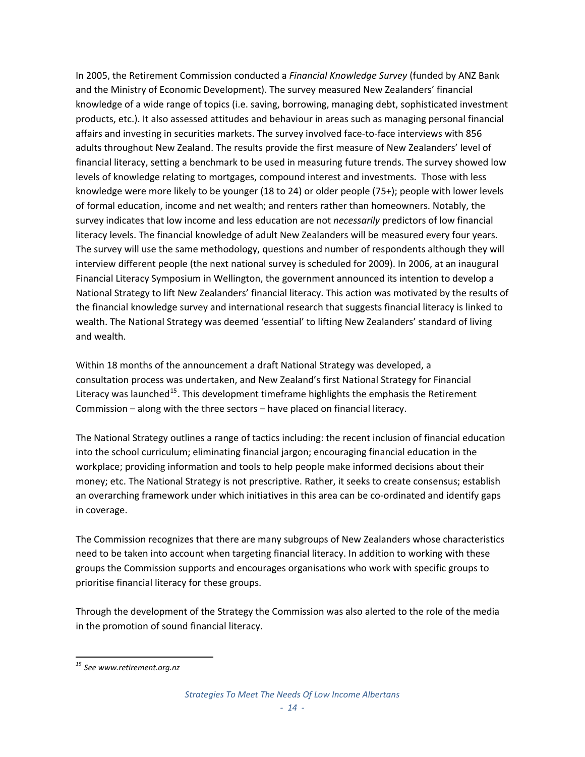In 2005, the Retirement Commission conducted a *Financial Knowledge Survey* (funded by ANZ Bank and the Ministry of Economic Development). The survey measured New Zealanders' financial knowledge of a wide range of topics (i.e. saving, borrowing, managing debt, sophisticated investment products, etc.). It also assessed attitudes and behaviour in areas such as managing personal financial affairs and investing in securities markets. The survey involved face-to-face interviews with 856 adults throughout New Zealand. The results provide the first measure of New Zealanders' level of financial literacy, setting a benchmark to be used in measuring future trends. The survey showed low levels of knowledge relating to mortgages, compound interest and investments. Those with less knowledge were more likely to be younger (18 to 24) or older people (75+); people with lower levels of formal education, income and net wealth; and renters rather than homeowners. Notably, the survey indicates that low income and less education are not *necessarily* predictors of low financial literacy levels. The financial knowledge of adult New Zealanders will be measured every four years. The survey will use the same methodology, questions and number of respondents although they will interview different people (the next national survey is scheduled for 2009). In 2006, at an inaugural Financial Literacy Symposium in Wellington, the government announced its intention to develop a National Strategy to lift New Zealanders' financial literacy. This action was motivated by the results of the financial knowledge survey and international research that suggests financial literacy is linked to wealth. The National Strategy was deemed 'essential' to lifting New Zealanders' standard of living and wealth.

Within 18 months of the announcement a draft National Strategy was developed, a consultation process was undertaken, and New Zealand's first National Strategy for Financial Literacy was launched[15]. This development timeframe highlights the emphasis the Retirement Commission – along with the three sectors – have placed on financial literacy.

The National Strategy outlines a range of tactics including: the recent inclusion of financial education into the school curriculum; eliminating financial jargon; encouraging financial education in the workplace; providing information and tools to help people make informed decisions about their money; etc. The National Strategy is not prescriptive. Rather, it seeks to create consensus; establish an overarching framework under which initiatives in this area can be co-ordinated and identify gaps in coverage.

The Commission recognizes that there are many subgroups of New Zealanders whose characteristics need to be taken into account when targeting financial literacy. In addition to working with these groups the Commission supports and encourages organisations who work with specific groups to prioritise financial literacy for these groups.

Through the development of the Strategy the Commission was also alerted to the role of the media in the promotion of sound financial literacy.

---

[15] *See www.retirement.org.nz*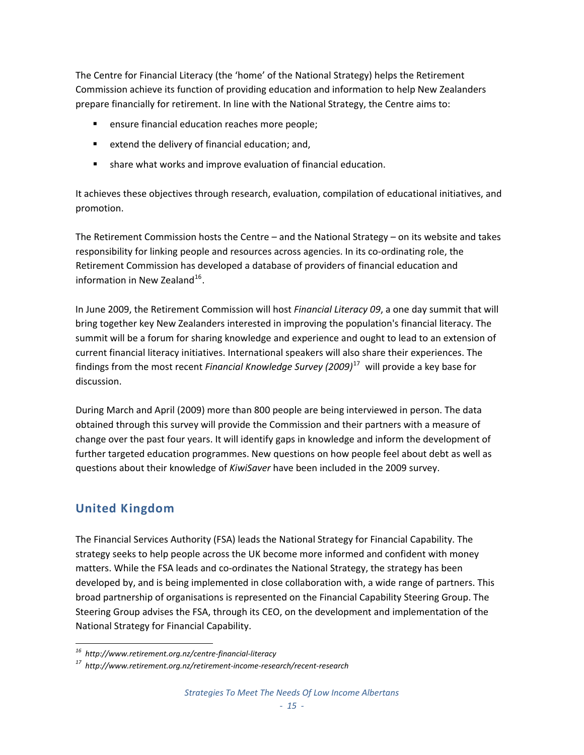The Centre for Financial Literacy (the 'home' of the National Strategy) helps the Retirement Commission achieve its function of providing education and information to help New Zealanders prepare financially for retirement. In line with the National Strategy, the Centre aims to:

- ensure financial education reaches more people;
- extend the delivery of financial education; and,
- share what works and improve evaluation of financial education.

It achieves these objectives through research, evaluation, compilation of educational initiatives, and promotion.

The Retirement Commission hosts the Centre – and the National Strategy – on its website and takes responsibility for linking people and resources across agencies. In its co-ordinating role, the Retirement Commission has developed a database of providers of financial education and information in New Zealand[16].

In June 2009, the Retirement Commission will host *Financial Literacy 09*, a one day summit that will bring together key New Zealanders interested in improving the population's financial literacy. The summit will be a forum for sharing knowledge and experience and ought to lead to an extension of current financial literacy initiatives. International speakers will also share their experiences. The findings from the most recent *Financial Knowledge Survey (2009)*[17] will provide a key base for discussion.

During March and April (2009) more than 800 people are being interviewed in person. The data obtained through this survey will provide the Commission and their partners with a measure of change over the past four years. It will identify gaps in knowledge and inform the development of further targeted education programmes. New questions on how people feel about debt as well as questions about their knowledge of *KiwiSaver* have been included in the 2009 survey.

## United Kingdom

The Financial Services Authority (FSA) leads the National Strategy for Financial Capability. The strategy seeks to help people across the UK become more informed and confident with money matters. While the FSA leads and co-ordinates the National Strategy, the strategy has been developed by, and is being implemented in close collaboration with, a wide range of partners. This broad partnership of organisations is represented on the Financial Capability Steering Group. The Steering Group advises the FSA, through its CEO, on the development and implementation of the National Strategy for Financial Capability.

[16] *http://www.retirement.org.nz/centre-financial-literacy*

[17] *http://www.retirement.org.nz/retirement-income-research/recent-research*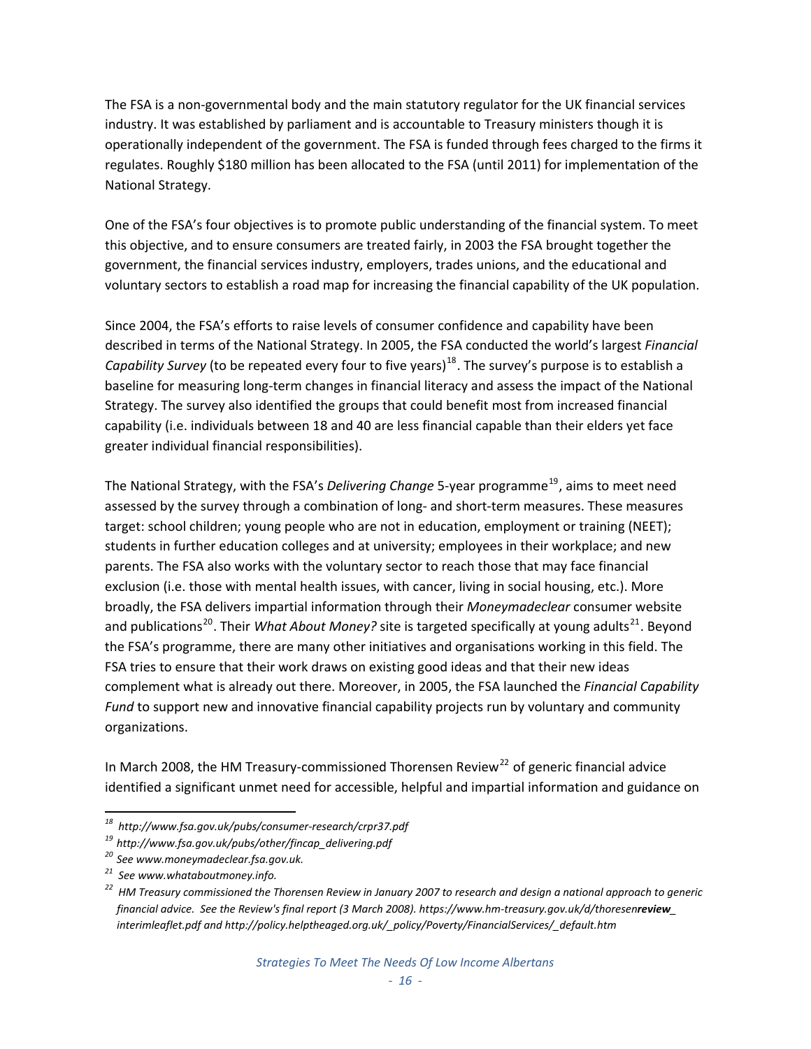The FSA is a non-governmental body and the main statutory regulator for the UK financial services industry. It was established by parliament and is accountable to Treasury ministers though it is operationally independent of the government. The FSA is funded through fees charged to the firms it regulates. Roughly $180 million has been allocated to the FSA (until 2011) for implementation of the National Strategy.

One of the FSA's four objectives is to promote public understanding of the financial system. To meet this objective, and to ensure consumers are treated fairly, in 2003 the FSA brought together the government, the financial services industry, employers, trades unions, and the educational and voluntary sectors to establish a road map for increasing the financial capability of the UK population.

Since 2004, the FSA's efforts to raise levels of consumer confidence and capability have been described in terms of the National Strategy. In 2005, the FSA conducted the world's largest *Financial Capability Survey* (to be repeated every four to five years)[18]. The survey's purpose is to establish a baseline for measuring long-term changes in financial literacy and assess the impact of the National Strategy. The survey also identified the groups that could benefit most from increased financial capability (i.e. individuals between 18 and 40 are less financial capable than their elders yet face greater individual financial responsibilities).

The National Strategy, with the FSA's *Delivering Change* 5-year programme[19], aims to meet need assessed by the survey through a combination of long- and short-term measures. These measures target: school children; young people who are not in education, employment or training (NEET); students in further education colleges and at university; employees in their workplace; and new parents. The FSA also works with the voluntary sector to reach those that may face financial exclusion (i.e. those with mental health issues, with cancer, living in social housing, etc.). More broadly, the FSA delivers impartial information through their *Moneymadeclear* consumer website and publications[20]. Their *What About Money?* site is targeted specifically at young adults[21]. Beyond the FSA's programme, there are many other initiatives and organisations working in this field. The FSA tries to ensure that their work draws on existing good ideas and that their new ideas complement what is already out there. Moreover, in 2005, the FSA launched the *Financial Capability Fund* to support new and innovative financial capability projects run by voluntary and community organizations.

In March 2008, the HM Treasury-commissioned Thorensen Review[22] of generic financial advice identified a significant unmet need for accessible, helpful and impartial information and guidance on

---

[18] *http://www.fsa.gov.uk/pubs/consumer-research/crpr37.pdf*

[19] *http://www.fsa.gov.uk/pubs/other/fincap_delivering.pdf*

[20] *See www.moneymadeclear.fsa.gov.uk.*

[21] *See www.whataboutmoney.info.*

[22] *HM Treasury commissioned the Thorensen Review in January 2007 to research and design a national approach to generic financial advice. See the Review's final report (3 March 2008). https://www.hm-treasury.gov.uk/d/thoresen**review**_interimleaflet.pdf and http://policy.helptheaged.org.uk/_policy/Poverty/FinancialServices/_default.htm*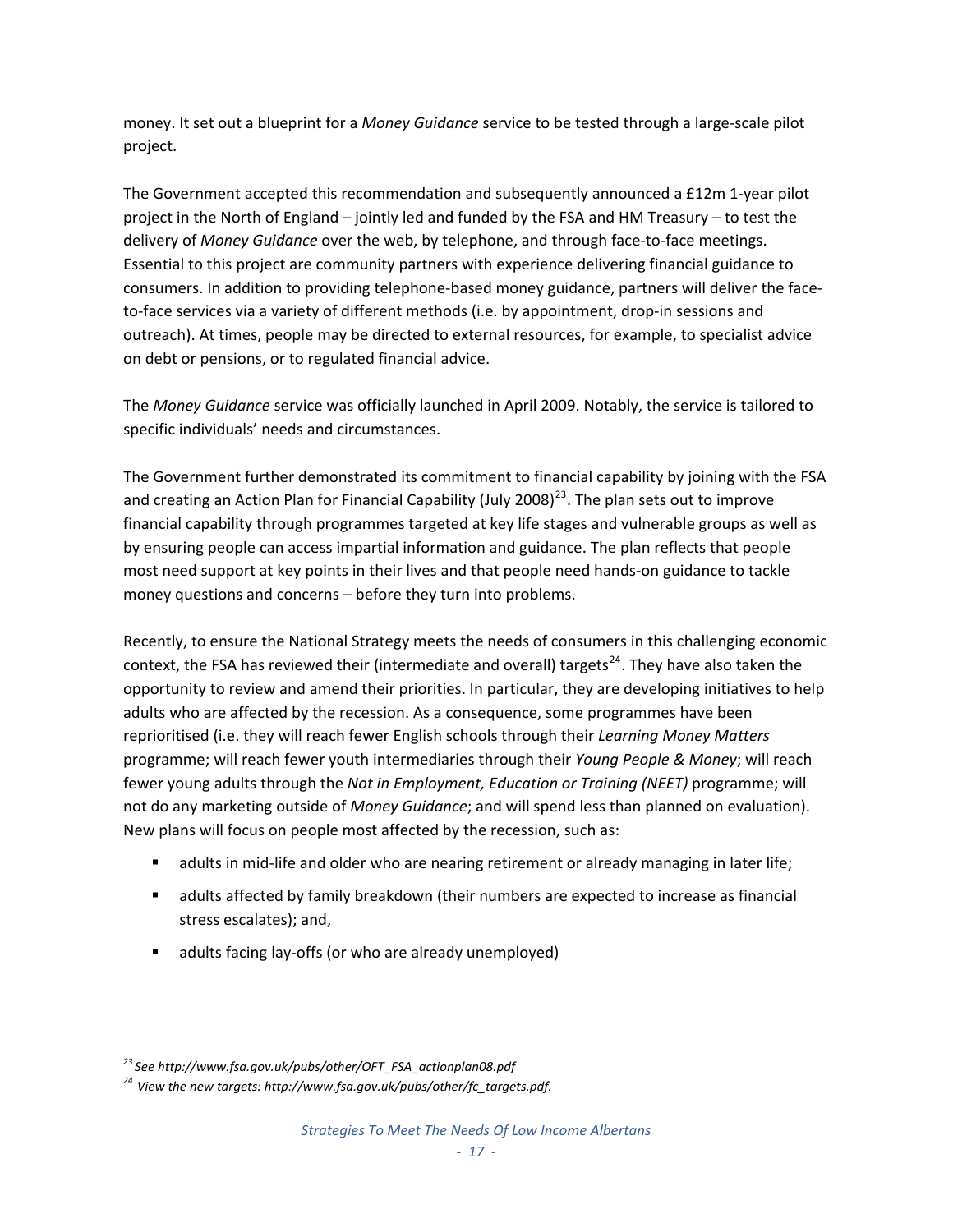money. It set out a blueprint for a *Money Guidance* service to be tested through a large-scale pilot project.

The Government accepted this recommendation and subsequently announced a £12m 1-year pilot project in the North of England – jointly led and funded by the FSA and HM Treasury – to test the delivery of *Money Guidance* over the web, by telephone, and through face-to-face meetings. Essential to this project are community partners with experience delivering financial guidance to consumers. In addition to providing telephone-based money guidance, partners will deliver the face-to-face services via a variety of different methods (i.e. by appointment, drop-in sessions and outreach). At times, people may be directed to external resources, for example, to specialist advice on debt or pensions, or to regulated financial advice.

The *Money Guidance* service was officially launched in April 2009. Notably, the service is tailored to specific individuals' needs and circumstances.

The Government further demonstrated its commitment to financial capability by joining with the FSA and creating an Action Plan for Financial Capability (July 2008)[23]. The plan sets out to improve financial capability through programmes targeted at key life stages and vulnerable groups as well as by ensuring people can access impartial information and guidance. The plan reflects that people most need support at key points in their lives and that people need hands-on guidance to tackle money questions and concerns – before they turn into problems.

Recently, to ensure the National Strategy meets the needs of consumers in this challenging economic context, the FSA has reviewed their (intermediate and overall) targets[24]. They have also taken the opportunity to review and amend their priorities. In particular, they are developing initiatives to help adults who are affected by the recession. As a consequence, some programmes have been reprioritised (i.e. they will reach fewer English schools through their *Learning Money Matters* programme; will reach fewer youth intermediaries through their *Young People & Money*; will reach fewer young adults through the *Not in Employment, Education or Training (NEET)* programme; will not do any marketing outside of *Money Guidance*; and will spend less than planned on evaluation). New plans will focus on people most affected by the recession, such as:

- adults in mid-life and older who are nearing retirement or already managing in later life;
- adults affected by family breakdown (their numbers are expected to increase as financial stress escalates); and,
- adults facing lay-offs (or who are already unemployed)

---

[23] *See http://www.fsa.gov.uk/pubs/other/OFT_FSA_actionplan08.pdf*

[24] *View the new targets: http://www.fsa.gov.uk/pubs/other/fc_targets.pdf.*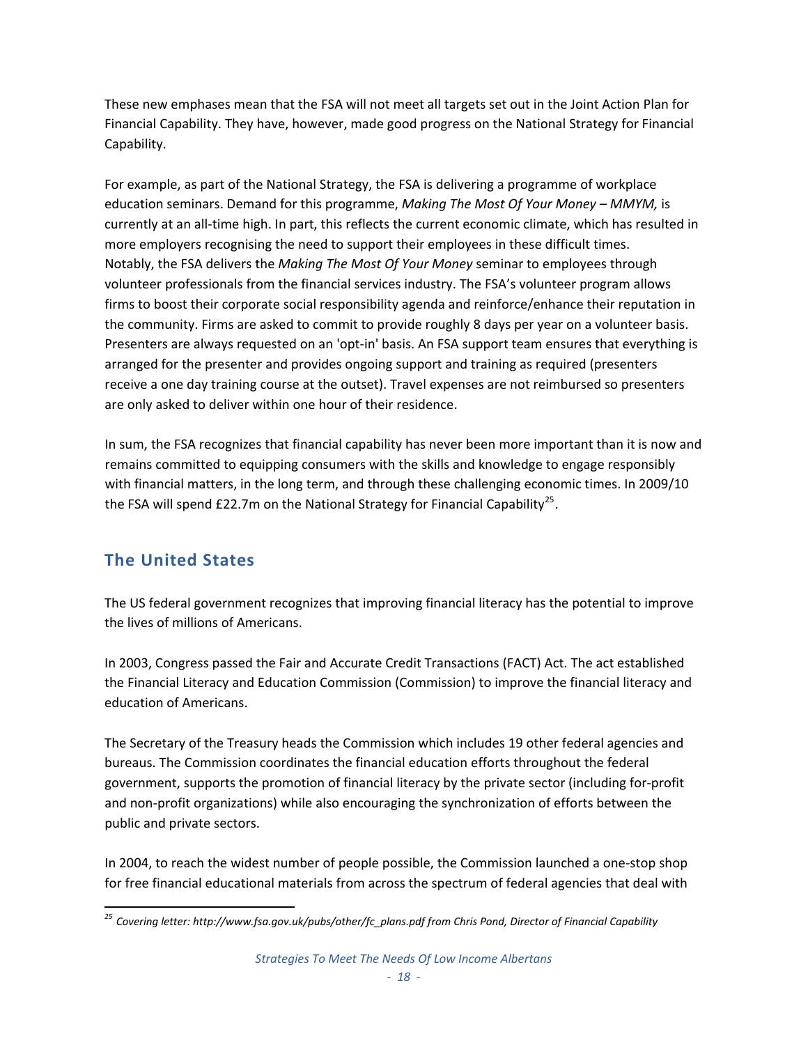These new emphases mean that the FSA will not meet all targets set out in the Joint Action Plan for Financial Capability. They have, however, made good progress on the National Strategy for Financial Capability.

For example, as part of the National Strategy, the FSA is delivering a programme of workplace education seminars. Demand for this programme, *Making The Most Of Your Money – MMYM,* is currently at an all-time high. In part, this reflects the current economic climate, which has resulted in more employers recognising the need to support their employees in these difficult times. Notably, the FSA delivers the *Making The Most Of Your Money* seminar to employees through volunteer professionals from the financial services industry. The FSA's volunteer program allows firms to boost their corporate social responsibility agenda and reinforce/enhance their reputation in the community. Firms are asked to commit to provide roughly 8 days per year on a volunteer basis. Presenters are always requested on an 'opt-in' basis. An FSA support team ensures that everything is arranged for the presenter and provides ongoing support and training as required (presenters receive a one day training course at the outset). Travel expenses are not reimbursed so presenters are only asked to deliver within one hour of their residence.

In sum, the FSA recognizes that financial capability has never been more important than it is now and remains committed to equipping consumers with the skills and knowledge to engage responsibly with financial matters, in the long term, and through these challenging economic times. In 2009/10 the FSA will spend £22.7m on the National Strategy for Financial Capability[25].

## The United States

The US federal government recognizes that improving financial literacy has the potential to improve the lives of millions of Americans.

In 2003, Congress passed the Fair and Accurate Credit Transactions (FACT) Act. The act established the Financial Literacy and Education Commission (Commission) to improve the financial literacy and education of Americans.

The Secretary of the Treasury heads the Commission which includes 19 other federal agencies and bureaus. The Commission coordinates the financial education efforts throughout the federal government, supports the promotion of financial literacy by the private sector (including for-profit and non-profit organizations) while also encouraging the synchronization of efforts between the public and private sectors.

In 2004, to reach the widest number of people possible, the Commission launched a one-stop shop for free financial educational materials from across the spectrum of federal agencies that deal with

---

[25] *Covering letter: http://www.fsa.gov.uk/pubs/other/fc_plans.pdf from Chris Pond, Director of Financial Capability*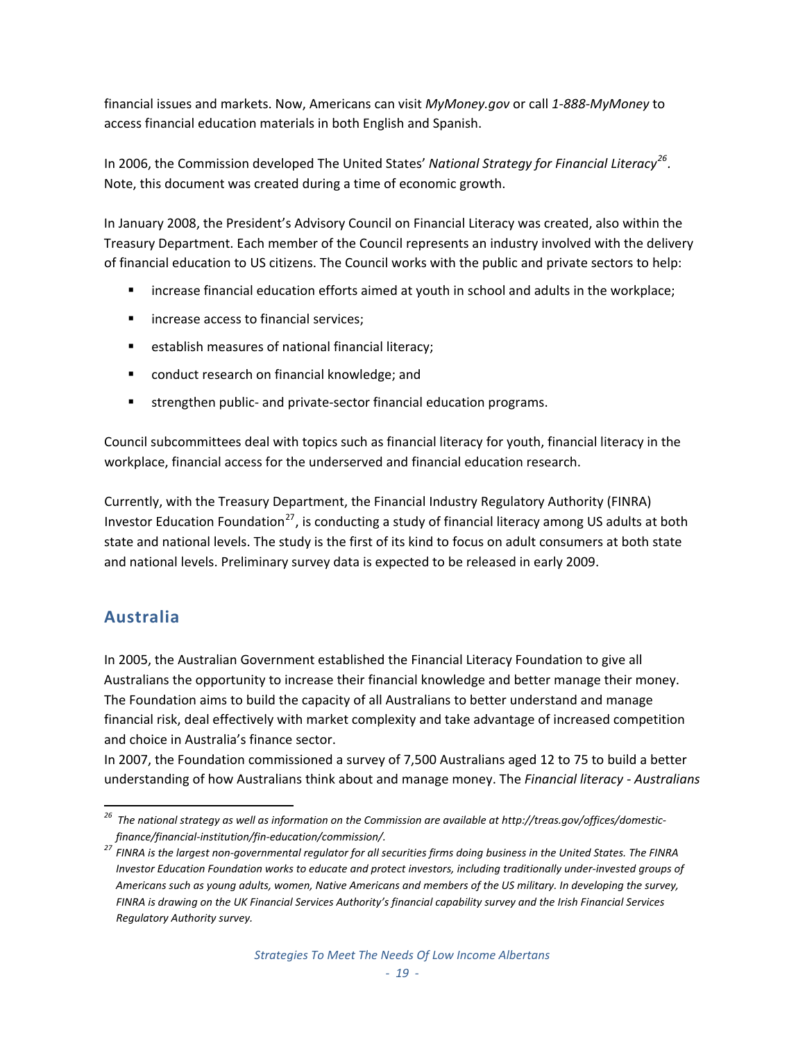financial issues and markets. Now, Americans can visit *MyMoney.gov* or call *1-888-MyMoney* to access financial education materials in both English and Spanish.

In 2006, the Commission developed The United States' *National Strategy for Financial Literacy*[26]. Note, this document was created during a time of economic growth.

In January 2008, the President's Advisory Council on Financial Literacy was created, also within the Treasury Department. Each member of the Council represents an industry involved with the delivery of financial education to US citizens. The Council works with the public and private sectors to help:

- increase financial education efforts aimed at youth in school and adults in the workplace;
- increase access to financial services;
- establish measures of national financial literacy;
- conduct research on financial knowledge; and
- strengthen public- and private-sector financial education programs.

Council subcommittees deal with topics such as financial literacy for youth, financial literacy in the workplace, financial access for the underserved and financial education research.

Currently, with the Treasury Department, the Financial Industry Regulatory Authority (FINRA) Investor Education Foundation[27], is conducting a study of financial literacy among US adults at both state and national levels. The study is the first of its kind to focus on adult consumers at both state and national levels. Preliminary survey data is expected to be released in early 2009.

## Australia

In 2005, the Australian Government established the Financial Literacy Foundation to give all Australians the opportunity to increase their financial knowledge and better manage their money. The Foundation aims to build the capacity of all Australians to better understand and manage financial risk, deal effectively with market complexity and take advantage of increased competition and choice in Australia's finance sector.

In 2007, the Foundation commissioned a survey of 7,500 Australians aged 12 to 75 to build a better understanding of how Australians think about and manage money. The *Financial literacy - Australians*

---

[26] *The national strategy as well as information on the Commission are available at http://treas.gov/offices/domestic-finance/financial-institution/fin-education/commission/.*

[27] *FINRA is the largest non-governmental regulator for all securities firms doing business in the United States. The FINRA Investor Education Foundation works to educate and protect investors, including traditionally under-invested groups of Americans such as young adults, women, Native Americans and members of the US military. In developing the survey, FINRA is drawing on the UK Financial Services Authority's financial capability survey and the Irish Financial Services Regulatory Authority survey.*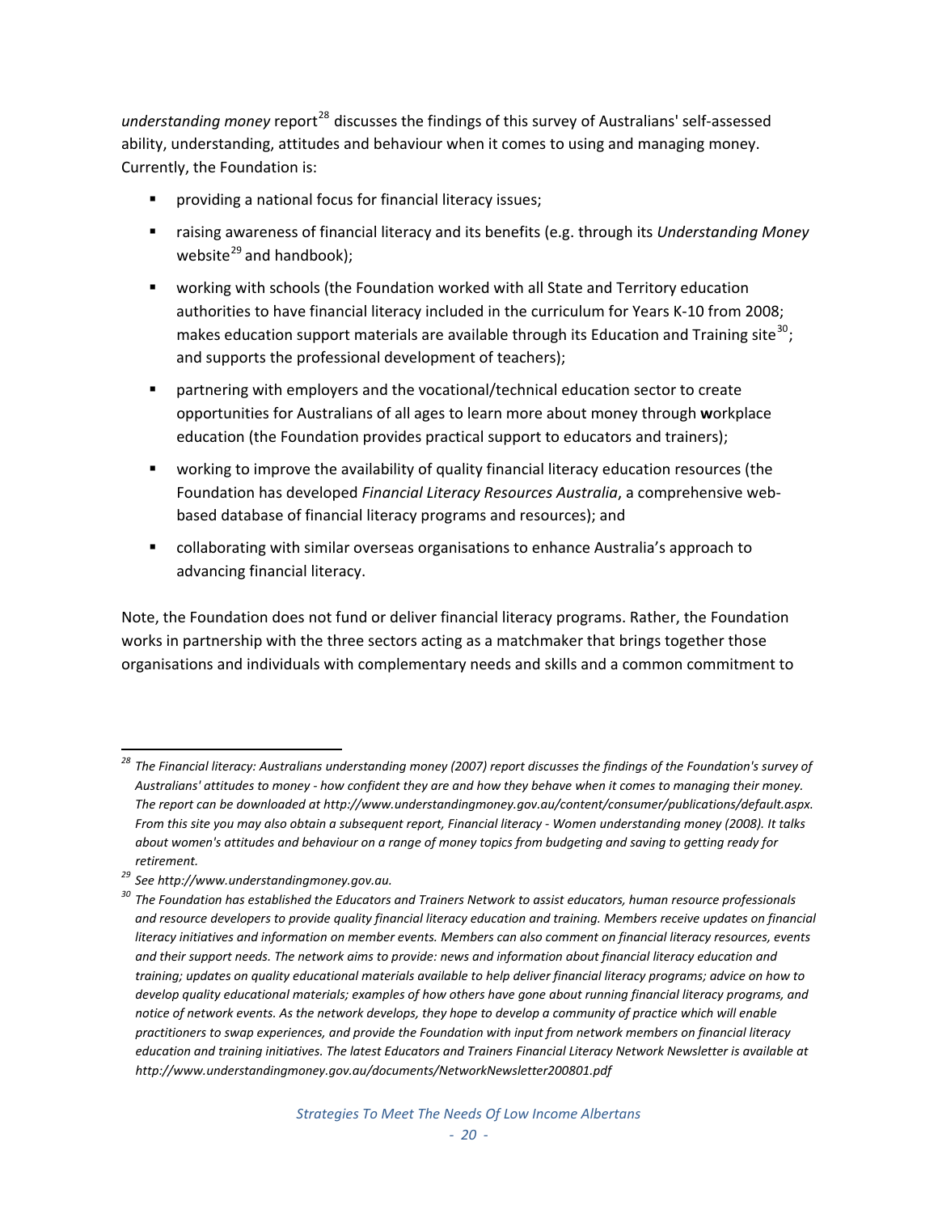*understanding money* report[28] discusses the findings of this survey of Australians' self-assessed ability, understanding, attitudes and behaviour when it comes to using and managing money. Currently, the Foundation is:

- providing a national focus for financial literacy issues;
- raising awareness of financial literacy and its benefits (e.g. through its *Understanding Money* website[29] and handbook);
- working with schools (the Foundation worked with all State and Territory education authorities to have financial literacy included in the curriculum for Years K-10 from 2008; makes education support materials are available through its Education and Training site[30]; and supports the professional development of teachers);
- partnering with employers and the vocational/technical education sector to create opportunities for Australians of all ages to learn more about money through **w**orkplace education (the Foundation provides practical support to educators and trainers);
- working to improve the availability of quality financial literacy education resources (the Foundation has developed *Financial Literacy Resources Australia*, a comprehensive web-based database of financial literacy programs and resources); and
- collaborating with similar overseas organisations to enhance Australia's approach to advancing financial literacy.

Note, the Foundation does not fund or deliver financial literacy programs. Rather, the Foundation works in partnership with the three sectors acting as a matchmaker that brings together those organisations and individuals with complementary needs and skills and a common commitment to

---

[28] *The Financial literacy: Australians understanding money (2007) report discusses the findings of the Foundation's survey of Australians' attitudes to money - how confident they are and how they behave when it comes to managing their money. The report can be downloaded at http://www.understandingmoney.gov.au/content/consumer/publications/default.aspx. From this site you may also obtain a subsequent report, Financial literacy - Women understanding money (2008). It talks about women's attitudes and behaviour on a range of money topics from budgeting and saving to getting ready for retirement.*

[29] *See http://www.understandingmoney.gov.au.*

[30] *The Foundation has established the Educators and Trainers Network to assist educators, human resource professionals and resource developers to provide quality financial literacy education and training. Members receive updates on financial literacy initiatives and information on member events. Members can also comment on financial literacy resources, events and their support needs. The network aims to provide: news and information about financial literacy education and training; updates on quality educational materials available to help deliver financial literacy programs; advice on how to develop quality educational materials; examples of how others have gone about running financial literacy programs, and notice of network events. As the network develops, they hope to develop a community of practice which will enable practitioners to swap experiences, and provide the Foundation with input from network members on financial literacy education and training initiatives. The latest Educators and Trainers Financial Literacy Network Newsletter is available at http://www.understandingmoney.gov.au/documents/NetworkNewsletter200801.pdf*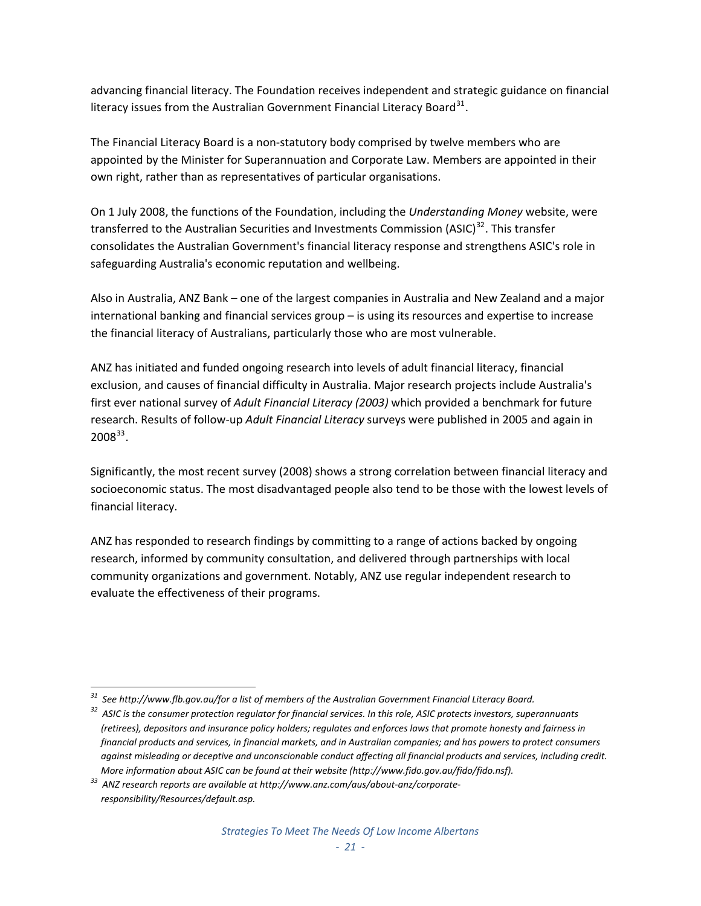advancing financial literacy. The Foundation receives independent and strategic guidance on financial literacy issues from the Australian Government Financial Literacy Board[31].

The Financial Literacy Board is a non-statutory body comprised by twelve members who are appointed by the Minister for Superannuation and Corporate Law. Members are appointed in their own right, rather than as representatives of particular organisations.

On 1 July 2008, the functions of the Foundation, including the *Understanding Money* website, were transferred to the Australian Securities and Investments Commission (ASIC)[32]. This transfer consolidates the Australian Government's financial literacy response and strengthens ASIC's role in safeguarding Australia's economic reputation and wellbeing.

Also in Australia, ANZ Bank – one of the largest companies in Australia and New Zealand and a major international banking and financial services group – is using its resources and expertise to increase the financial literacy of Australians, particularly those who are most vulnerable.

ANZ has initiated and funded ongoing research into levels of adult financial literacy, financial exclusion, and causes of financial difficulty in Australia. Major research projects include Australia's first ever national survey of *Adult Financial Literacy (2003)* which provided a benchmark for future research. Results of follow-up *Adult Financial Literacy* surveys were published in 2005 and again in 2008[33].

Significantly, the most recent survey (2008) shows a strong correlation between financial literacy and socioeconomic status. The most disadvantaged people also tend to be those with the lowest levels of financial literacy.

ANZ has responded to research findings by committing to a range of actions backed by ongoing research, informed by community consultation, and delivered through partnerships with local community organizations and government. Notably, ANZ use regular independent research to evaluate the effectiveness of their programs.

---

[31] *See http://www.flb.gov.au/for a list of members of the Australian Government Financial Literacy Board.*

[32] *ASIC is the consumer protection regulator for financial services. In this role, ASIC protects investors, superannuants (retirees), depositors and insurance policy holders; regulates and enforces laws that promote honesty and fairness in financial products and services, in financial markets, and in Australian companies; and has powers to protect consumers against misleading or deceptive and unconscionable conduct affecting all financial products and services, including credit. More information about ASIC can be found at their website (http://www.fido.gov.au/fido/fido.nsf).*

[33] *ANZ research reports are available at http://www.anz.com/aus/about-anz/corporate-responsibility/Resources/default.asp.*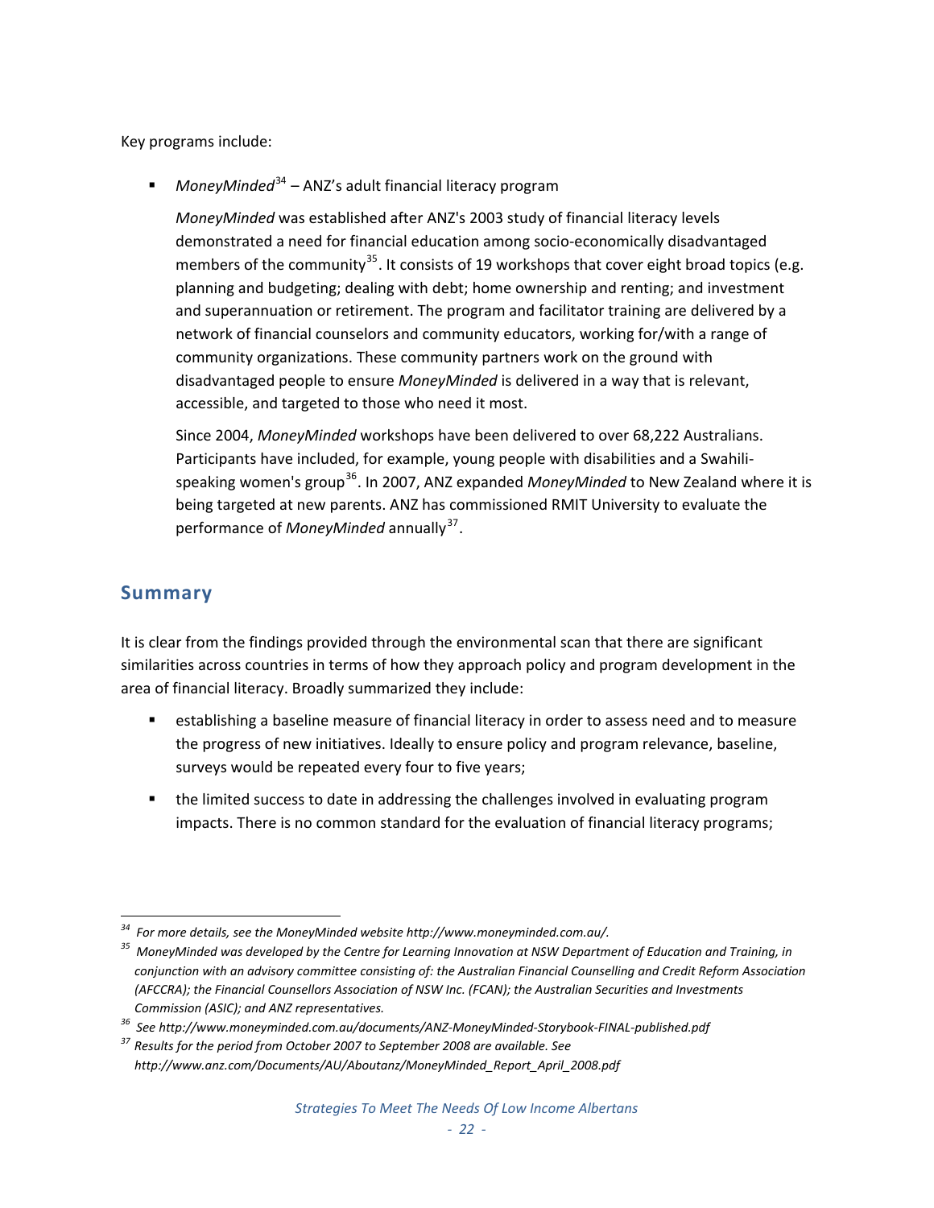Key programs include:

- *MoneyMinded*[34] – ANZ's adult financial literacy program

  *MoneyMinded* was established after ANZ's 2003 study of financial literacy levels demonstrated a need for financial education among socio-economically disadvantaged members of the community[35]. It consists of 19 workshops that cover eight broad topics (e.g. planning and budgeting; dealing with debt; home ownership and renting; and investment and superannuation or retirement. The program and facilitator training are delivered by a network of financial counselors and community educators, working for/with a range of community organizations. These community partners work on the ground with disadvantaged people to ensure *MoneyMinded* is delivered in a way that is relevant, accessible, and targeted to those who need it most.

  Since 2004, *MoneyMinded* workshops have been delivered to over 68,222 Australians. Participants have included, for example, young people with disabilities and a Swahili-speaking women's group[36]. In 2007, ANZ expanded *MoneyMinded* to New Zealand where it is being targeted at new parents. ANZ has commissioned RMIT University to evaluate the performance of *MoneyMinded* annually[37].

## Summary

It is clear from the findings provided through the environmental scan that there are significant similarities across countries in terms of how they approach policy and program development in the area of financial literacy. Broadly summarized they include:

- establishing a baseline measure of financial literacy in order to assess need and to measure the progress of new initiatives. Ideally to ensure policy and program relevance, baseline, surveys would be repeated every four to five years;
- the limited success to date in addressing the challenges involved in evaluating program impacts. There is no common standard for the evaluation of financial literacy programs;

---

[34] *For more details, see the MoneyMinded website http://www.moneyminded.com.au/.*

[35] *MoneyMinded was developed by the Centre for Learning Innovation at NSW Department of Education and Training, in conjunction with an advisory committee consisting of: the Australian Financial Counselling and Credit Reform Association (AFCCRA); the Financial Counsellors Association of NSW Inc. (FCAN); the Australian Securities and Investments Commission (ASIC); and ANZ representatives.*

[36] *See http://www.moneyminded.com.au/documents/ANZ-MoneyMinded-Storybook-FINAL-published.pdf*

[37] *Results for the period from October 2007 to September 2008 are available. See http://www.anz.com/Documents/AU/Aboutanz/MoneyMinded_Report_April_2008.pdf*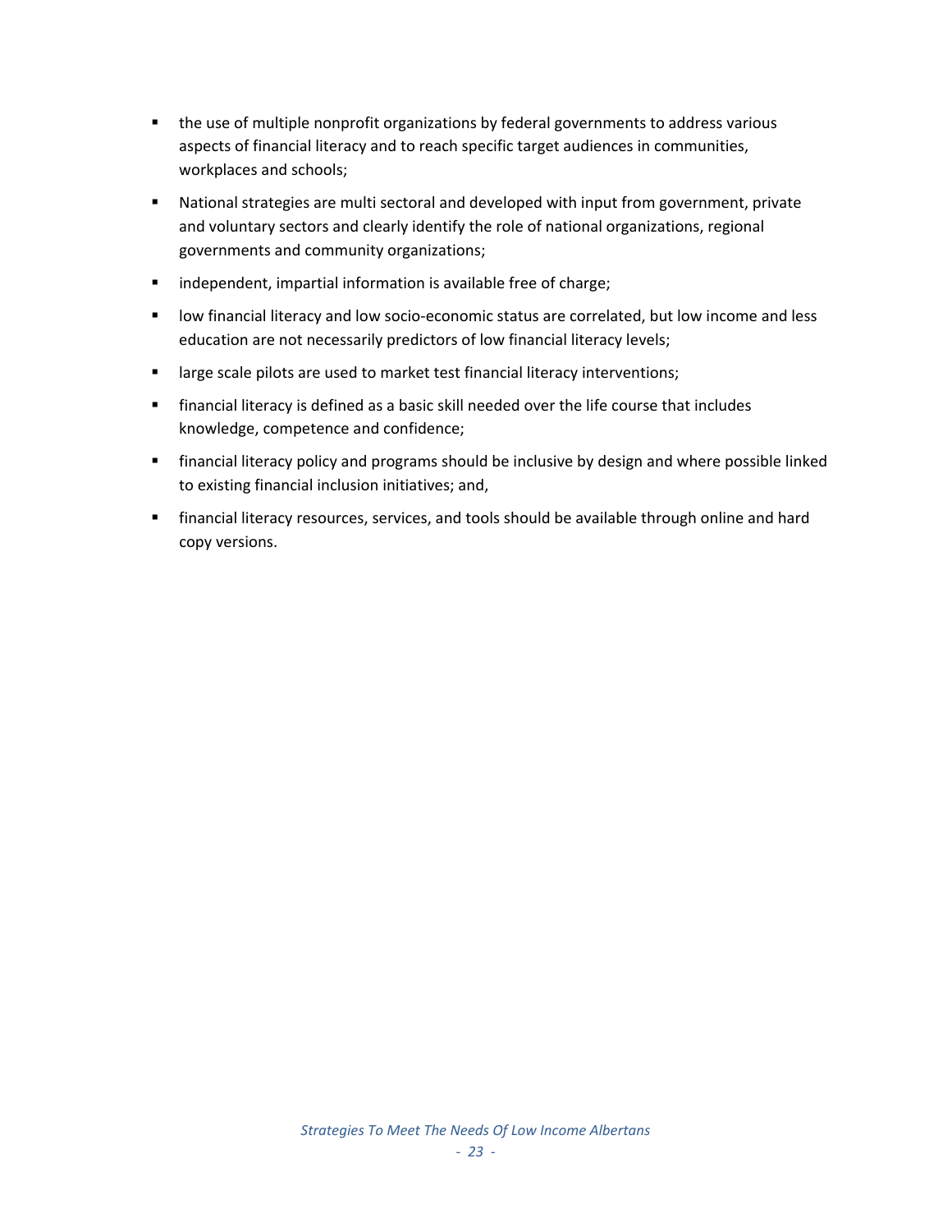- the use of multiple nonprofit organizations by federal governments to address various aspects of financial literacy and to reach specific target audiences in communities, workplaces and schools;
- National strategies are multi sectoral and developed with input from government, private and voluntary sectors and clearly identify the role of national organizations, regional governments and community organizations;
- independent, impartial information is available free of charge;
- low financial literacy and low socio-economic status are correlated, but low income and less education are not necessarily predictors of low financial literacy levels;
- large scale pilots are used to market test financial literacy interventions;
- financial literacy is defined as a basic skill needed over the life course that includes knowledge, competence and confidence;
- financial literacy policy and programs should be inclusive by design and where possible linked to existing financial inclusion initiatives; and,
- financial literacy resources, services, and tools should be available through online and hard copy versions.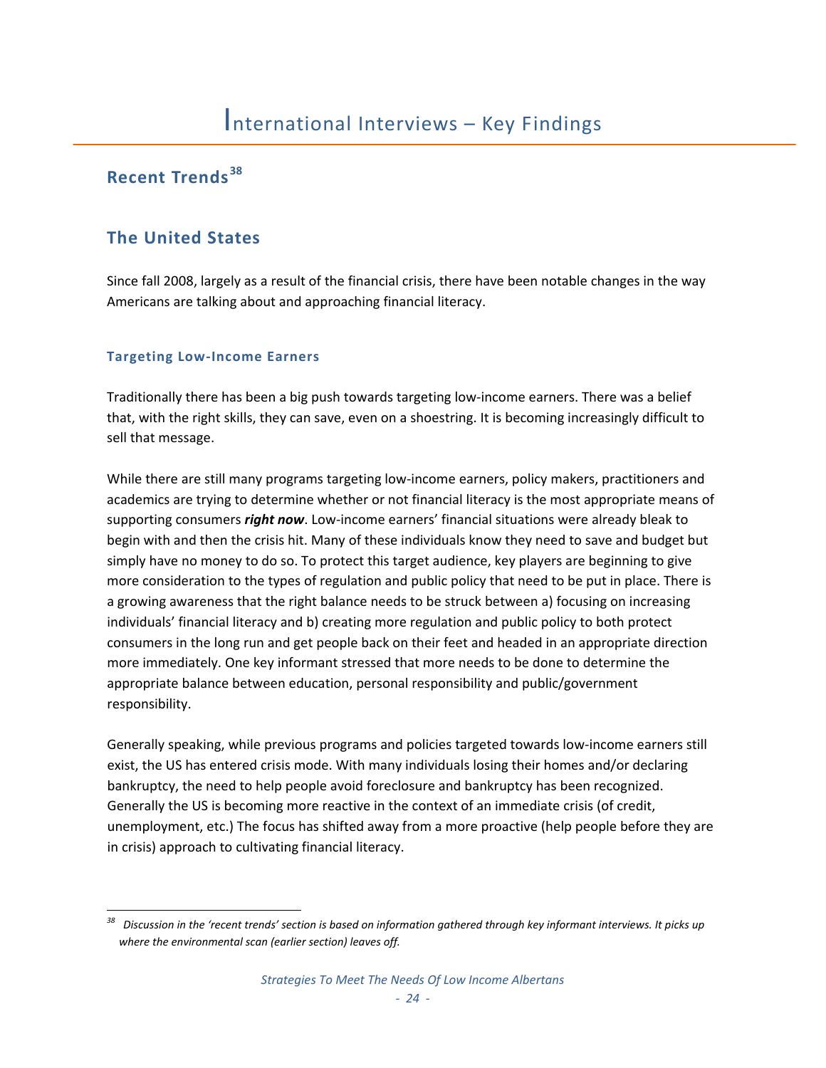# International Interviews – Key Findings

## Recent Trends[38]

## The United States

Since fall 2008, largely as a result of the financial crisis, there have been notable changes in the way Americans are talking about and approaching financial literacy.

### Targeting Low-Income Earners

Traditionally there has been a big push towards targeting low-income earners. There was a belief that, with the right skills, they can save, even on a shoestring. It is becoming increasingly difficult to sell that message.

While there are still many programs targeting low-income earners, policy makers, practitioners and academics are trying to determine whether or not financial literacy is the most appropriate means of supporting consumers ***right now***. Low-income earners' financial situations were already bleak to begin with and then the crisis hit. Many of these individuals know they need to save and budget but simply have no money to do so. To protect this target audience, key players are beginning to give more consideration to the types of regulation and public policy that need to be put in place. There is a growing awareness that the right balance needs to be struck between a) focusing on increasing individuals' financial literacy and b) creating more regulation and public policy to both protect consumers in the long run and get people back on their feet and headed in an appropriate direction more immediately. One key informant stressed that more needs to be done to determine the appropriate balance between education, personal responsibility and public/government responsibility.

Generally speaking, while previous programs and policies targeted towards low-income earners still exist, the US has entered crisis mode. With many individuals losing their homes and/or declaring bankruptcy, the need to help people avoid foreclosure and bankruptcy has been recognized. Generally the US is becoming more reactive in the context of an immediate crisis (of credit, unemployment, etc.) The focus has shifted away from a more proactive (help people before they are in crisis) approach to cultivating financial literacy.

---

[38] *Discussion in the 'recent trends' section is based on information gathered through key informant interviews. It picks up where the environmental scan (earlier section) leaves off.*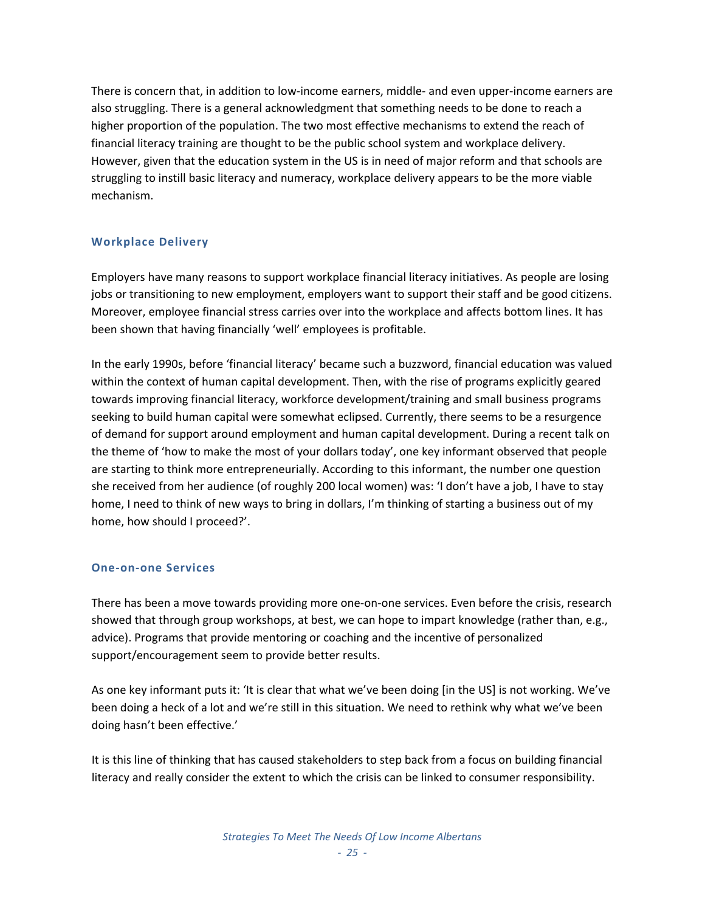There is concern that, in addition to low-income earners, middle- and even upper-income earners are also struggling. There is a general acknowledgment that something needs to be done to reach a higher proportion of the population. The two most effective mechanisms to extend the reach of financial literacy training are thought to be the public school system and workplace delivery. However, given that the education system in the US is in need of major reform and that schools are struggling to instill basic literacy and numeracy, workplace delivery appears to be the more viable mechanism.

### Workplace Delivery

Employers have many reasons to support workplace financial literacy initiatives. As people are losing jobs or transitioning to new employment, employers want to support their staff and be good citizens. Moreover, employee financial stress carries over into the workplace and affects bottom lines. It has been shown that having financially 'well' employees is profitable.

In the early 1990s, before 'financial literacy' became such a buzzword, financial education was valued within the context of human capital development. Then, with the rise of programs explicitly geared towards improving financial literacy, workforce development/training and small business programs seeking to build human capital were somewhat eclipsed. Currently, there seems to be a resurgence of demand for support around employment and human capital development. During a recent talk on the theme of 'how to make the most of your dollars today', one key informant observed that people are starting to think more entrepreneurially. According to this informant, the number one question she received from her audience (of roughly 200 local women) was: 'I don't have a job, I have to stay home, I need to think of new ways to bring in dollars, I'm thinking of starting a business out of my home, how should I proceed?'.

### One-on-one Services

There has been a move towards providing more one-on-one services. Even before the crisis, research showed that through group workshops, at best, we can hope to impart knowledge (rather than, e.g., advice). Programs that provide mentoring or coaching and the incentive of personalized support/encouragement seem to provide better results.

As one key informant puts it: 'It is clear that what we've been doing [in the US] is not working. We've been doing a heck of a lot and we're still in this situation. We need to rethink why what we've been doing hasn't been effective.'

It is this line of thinking that has caused stakeholders to step back from a focus on building financial literacy and really consider the extent to which the crisis can be linked to consumer responsibility.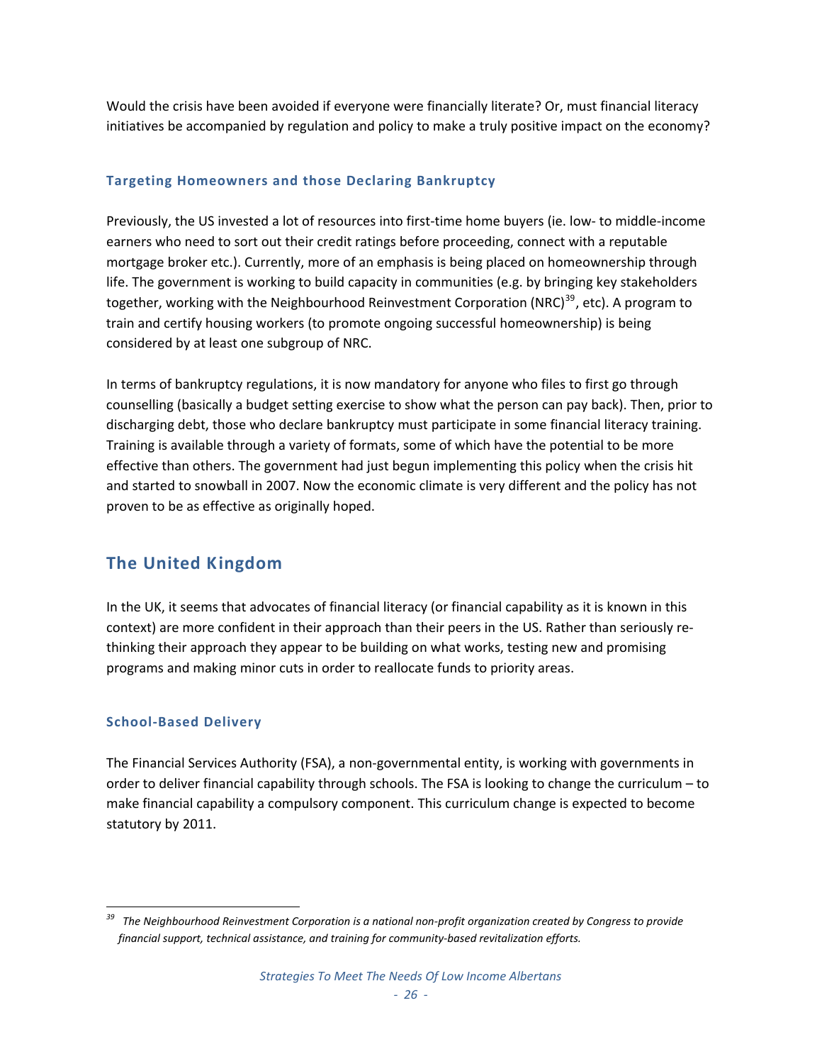Would the crisis have been avoided if everyone were financially literate? Or, must financial literacy initiatives be accompanied by regulation and policy to make a truly positive impact on the economy?

### Targeting Homeowners and those Declaring Bankruptcy

Previously, the US invested a lot of resources into first-time home buyers (ie. low- to middle-income earners who need to sort out their credit ratings before proceeding, connect with a reputable mortgage broker etc.). Currently, more of an emphasis is being placed on homeownership through life. The government is working to build capacity in communities (e.g. by bringing key stakeholders together, working with the Neighbourhood Reinvestment Corporation (NRC)[39], etc). A program to train and certify housing workers (to promote ongoing successful homeownership) is being considered by at least one subgroup of NRC.

In terms of bankruptcy regulations, it is now mandatory for anyone who files to first go through counselling (basically a budget setting exercise to show what the person can pay back). Then, prior to discharging debt, those who declare bankruptcy must participate in some financial literacy training. Training is available through a variety of formats, some of which have the potential to be more effective than others. The government had just begun implementing this policy when the crisis hit and started to snowball in 2007. Now the economic climate is very different and the policy has not proven to be as effective as originally hoped.

## The United Kingdom

In the UK, it seems that advocates of financial literacy (or financial capability as it is known in this context) are more confident in their approach than their peers in the US. Rather than seriously re-thinking their approach they appear to be building on what works, testing new and promising programs and making minor cuts in order to reallocate funds to priority areas.

### School-Based Delivery

The Financial Services Authority (FSA), a non-governmental entity, is working with governments in order to deliver financial capability through schools. The FSA is looking to change the curriculum – to make financial capability a compulsory component. This curriculum change is expected to become statutory by 2011.

---

[39] *The Neighbourhood Reinvestment Corporation is a national non-profit organization created by Congress to provide financial support, technical assistance, and training for community-based revitalization efforts.*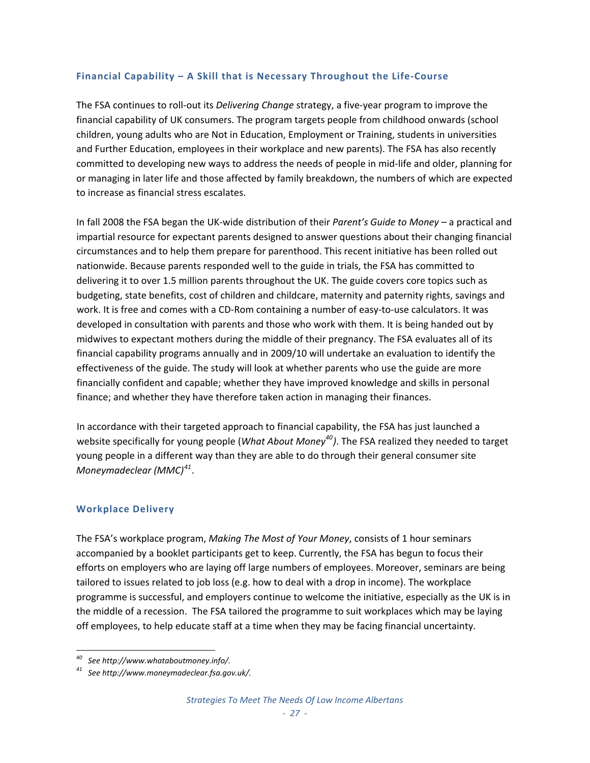### Financial Capability – A Skill that is Necessary Throughout the Life-Course

The FSA continues to roll-out its *Delivering Change* strategy, a five-year program to improve the financial capability of UK consumers. The program targets people from childhood onwards (school children, young adults who are Not in Education, Employment or Training, students in universities and Further Education, employees in their workplace and new parents). The FSA has also recently committed to developing new ways to address the needs of people in mid-life and older, planning for or managing in later life and those affected by family breakdown, the numbers of which are expected to increase as financial stress escalates.

In fall 2008 the FSA began the UK-wide distribution of their *Parent's Guide to Money* – a practical and impartial resource for expectant parents designed to answer questions about their changing financial circumstances and to help them prepare for parenthood. This recent initiative has been rolled out nationwide. Because parents responded well to the guide in trials, the FSA has committed to delivering it to over 1.5 million parents throughout the UK. The guide covers core topics such as budgeting, state benefits, cost of children and childcare, maternity and paternity rights, savings and work. It is free and comes with a CD-Rom containing a number of easy-to-use calculators. It was developed in consultation with parents and those who work with them. It is being handed out by midwives to expectant mothers during the middle of their pregnancy. The FSA evaluates all of its financial capability programs annually and in 2009/10 will undertake an evaluation to identify the effectiveness of the guide. The study will look at whether parents who use the guide are more financially confident and capable; whether they have improved knowledge and skills in personal finance; and whether they have therefore taken action in managing their finances.

In accordance with their targeted approach to financial capability, the FSA has just launched a website specifically for young people (*What About Money*[40]). The FSA realized they needed to target young people in a different way than they are able to do through their general consumer site *Moneymadeclear (MMC)*[41].

### Workplace Delivery

The FSA's workplace program, *Making The Most of Your Money*, consists of 1 hour seminars accompanied by a booklet participants get to keep. Currently, the FSA has begun to focus their efforts on employers who are laying off large numbers of employees. Moreover, seminars are being tailored to issues related to job loss (e.g. how to deal with a drop in income). The workplace programme is successful, and employers continue to welcome the initiative, especially as the UK is in the middle of a recession. The FSA tailored the programme to suit workplaces which may be laying off employees, to help educate staff at a time when they may be facing financial uncertainty.

---

[40] *See http://www.whataboutmoney.info/.*

[41] *See http://www.moneymadeclear.fsa.gov.uk/.*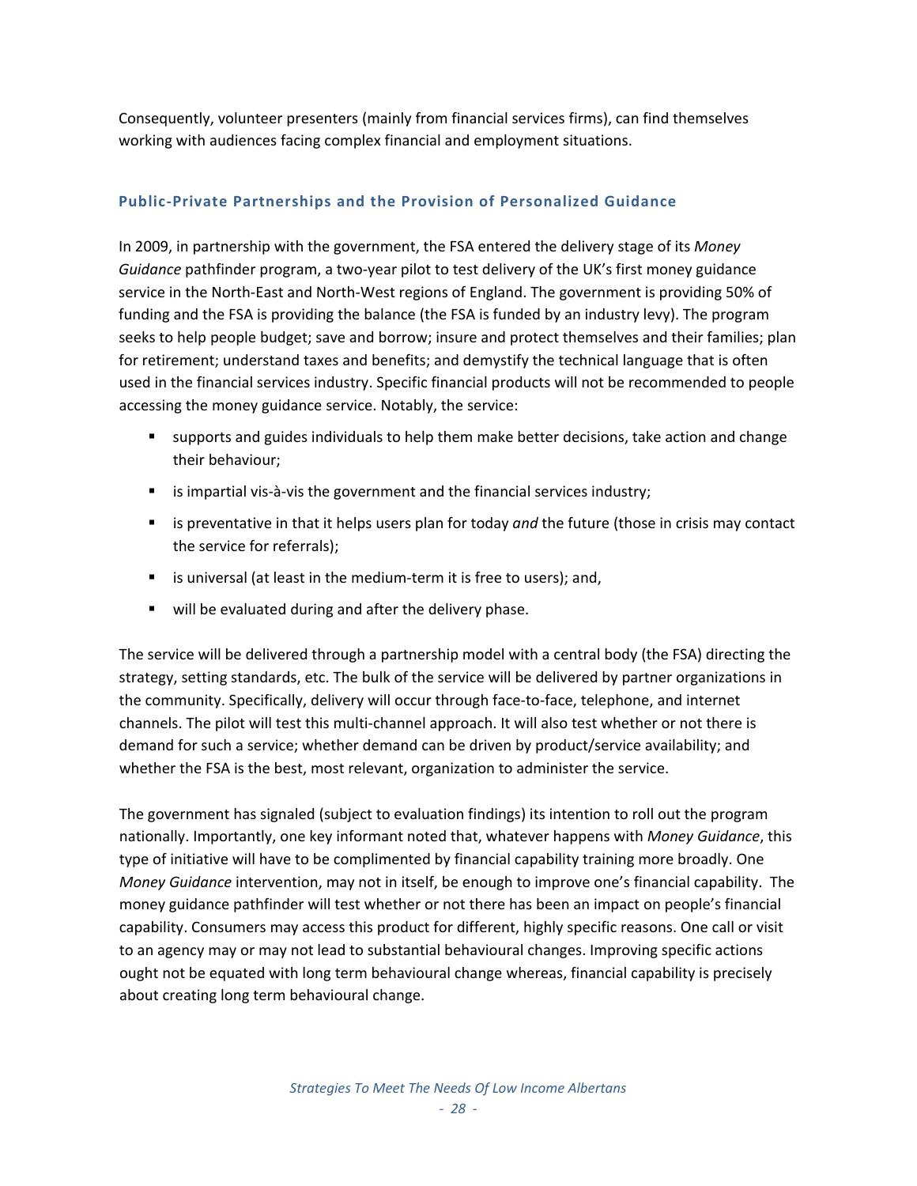Consequently, volunteer presenters (mainly from financial services firms), can find themselves working with audiences facing complex financial and employment situations.

### Public-Private Partnerships and the Provision of Personalized Guidance

In 2009, in partnership with the government, the FSA entered the delivery stage of its *Money Guidance* pathfinder program, a two-year pilot to test delivery of the UK's first money guidance service in the North-East and North-West regions of England. The government is providing 50% of funding and the FSA is providing the balance (the FSA is funded by an industry levy). The program seeks to help people budget; save and borrow; insure and protect themselves and their families; plan for retirement; understand taxes and benefits; and demystify the technical language that is often used in the financial services industry. Specific financial products will not be recommended to people accessing the money guidance service. Notably, the service:

- supports and guides individuals to help them make better decisions, take action and change their behaviour;
- is impartial vis-à-vis the government and the financial services industry;
- is preventative in that it helps users plan for today *and* the future (those in crisis may contact the service for referrals);
- is universal (at least in the medium-term it is free to users); and,
- will be evaluated during and after the delivery phase.

The service will be delivered through a partnership model with a central body (the FSA) directing the strategy, setting standards, etc. The bulk of the service will be delivered by partner organizations in the community. Specifically, delivery will occur through face-to-face, telephone, and internet channels. The pilot will test this multi-channel approach. It will also test whether or not there is demand for such a service; whether demand can be driven by product/service availability; and whether the FSA is the best, most relevant, organization to administer the service.

The government has signaled (subject to evaluation findings) its intention to roll out the program nationally. Importantly, one key informant noted that, whatever happens with *Money Guidance*, this type of initiative will have to be complimented by financial capability training more broadly. One *Money Guidance* intervention, may not in itself, be enough to improve one's financial capability. The money guidance pathfinder will test whether or not there has been an impact on people's financial capability. Consumers may access this product for different, highly specific reasons. One call or visit to an agency may or may not lead to substantial behavioural changes. Improving specific actions ought not be equated with long term behavioural change whereas, financial capability is precisely about creating long term behavioural change.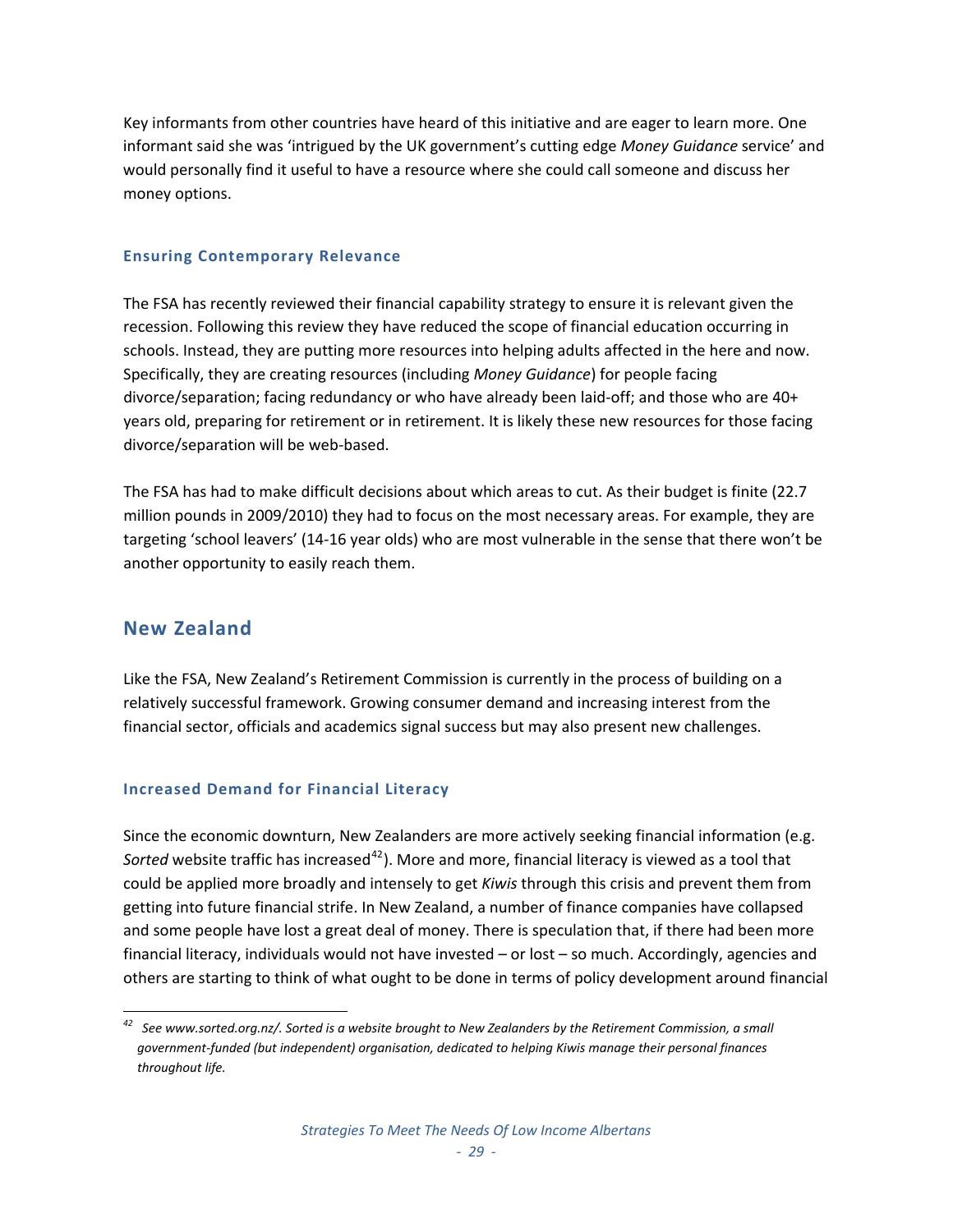Key informants from other countries have heard of this initiative and are eager to learn more. One informant said she was 'intrigued by the UK government's cutting edge *Money Guidance* service' and would personally find it useful to have a resource where she could call someone and discuss her money options.

### Ensuring Contemporary Relevance

The FSA has recently reviewed their financial capability strategy to ensure it is relevant given the recession. Following this review they have reduced the scope of financial education occurring in schools. Instead, they are putting more resources into helping adults affected in the here and now. Specifically, they are creating resources (including *Money Guidance*) for people facing divorce/separation; facing redundancy or who have already been laid-off; and those who are 40+ years old, preparing for retirement or in retirement. It is likely these new resources for those facing divorce/separation will be web-based.

The FSA has had to make difficult decisions about which areas to cut. As their budget is finite (22.7 million pounds in 2009/2010) they had to focus on the most necessary areas. For example, they are targeting 'school leavers' (14-16 year olds) who are most vulnerable in the sense that there won't be another opportunity to easily reach them.

## New Zealand

Like the FSA, New Zealand's Retirement Commission is currently in the process of building on a relatively successful framework. Growing consumer demand and increasing interest from the financial sector, officials and academics signal success but may also present new challenges.

### Increased Demand for Financial Literacy

Since the economic downturn, New Zealanders are more actively seeking financial information (e.g. *Sorted* website traffic has increased[42]). More and more, financial literacy is viewed as a tool that could be applied more broadly and intensely to get *Kiwis* through this crisis and prevent them from getting into future financial strife. In New Zealand, a number of finance companies have collapsed and some people have lost a great deal of money. There is speculation that, if there had been more financial literacy, individuals would not have invested – or lost – so much. Accordingly, agencies and others are starting to think of what ought to be done in terms of policy development around financial

[42] *See www.sorted.org.nz/. Sorted is a website brought to New Zealanders by the Retirement Commission, a small government-funded (but independent) organisation, dedicated to helping Kiwis manage their personal finances throughout life.*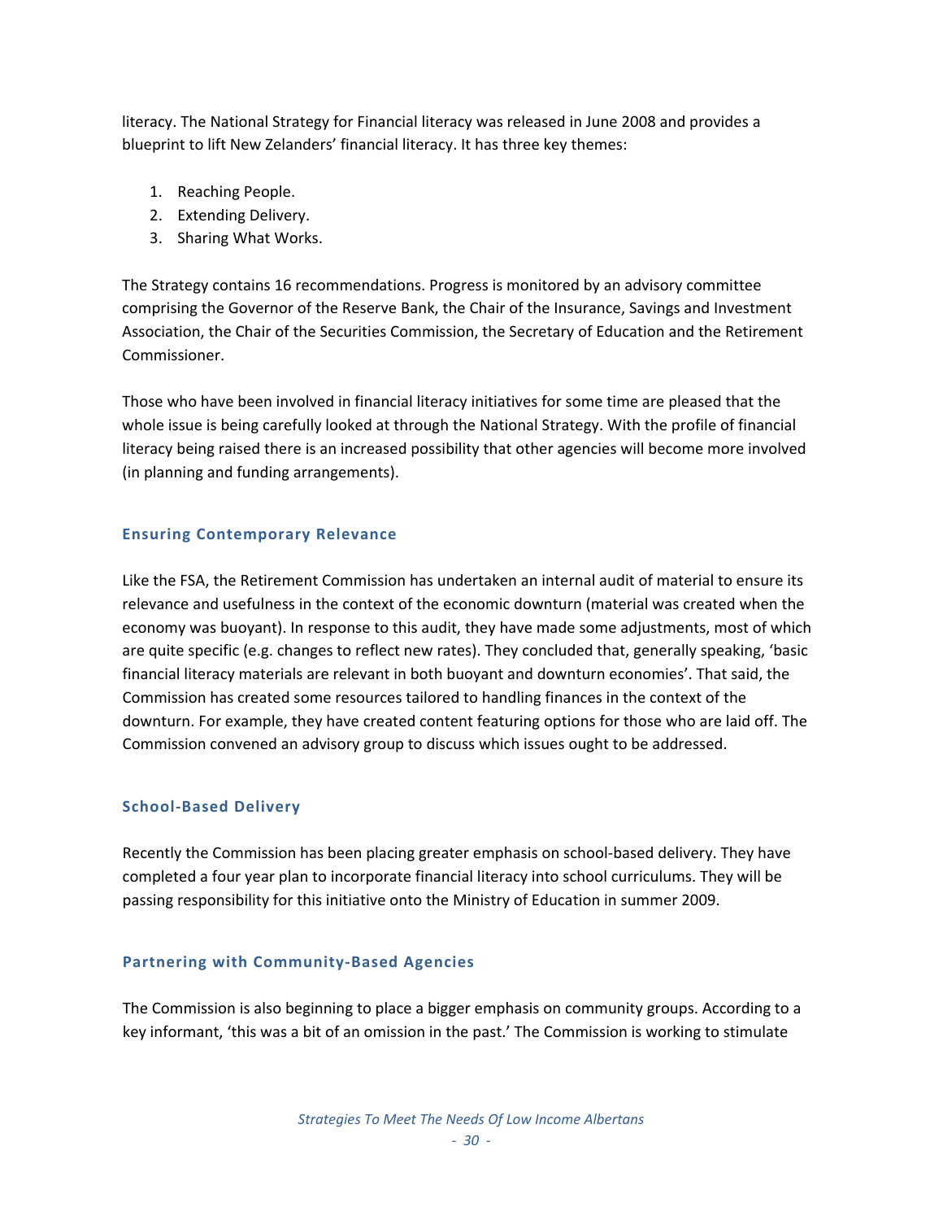literacy. The National Strategy for Financial literacy was released in June 2008 and provides a blueprint to lift New Zelanders' financial literacy. It has three key themes:

1. Reaching People.
2. Extending Delivery.
3. Sharing What Works.

The Strategy contains 16 recommendations. Progress is monitored by an advisory committee comprising the Governor of the Reserve Bank, the Chair of the Insurance, Savings and Investment Association, the Chair of the Securities Commission, the Secretary of Education and the Retirement Commissioner.

Those who have been involved in financial literacy initiatives for some time are pleased that the whole issue is being carefully looked at through the National Strategy. With the profile of financial literacy being raised there is an increased possibility that other agencies will become more involved (in planning and funding arrangements).

### Ensuring Contemporary Relevance

Like the FSA, the Retirement Commission has undertaken an internal audit of material to ensure its relevance and usefulness in the context of the economic downturn (material was created when the economy was buoyant). In response to this audit, they have made some adjustments, most of which are quite specific (e.g. changes to reflect new rates). They concluded that, generally speaking, 'basic financial literacy materials are relevant in both buoyant and downturn economies'. That said, the Commission has created some resources tailored to handling finances in the context of the downturn. For example, they have created content featuring options for those who are laid off. The Commission convened an advisory group to discuss which issues ought to be addressed.

### School-Based Delivery

Recently the Commission has been placing greater emphasis on school-based delivery. They have completed a four year plan to incorporate financial literacy into school curriculums. They will be passing responsibility for this initiative onto the Ministry of Education in summer 2009.

### Partnering with Community-Based Agencies

The Commission is also beginning to place a bigger emphasis on community groups. According to a key informant, 'this was a bit of an omission in the past.' The Commission is working to stimulate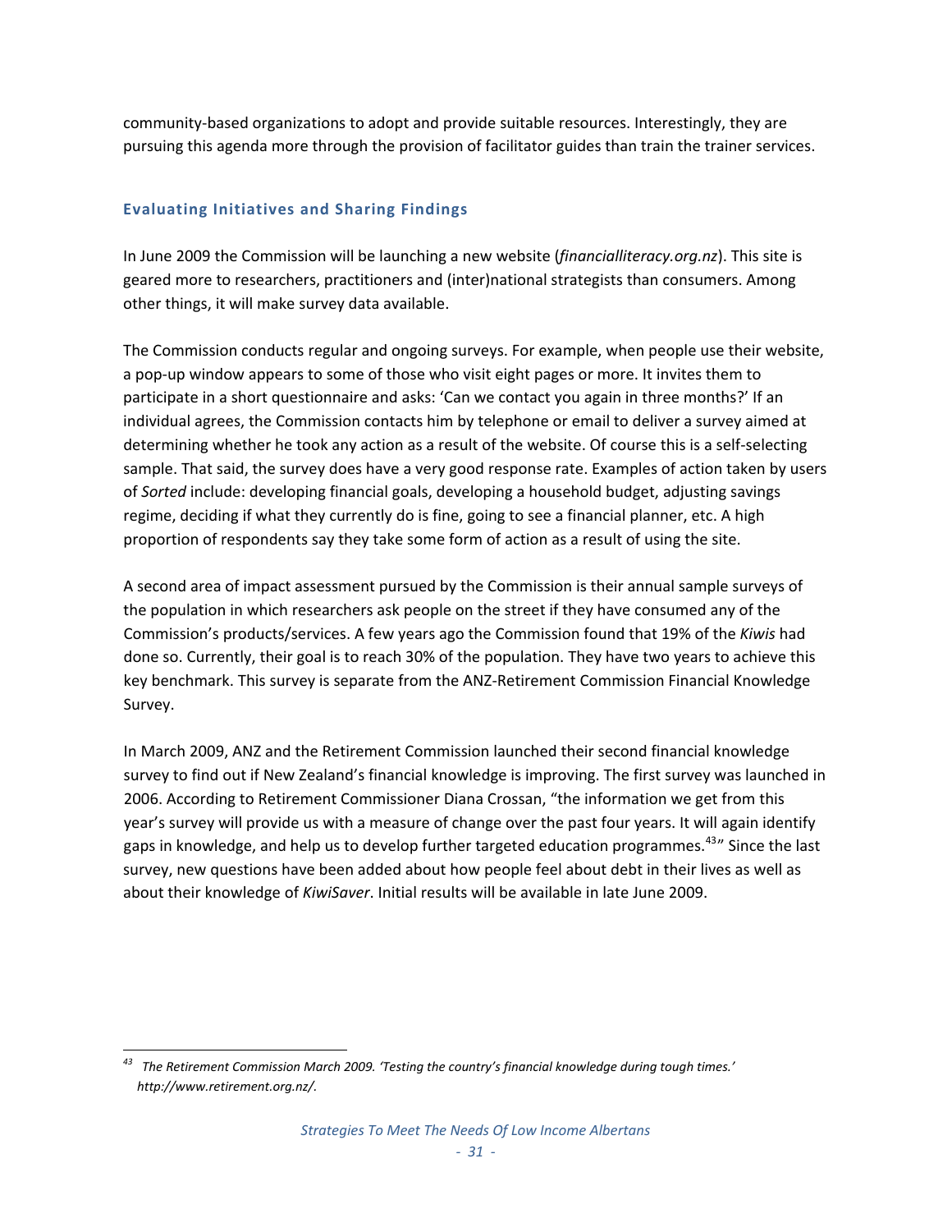community-based organizations to adopt and provide suitable resources. Interestingly, they are pursuing this agenda more through the provision of facilitator guides than train the trainer services.

### Evaluating Initiatives and Sharing Findings

In June 2009 the Commission will be launching a new website (*financialliteracy.org.nz*). This site is geared more to researchers, practitioners and (inter)national strategists than consumers. Among other things, it will make survey data available.

The Commission conducts regular and ongoing surveys. For example, when people use their website, a pop-up window appears to some of those who visit eight pages or more. It invites them to participate in a short questionnaire and asks: 'Can we contact you again in three months?' If an individual agrees, the Commission contacts him by telephone or email to deliver a survey aimed at determining whether he took any action as a result of the website. Of course this is a self-selecting sample. That said, the survey does have a very good response rate. Examples of action taken by users of *Sorted* include: developing financial goals, developing a household budget, adjusting savings regime, deciding if what they currently do is fine, going to see a financial planner, etc. A high proportion of respondents say they take some form of action as a result of using the site.

A second area of impact assessment pursued by the Commission is their annual sample surveys of the population in which researchers ask people on the street if they have consumed any of the Commission's products/services. A few years ago the Commission found that 19% of the *Kiwis* had done so. Currently, their goal is to reach 30% of the population. They have two years to achieve this key benchmark. This survey is separate from the ANZ-Retirement Commission Financial Knowledge Survey.

In March 2009, ANZ and the Retirement Commission launched their second financial knowledge survey to find out if New Zealand's financial knowledge is improving. The first survey was launched in 2006. According to Retirement Commissioner Diana Crossan, "the information we get from this year's survey will provide us with a measure of change over the past four years. It will again identify gaps in knowledge, and help us to develop further targeted education programmes.[43]" Since the last survey, new questions have been added about how people feel about debt in their lives as well as about their knowledge of *KiwiSaver*. Initial results will be available in late June 2009.

---

[43] *The Retirement Commission March 2009. 'Testing the country's financial knowledge during tough times.' http://www.retirement.org.nz/.*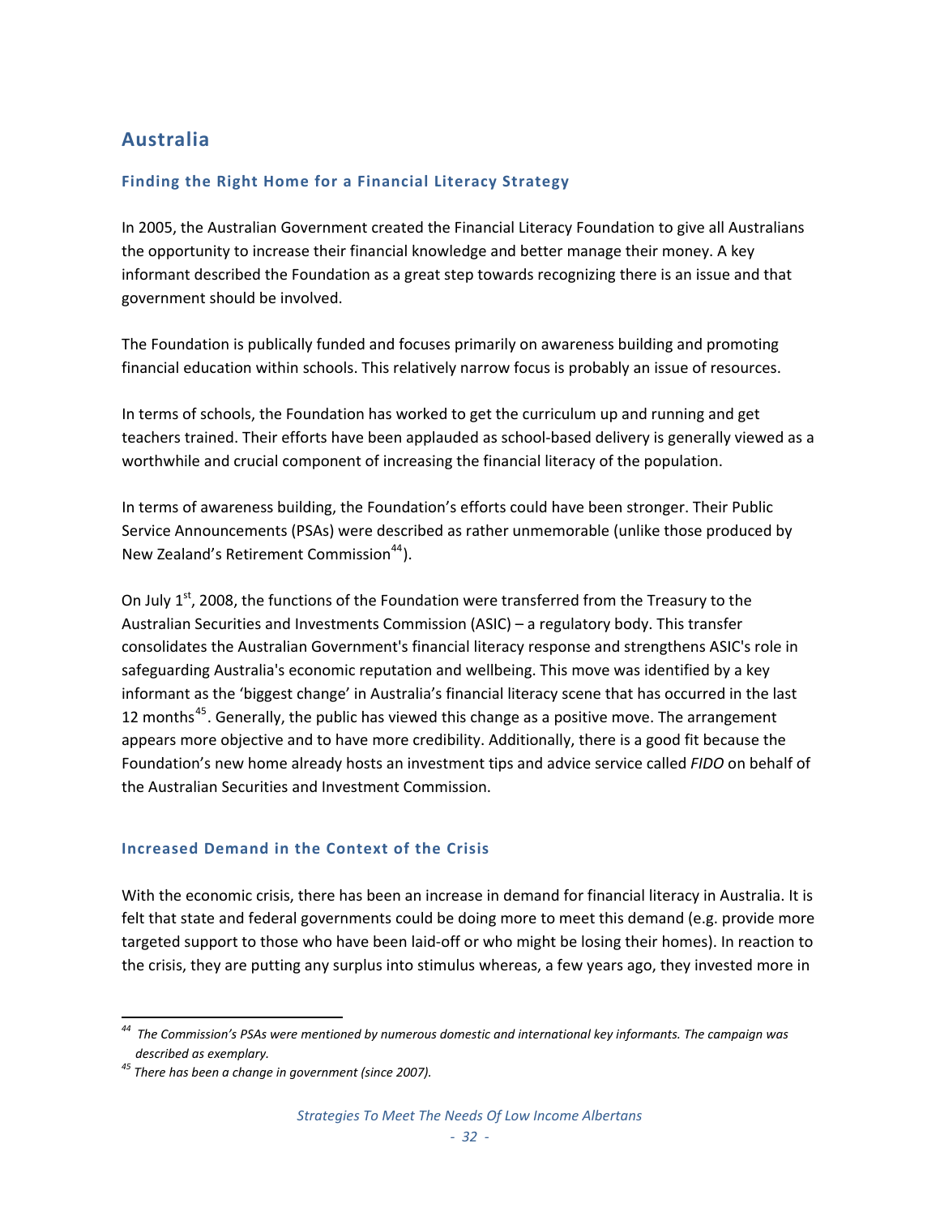## Australia

### Finding the Right Home for a Financial Literacy Strategy

In 2005, the Australian Government created the Financial Literacy Foundation to give all Australians the opportunity to increase their financial knowledge and better manage their money. A key informant described the Foundation as a great step towards recognizing there is an issue and that government should be involved.

The Foundation is publically funded and focuses primarily on awareness building and promoting financial education within schools. This relatively narrow focus is probably an issue of resources.

In terms of schools, the Foundation has worked to get the curriculum up and running and get teachers trained. Their efforts have been applauded as school-based delivery is generally viewed as a worthwhile and crucial component of increasing the financial literacy of the population.

In terms of awareness building, the Foundation's efforts could have been stronger. Their Public Service Announcements (PSAs) were described as rather unmemorable (unlike those produced by New Zealand's Retirement Commission[44]).

On July 1st, 2008, the functions of the Foundation were transferred from the Treasury to the Australian Securities and Investments Commission (ASIC) – a regulatory body. This transfer consolidates the Australian Government's financial literacy response and strengthens ASIC's role in safeguarding Australia's economic reputation and wellbeing. This move was identified by a key informant as the 'biggest change' in Australia's financial literacy scene that has occurred in the last 12 months[45]. Generally, the public has viewed this change as a positive move. The arrangement appears more objective and to have more credibility. Additionally, there is a good fit because the Foundation's new home already hosts an investment tips and advice service called *FIDO* on behalf of the Australian Securities and Investment Commission.

### Increased Demand in the Context of the Crisis

With the economic crisis, there has been an increase in demand for financial literacy in Australia. It is felt that state and federal governments could be doing more to meet this demand (e.g. provide more targeted support to those who have been laid-off or who might be losing their homes). In reaction to the crisis, they are putting any surplus into stimulus whereas, a few years ago, they invested more in

---

[44] *The Commission's PSAs were mentioned by numerous domestic and international key informants. The campaign was described as exemplary.*

[45] *There has been a change in government (since 2007).*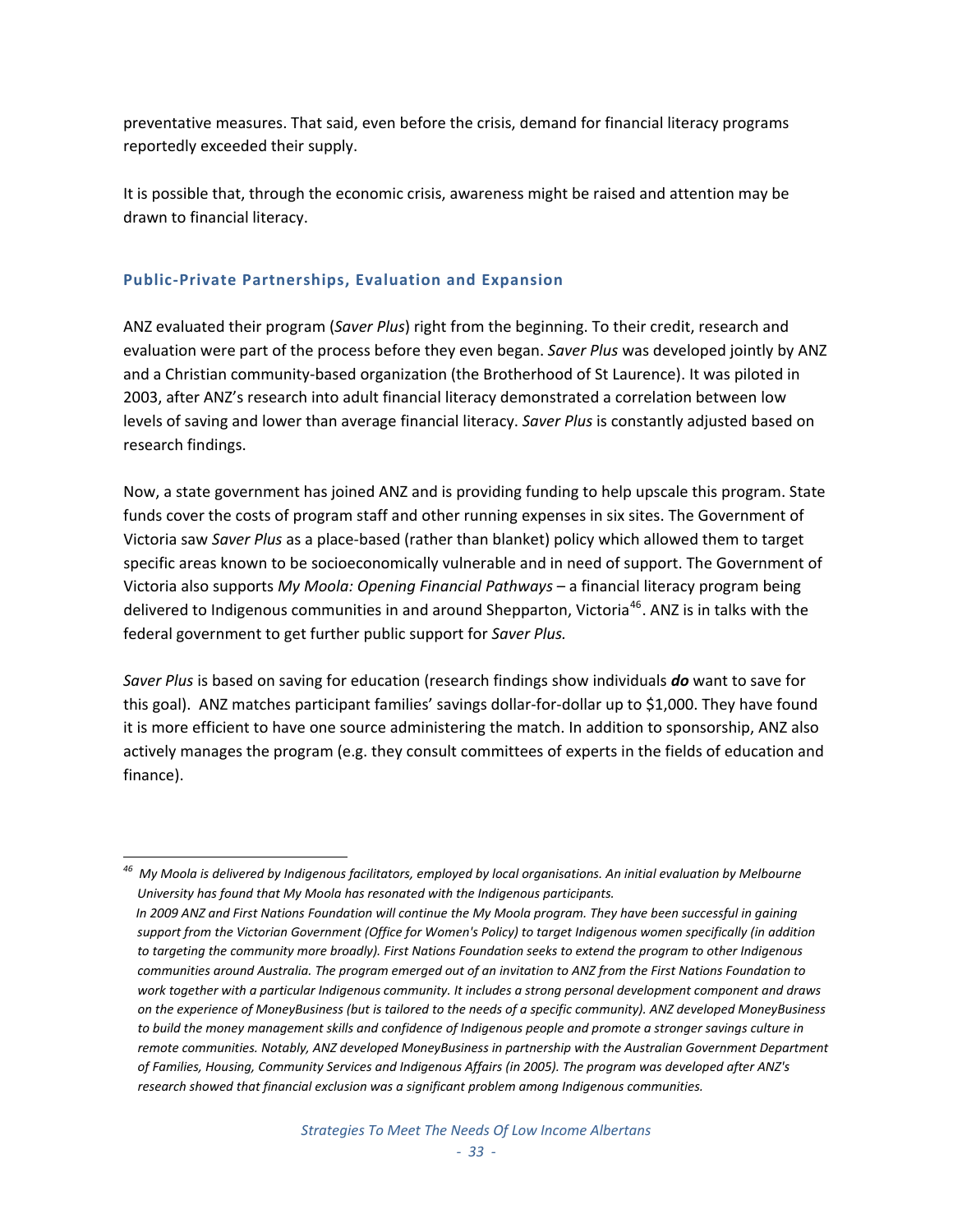preventative measures. That said, even before the crisis, demand for financial literacy programs reportedly exceeded their supply.

It is possible that, through the economic crisis, awareness might be raised and attention may be drawn to financial literacy.

### Public-Private Partnerships, Evaluation and Expansion

ANZ evaluated their program (*Saver Plus*) right from the beginning. To their credit, research and evaluation were part of the process before they even began. *Saver Plus* was developed jointly by ANZ and a Christian community-based organization (the Brotherhood of St Laurence). It was piloted in 2003, after ANZ's research into adult financial literacy demonstrated a correlation between low levels of saving and lower than average financial literacy. *Saver Plus* is constantly adjusted based on research findings.

Now, a state government has joined ANZ and is providing funding to help upscale this program. State funds cover the costs of program staff and other running expenses in six sites. The Government of Victoria saw *Saver Plus* as a place-based (rather than blanket) policy which allowed them to target specific areas known to be socioeconomically vulnerable and in need of support. The Government of Victoria also supports *My Moola: Opening Financial Pathways* – a financial literacy program being delivered to Indigenous communities in and around Shepparton, Victoria[46]. ANZ is in talks with the federal government to get further public support for *Saver Plus.*

*Saver Plus* is based on saving for education (research findings show individuals ***do*** want to save for this goal). ANZ matches participant families' savings dollar-for-dollar up to $1,000. They have found it is more efficient to have one source administering the match. In addition to sponsorship, ANZ also actively manages the program (e.g. they consult committees of experts in the fields of education and finance).

---

*[46] My Moola is delivered by Indigenous facilitators, employed by local organisations. An initial evaluation by Melbourne University has found that My Moola has resonated with the Indigenous participants.*
*In 2009 ANZ and First Nations Foundation will continue the My Moola program. They have been successful in gaining support from the Victorian Government (Office for Women's Policy) to target Indigenous women specifically (in addition to targeting the community more broadly). First Nations Foundation seeks to extend the program to other Indigenous communities around Australia. The program emerged out of an invitation to ANZ from the First Nations Foundation to work together with a particular Indigenous community. It includes a strong personal development component and draws on the experience of MoneyBusiness (but is tailored to the needs of a specific community). ANZ developed MoneyBusiness to build the money management skills and confidence of Indigenous people and promote a stronger savings culture in remote communities. Notably, ANZ developed MoneyBusiness in partnership with the Australian Government Department of Families, Housing, Community Services and Indigenous Affairs (in 2005). The program was developed after ANZ's research showed that financial exclusion was a significant problem among Indigenous communities.*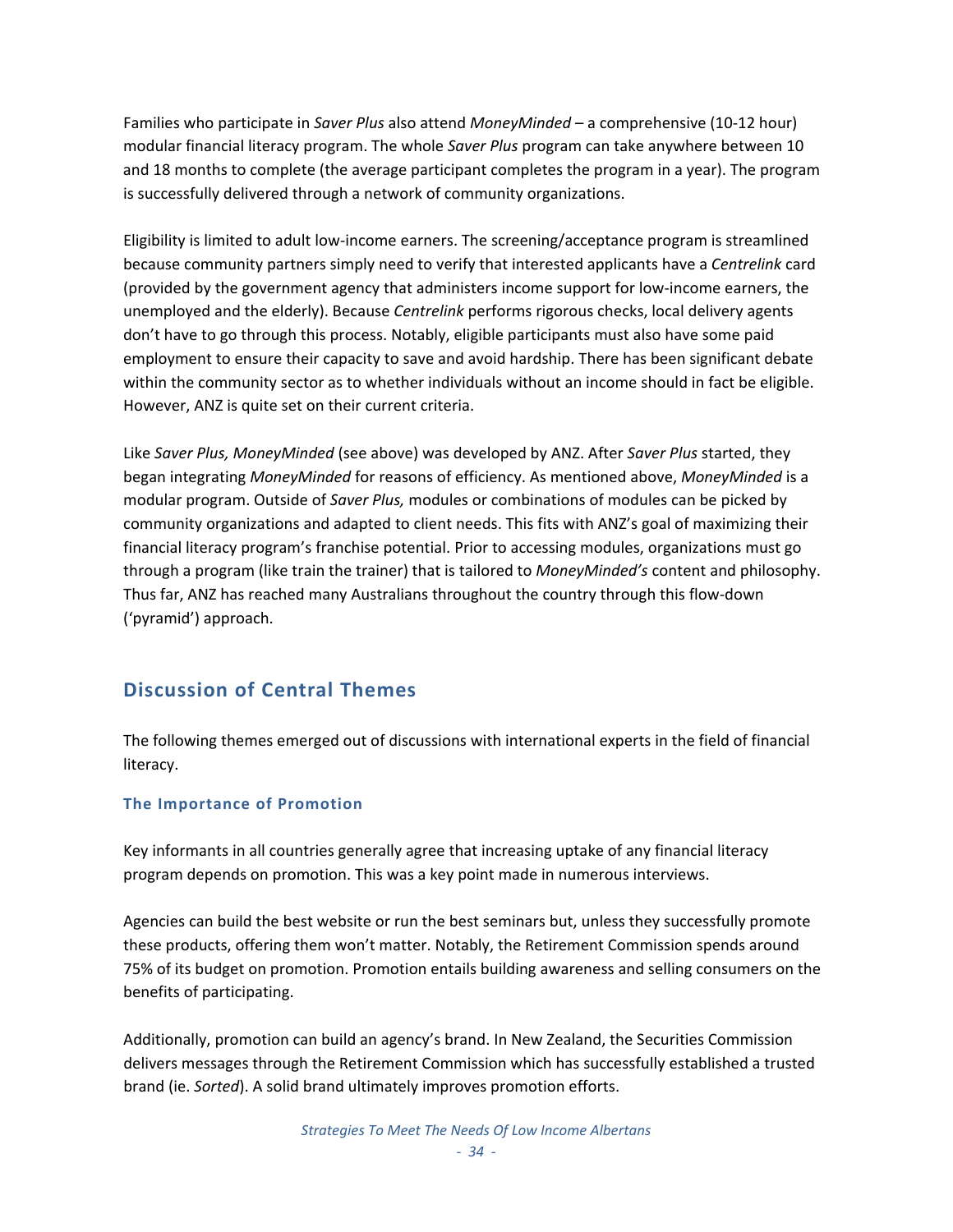Families who participate in *Saver Plus* also attend *MoneyMinded* – a comprehensive (10-12 hour) modular financial literacy program. The whole *Saver Plus* program can take anywhere between 10 and 18 months to complete (the average participant completes the program in a year). The program is successfully delivered through a network of community organizations.

Eligibility is limited to adult low-income earners. The screening/acceptance program is streamlined because community partners simply need to verify that interested applicants have a *Centrelink* card (provided by the government agency that administers income support for low-income earners, the unemployed and the elderly). Because *Centrelink* performs rigorous checks, local delivery agents don't have to go through this process. Notably, eligible participants must also have some paid employment to ensure their capacity to save and avoid hardship. There has been significant debate within the community sector as to whether individuals without an income should in fact be eligible. However, ANZ is quite set on their current criteria.

Like *Saver Plus, MoneyMinded* (see above) was developed by ANZ. After *Saver Plus* started, they began integrating *MoneyMinded* for reasons of efficiency. As mentioned above, *MoneyMinded* is a modular program. Outside of *Saver Plus,* modules or combinations of modules can be picked by community organizations and adapted to client needs. This fits with ANZ's goal of maximizing their financial literacy program's franchise potential. Prior to accessing modules, organizations must go through a program (like train the trainer) that is tailored to *MoneyMinded's* content and philosophy. Thus far, ANZ has reached many Australians throughout the country through this flow-down ('pyramid') approach.

## Discussion of Central Themes

The following themes emerged out of discussions with international experts in the field of financial literacy.

### The Importance of Promotion

Key informants in all countries generally agree that increasing uptake of any financial literacy program depends on promotion. This was a key point made in numerous interviews.

Agencies can build the best website or run the best seminars but, unless they successfully promote these products, offering them won't matter. Notably, the Retirement Commission spends around 75% of its budget on promotion. Promotion entails building awareness and selling consumers on the benefits of participating.

Additionally, promotion can build an agency's brand. In New Zealand, the Securities Commission delivers messages through the Retirement Commission which has successfully established a trusted brand (ie. *Sorted*). A solid brand ultimately improves promotion efforts.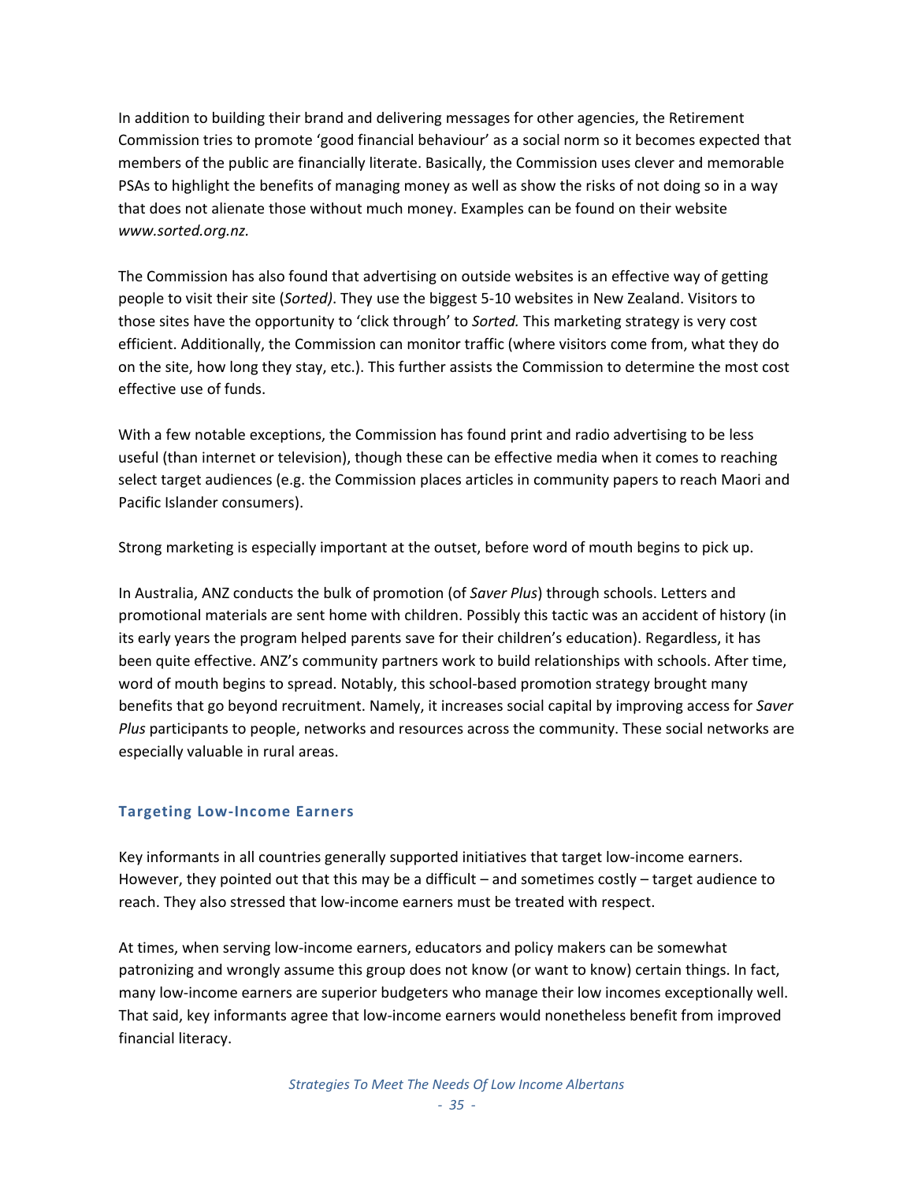In addition to building their brand and delivering messages for other agencies, the Retirement Commission tries to promote 'good financial behaviour' as a social norm so it becomes expected that members of the public are financially literate. Basically, the Commission uses clever and memorable PSAs to highlight the benefits of managing money as well as show the risks of not doing so in a way that does not alienate those without much money. Examples can be found on their website *www.sorted.org.nz.*

The Commission has also found that advertising on outside websites is an effective way of getting people to visit their site (*Sorted)*. They use the biggest 5-10 websites in New Zealand. Visitors to those sites have the opportunity to 'click through' to *Sorted.* This marketing strategy is very cost efficient. Additionally, the Commission can monitor traffic (where visitors come from, what they do on the site, how long they stay, etc.). This further assists the Commission to determine the most cost effective use of funds.

With a few notable exceptions, the Commission has found print and radio advertising to be less useful (than internet or television), though these can be effective media when it comes to reaching select target audiences (e.g. the Commission places articles in community papers to reach Maori and Pacific Islander consumers).

Strong marketing is especially important at the outset, before word of mouth begins to pick up.

In Australia, ANZ conducts the bulk of promotion (of *Saver Plus*) through schools. Letters and promotional materials are sent home with children. Possibly this tactic was an accident of history (in its early years the program helped parents save for their children's education). Regardless, it has been quite effective. ANZ's community partners work to build relationships with schools. After time, word of mouth begins to spread. Notably, this school-based promotion strategy brought many benefits that go beyond recruitment. Namely, it increases social capital by improving access for *Saver Plus* participants to people, networks and resources across the community. These social networks are especially valuable in rural areas.

### Targeting Low-Income Earners

Key informants in all countries generally supported initiatives that target low-income earners. However, they pointed out that this may be a difficult – and sometimes costly – target audience to reach. They also stressed that low-income earners must be treated with respect.

At times, when serving low-income earners, educators and policy makers can be somewhat patronizing and wrongly assume this group does not know (or want to know) certain things. In fact, many low-income earners are superior budgeters who manage their low incomes exceptionally well. That said, key informants agree that low-income earners would nonetheless benefit from improved financial literacy.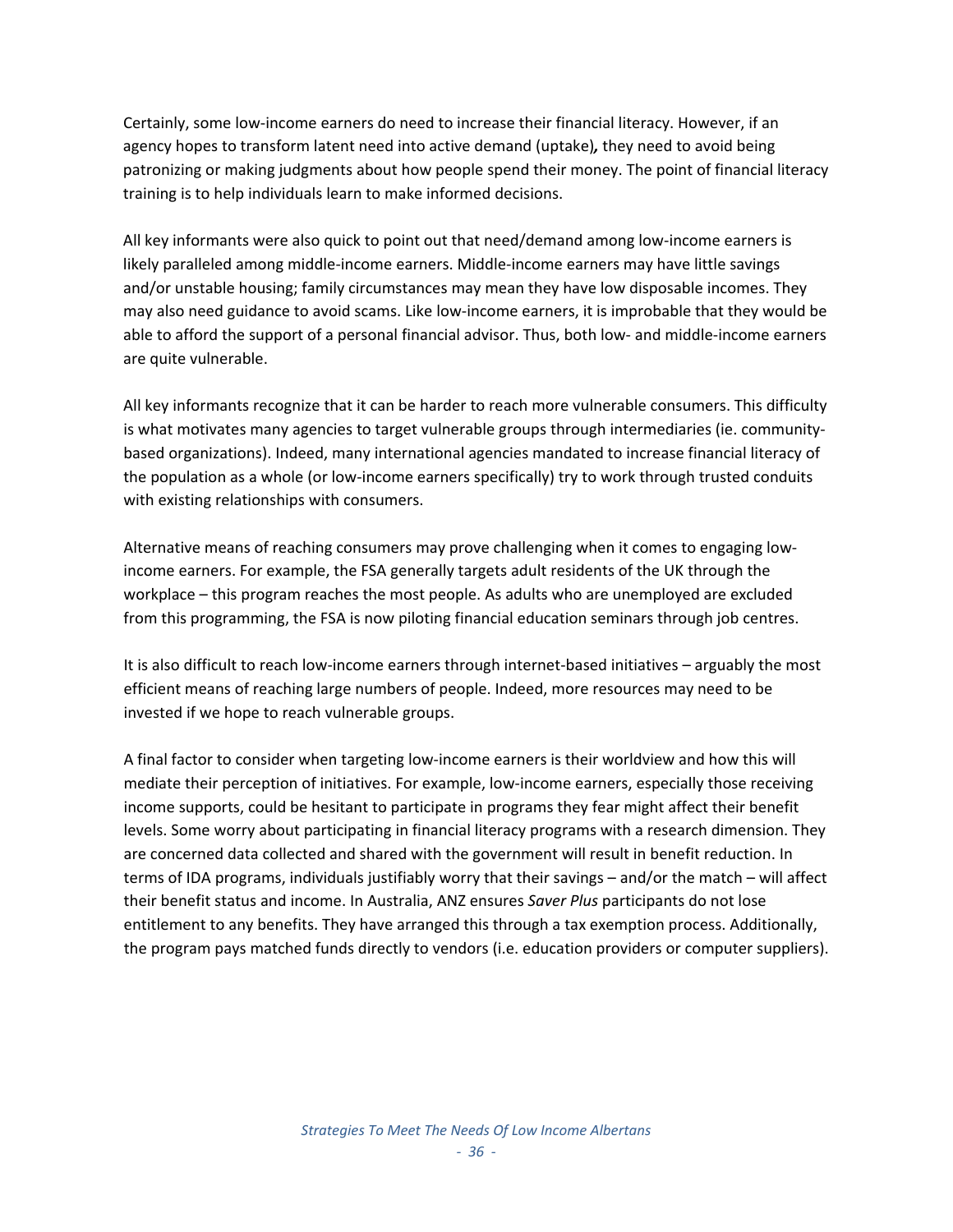Certainly, some low-income earners do need to increase their financial literacy. However, if an agency hopes to transform latent need into active demand (uptake)***,*** they need to avoid being patronizing or making judgments about how people spend their money. The point of financial literacy training is to help individuals learn to make informed decisions.

All key informants were also quick to point out that need/demand among low-income earners is likely paralleled among middle-income earners. Middle-income earners may have little savings and/or unstable housing; family circumstances may mean they have low disposable incomes. They may also need guidance to avoid scams. Like low-income earners, it is improbable that they would be able to afford the support of a personal financial advisor. Thus, both low- and middle-income earners are quite vulnerable.

All key informants recognize that it can be harder to reach more vulnerable consumers. This difficulty is what motivates many agencies to target vulnerable groups through intermediaries (ie. community-based organizations). Indeed, many international agencies mandated to increase financial literacy of the population as a whole (or low-income earners specifically) try to work through trusted conduits with existing relationships with consumers.

Alternative means of reaching consumers may prove challenging when it comes to engaging low-income earners. For example, the FSA generally targets adult residents of the UK through the workplace – this program reaches the most people. As adults who are unemployed are excluded from this programming, the FSA is now piloting financial education seminars through job centres.

It is also difficult to reach low-income earners through internet-based initiatives – arguably the most efficient means of reaching large numbers of people. Indeed, more resources may need to be invested if we hope to reach vulnerable groups.

A final factor to consider when targeting low-income earners is their worldview and how this will mediate their perception of initiatives. For example, low-income earners, especially those receiving income supports, could be hesitant to participate in programs they fear might affect their benefit levels. Some worry about participating in financial literacy programs with a research dimension. They are concerned data collected and shared with the government will result in benefit reduction. In terms of IDA programs, individuals justifiably worry that their savings – and/or the match – will affect their benefit status and income. In Australia, ANZ ensures *Saver Plus* participants do not lose entitlement to any benefits. They have arranged this through a tax exemption process. Additionally, the program pays matched funds directly to vendors (i.e. education providers or computer suppliers).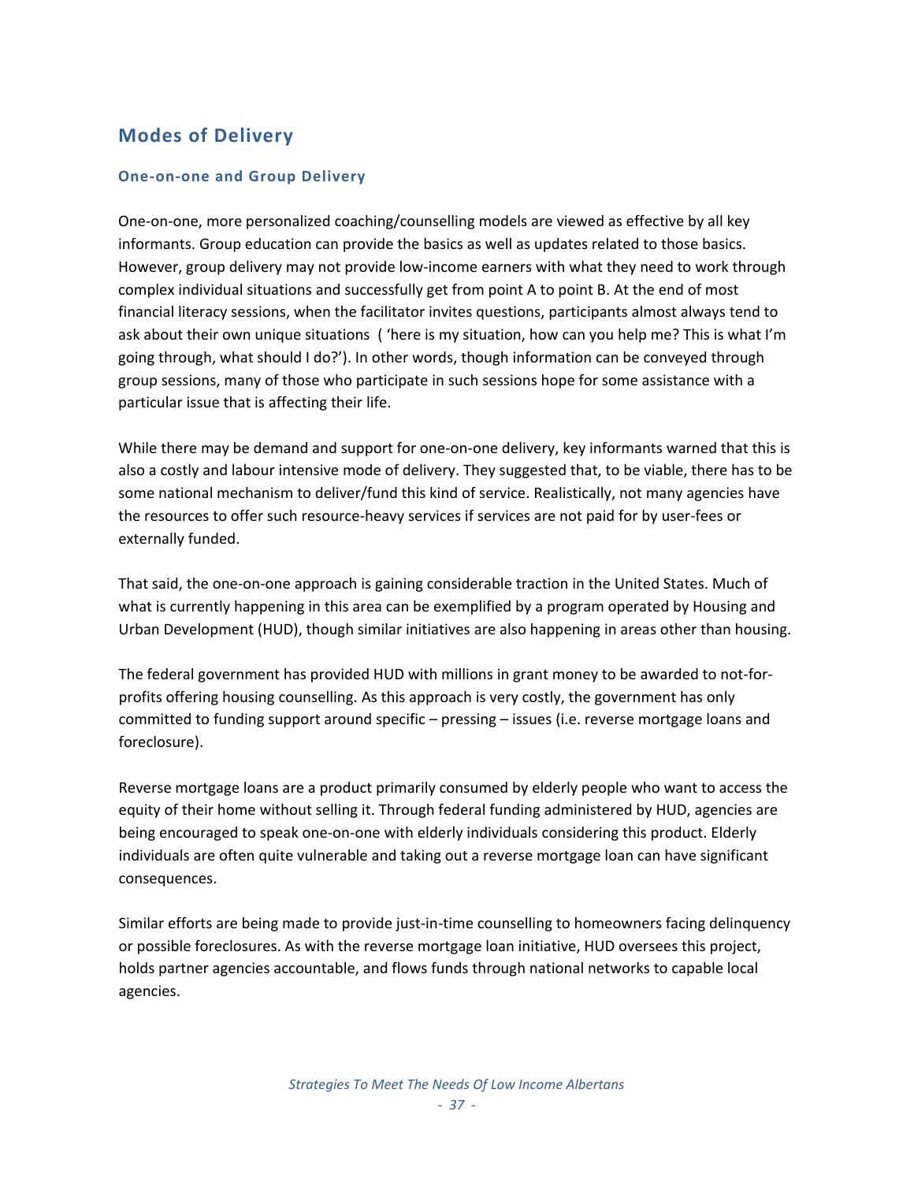## Modes of Delivery

### One-on-one and Group Delivery

One-on-one, more personalized coaching/counselling models are viewed as effective by all key informants. Group education can provide the basics as well as updates related to those basics. However, group delivery may not provide low-income earners with what they need to work through complex individual situations and successfully get from point A to point B. At the end of most financial literacy sessions, when the facilitator invites questions, participants almost always tend to ask about their own unique situations ( 'here is my situation, how can you help me? This is what I'm going through, what should I do?'). In other words, though information can be conveyed through group sessions, many of those who participate in such sessions hope for some assistance with a particular issue that is affecting their life.

While there may be demand and support for one-on-one delivery, key informants warned that this is also a costly and labour intensive mode of delivery. They suggested that, to be viable, there has to be some national mechanism to deliver/fund this kind of service. Realistically, not many agencies have the resources to offer such resource-heavy services if services are not paid for by user-fees or externally funded.

That said, the one-on-one approach is gaining considerable traction in the United States. Much of what is currently happening in this area can be exemplified by a program operated by Housing and Urban Development (HUD), though similar initiatives are also happening in areas other than housing.

The federal government has provided HUD with millions in grant money to be awarded to not-for-profits offering housing counselling. As this approach is very costly, the government has only committed to funding support around specific – pressing – issues (i.e. reverse mortgage loans and foreclosure).

Reverse mortgage loans are a product primarily consumed by elderly people who want to access the equity of their home without selling it. Through federal funding administered by HUD, agencies are being encouraged to speak one-on-one with elderly individuals considering this product. Elderly individuals are often quite vulnerable and taking out a reverse mortgage loan can have significant consequences.

Similar efforts are being made to provide just-in-time counselling to homeowners facing delinquency or possible foreclosures. As with the reverse mortgage loan initiative, HUD oversees this project, holds partner agencies accountable, and flows funds through national networks to capable local agencies.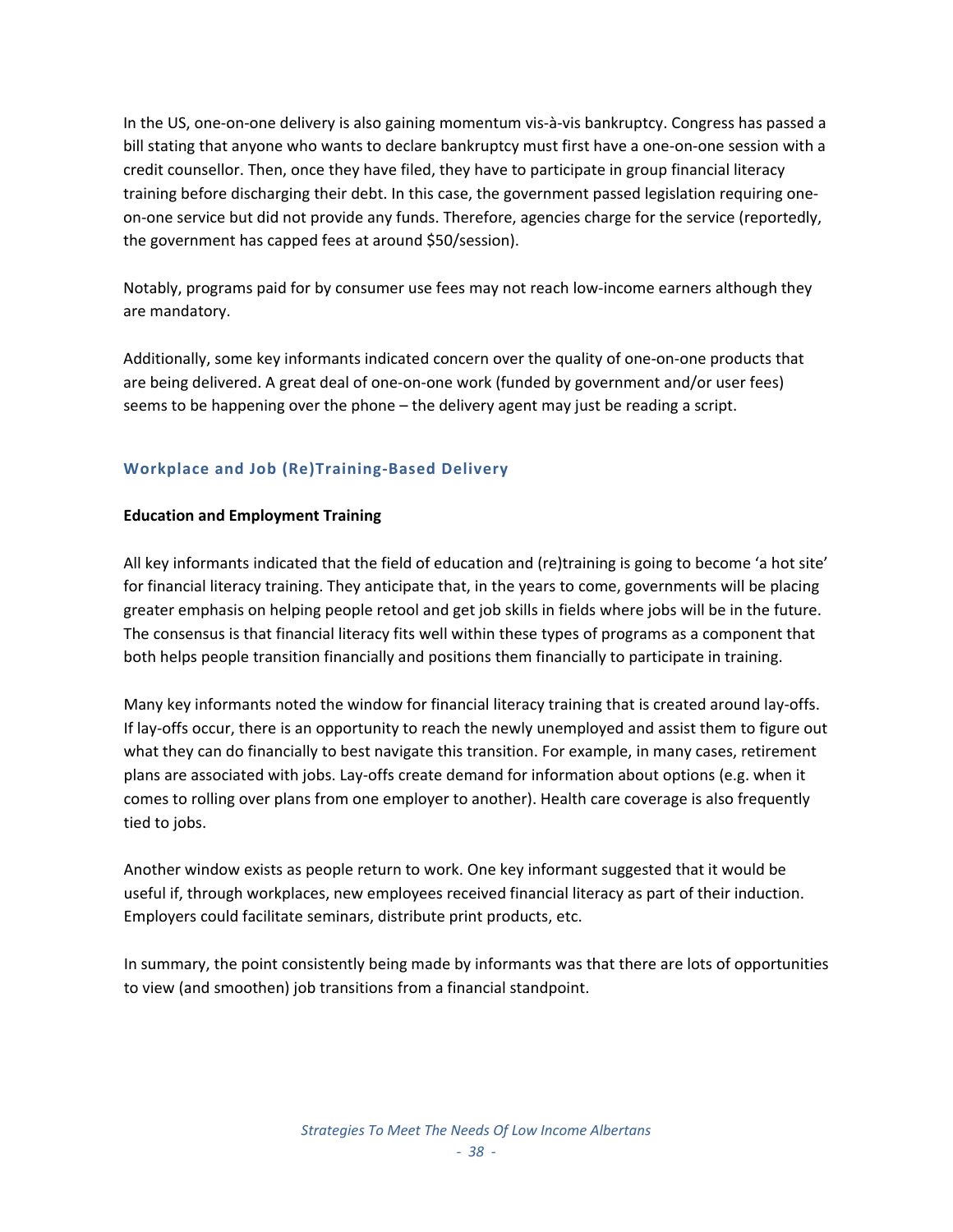In the US, one-on-one delivery is also gaining momentum vis-à-vis bankruptcy. Congress has passed a bill stating that anyone who wants to declare bankruptcy must first have a one-on-one session with a credit counsellor. Then, once they have filed, they have to participate in group financial literacy training before discharging their debt. In this case, the government passed legislation requiring one-on-one service but did not provide any funds. Therefore, agencies charge for the service (reportedly, the government has capped fees at around $50/session).

Notably, programs paid for by consumer use fees may not reach low-income earners although they are mandatory.

Additionally, some key informants indicated concern over the quality of one-on-one products that are being delivered. A great deal of one-on-one work (funded by government and/or user fees) seems to be happening over the phone – the delivery agent may just be reading a script.

### Workplace and Job (Re)Training-Based Delivery

**Education and Employment Training**

All key informants indicated that the field of education and (re)training is going to become 'a hot site' for financial literacy training. They anticipate that, in the years to come, governments will be placing greater emphasis on helping people retool and get job skills in fields where jobs will be in the future. The consensus is that financial literacy fits well within these types of programs as a component that both helps people transition financially and positions them financially to participate in training.

Many key informants noted the window for financial literacy training that is created around lay-offs. If lay-offs occur, there is an opportunity to reach the newly unemployed and assist them to figure out what they can do financially to best navigate this transition. For example, in many cases, retirement plans are associated with jobs. Lay-offs create demand for information about options (e.g. when it comes to rolling over plans from one employer to another). Health care coverage is also frequently tied to jobs.

Another window exists as people return to work. One key informant suggested that it would be useful if, through workplaces, new employees received financial literacy as part of their induction. Employers could facilitate seminars, distribute print products, etc.

In summary, the point consistently being made by informants was that there are lots of opportunities to view (and smoothen) job transitions from a financial standpoint.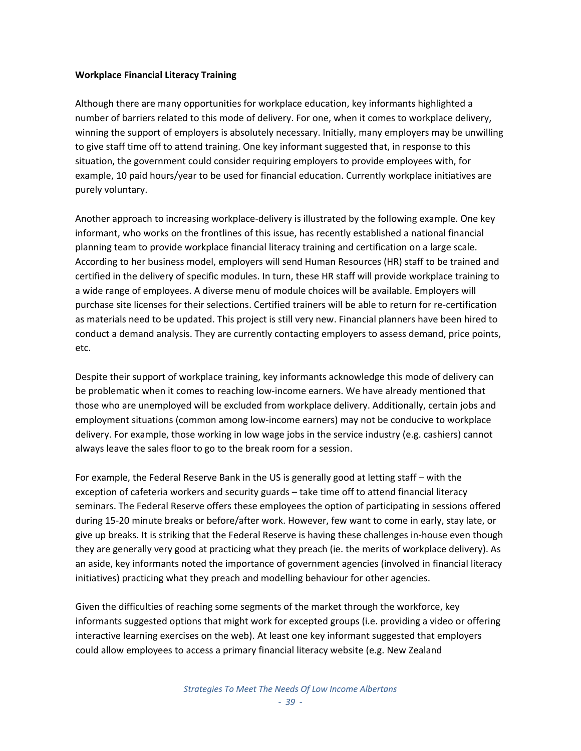**Workplace Financial Literacy Training**

Although there are many opportunities for workplace education, key informants highlighted a number of barriers related to this mode of delivery. For one, when it comes to workplace delivery, winning the support of employers is absolutely necessary. Initially, many employers may be unwilling to give staff time off to attend training. One key informant suggested that, in response to this situation, the government could consider requiring employers to provide employees with, for example, 10 paid hours/year to be used for financial education. Currently workplace initiatives are purely voluntary.

Another approach to increasing workplace-delivery is illustrated by the following example. One key informant, who works on the frontlines of this issue, has recently established a national financial planning team to provide workplace financial literacy training and certification on a large scale. According to her business model, employers will send Human Resources (HR) staff to be trained and certified in the delivery of specific modules. In turn, these HR staff will provide workplace training to a wide range of employees. A diverse menu of module choices will be available. Employers will purchase site licenses for their selections. Certified trainers will be able to return for re-certification as materials need to be updated. This project is still very new. Financial planners have been hired to conduct a demand analysis. They are currently contacting employers to assess demand, price points, etc.

Despite their support of workplace training, key informants acknowledge this mode of delivery can be problematic when it comes to reaching low-income earners. We have already mentioned that those who are unemployed will be excluded from workplace delivery. Additionally, certain jobs and employment situations (common among low-income earners) may not be conducive to workplace delivery. For example, those working in low wage jobs in the service industry (e.g. cashiers) cannot always leave the sales floor to go to the break room for a session.

For example, the Federal Reserve Bank in the US is generally good at letting staff – with the exception of cafeteria workers and security guards – take time off to attend financial literacy seminars. The Federal Reserve offers these employees the option of participating in sessions offered during 15-20 minute breaks or before/after work. However, few want to come in early, stay late, or give up breaks. It is striking that the Federal Reserve is having these challenges in-house even though they are generally very good at practicing what they preach (ie. the merits of workplace delivery). As an aside, key informants noted the importance of government agencies (involved in financial literacy initiatives) practicing what they preach and modelling behaviour for other agencies.

Given the difficulties of reaching some segments of the market through the workforce, key informants suggested options that might work for excepted groups (i.e. providing a video or offering interactive learning exercises on the web). At least one key informant suggested that employers could allow employees to access a primary financial literacy website (e.g. New Zealand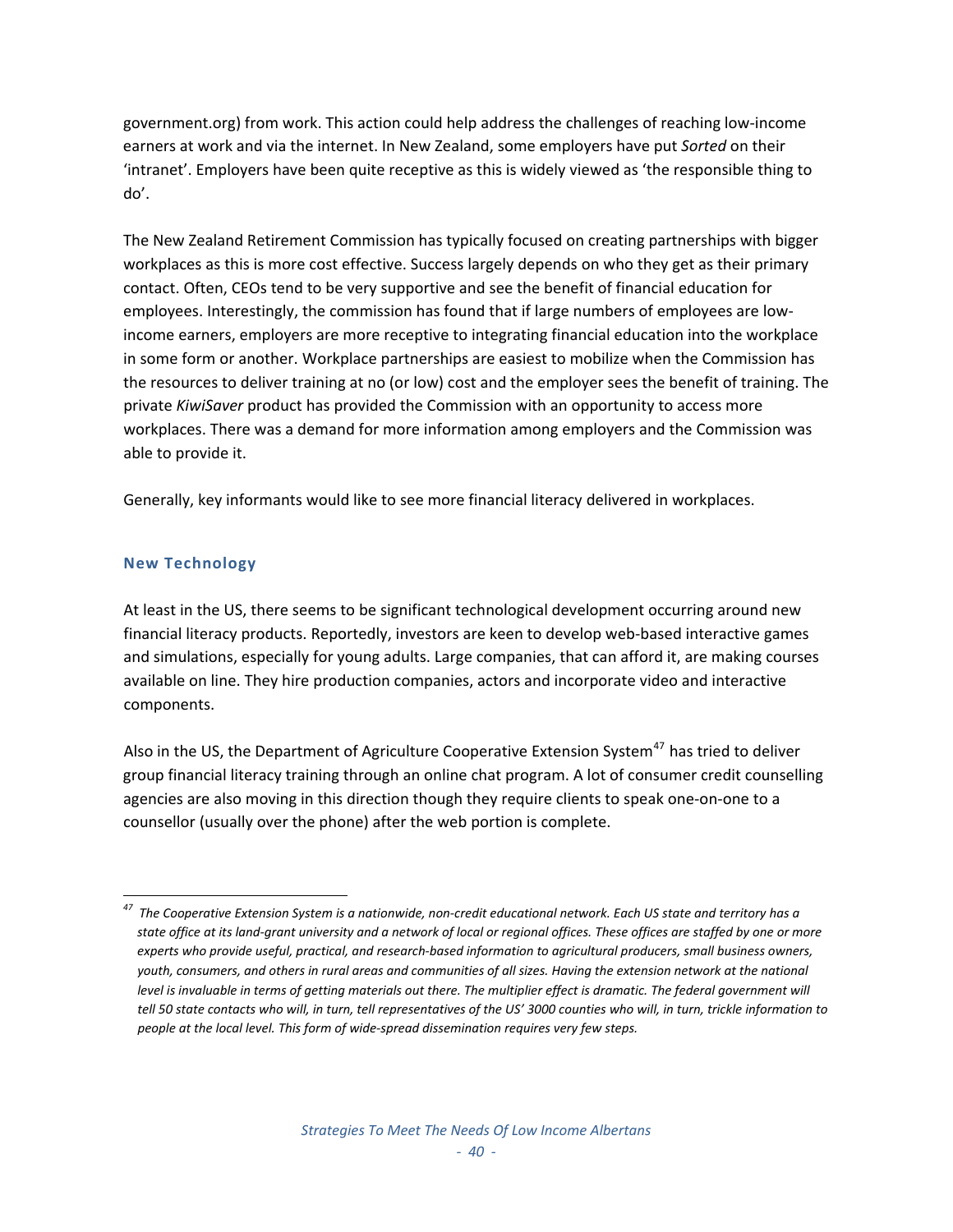government.org) from work. This action could help address the challenges of reaching low-income earners at work and via the internet. In New Zealand, some employers have put *Sorted* on their 'intranet'. Employers have been quite receptive as this is widely viewed as 'the responsible thing to do'.

The New Zealand Retirement Commission has typically focused on creating partnerships with bigger workplaces as this is more cost effective. Success largely depends on who they get as their primary contact. Often, CEOs tend to be very supportive and see the benefit of financial education for employees. Interestingly, the commission has found that if large numbers of employees are low-income earners, employers are more receptive to integrating financial education into the workplace in some form or another. Workplace partnerships are easiest to mobilize when the Commission has the resources to deliver training at no (or low) cost and the employer sees the benefit of training. The private *KiwiSaver* product has provided the Commission with an opportunity to access more workplaces. There was a demand for more information among employers and the Commission was able to provide it.

Generally, key informants would like to see more financial literacy delivered in workplaces.

### New Technology

At least in the US, there seems to be significant technological development occurring around new financial literacy products. Reportedly, investors are keen to develop web-based interactive games and simulations, especially for young adults. Large companies, that can afford it, are making courses available on line. They hire production companies, actors and incorporate video and interactive components.

Also in the US, the Department of Agriculture Cooperative Extension System[47] has tried to deliver group financial literacy training through an online chat program. A lot of consumer credit counselling agencies are also moving in this direction though they require clients to speak one-on-one to a counsellor (usually over the phone) after the web portion is complete.

---

[47] *The Cooperative Extension System is a nationwide, non-credit educational network. Each US state and territory has a state office at its land-grant university and a network of local or regional offices. These offices are staffed by one or more experts who provide useful, practical, and research-based information to agricultural producers, small business owners, youth, consumers, and others in rural areas and communities of all sizes. Having the extension network at the national level is invaluable in terms of getting materials out there. The multiplier effect is dramatic. The federal government will tell 50 state contacts who will, in turn, tell representatives of the US' 3000 counties who will, in turn, trickle information to people at the local level. This form of wide-spread dissemination requires very few steps.*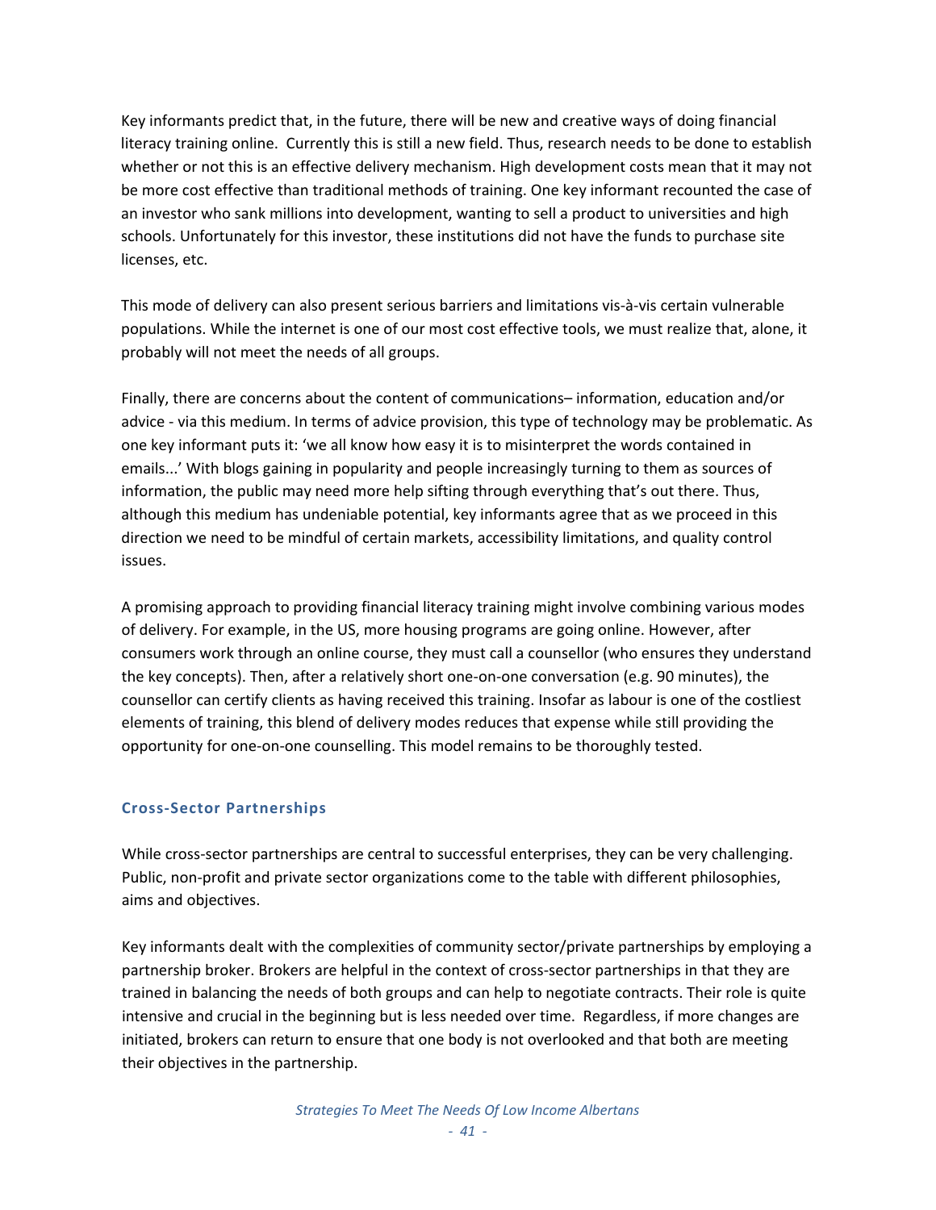Key informants predict that, in the future, there will be new and creative ways of doing financial literacy training online. Currently this is still a new field. Thus, research needs to be done to establish whether or not this is an effective delivery mechanism. High development costs mean that it may not be more cost effective than traditional methods of training. One key informant recounted the case of an investor who sank millions into development, wanting to sell a product to universities and high schools. Unfortunately for this investor, these institutions did not have the funds to purchase site licenses, etc.

This mode of delivery can also present serious barriers and limitations vis-à-vis certain vulnerable populations. While the internet is one of our most cost effective tools, we must realize that, alone, it probably will not meet the needs of all groups.

Finally, there are concerns about the content of communications– information, education and/or advice - via this medium. In terms of advice provision, this type of technology may be problematic. As one key informant puts it: 'we all know how easy it is to misinterpret the words contained in emails...' With blogs gaining in popularity and people increasingly turning to them as sources of information, the public may need more help sifting through everything that's out there. Thus, although this medium has undeniable potential, key informants agree that as we proceed in this direction we need to be mindful of certain markets, accessibility limitations, and quality control issues.

A promising approach to providing financial literacy training might involve combining various modes of delivery. For example, in the US, more housing programs are going online. However, after consumers work through an online course, they must call a counsellor (who ensures they understand the key concepts). Then, after a relatively short one-on-one conversation (e.g. 90 minutes), the counsellor can certify clients as having received this training. Insofar as labour is one of the costliest elements of training, this blend of delivery modes reduces that expense while still providing the opportunity for one-on-one counselling. This model remains to be thoroughly tested.

### Cross-Sector Partnerships

While cross-sector partnerships are central to successful enterprises, they can be very challenging. Public, non-profit and private sector organizations come to the table with different philosophies, aims and objectives.

Key informants dealt with the complexities of community sector/private partnerships by employing a partnership broker. Brokers are helpful in the context of cross-sector partnerships in that they are trained in balancing the needs of both groups and can help to negotiate contracts. Their role is quite intensive and crucial in the beginning but is less needed over time. Regardless, if more changes are initiated, brokers can return to ensure that one body is not overlooked and that both are meeting their objectives in the partnership.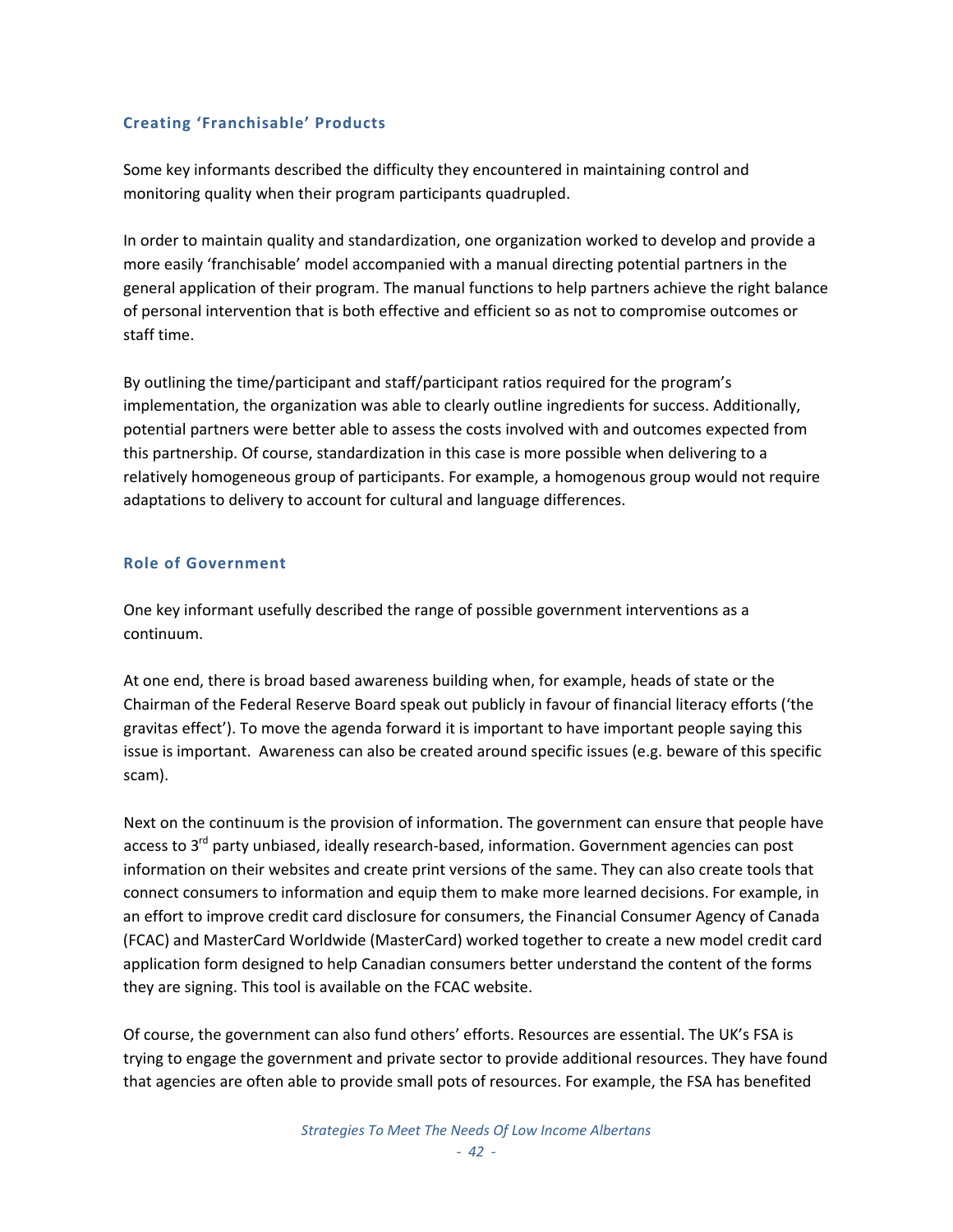### Creating 'Franchisable' Products

Some key informants described the difficulty they encountered in maintaining control and monitoring quality when their program participants quadrupled.

In order to maintain quality and standardization, one organization worked to develop and provide a more easily 'franchisable' model accompanied with a manual directing potential partners in the general application of their program. The manual functions to help partners achieve the right balance of personal intervention that is both effective and efficient so as not to compromise outcomes or staff time.

By outlining the time/participant and staff/participant ratios required for the program's implementation, the organization was able to clearly outline ingredients for success. Additionally, potential partners were better able to assess the costs involved with and outcomes expected from this partnership. Of course, standardization in this case is more possible when delivering to a relatively homogeneous group of participants. For example, a homogenous group would not require adaptations to delivery to account for cultural and language differences.

### Role of Government

One key informant usefully described the range of possible government interventions as a continuum.

At one end, there is broad based awareness building when, for example, heads of state or the Chairman of the Federal Reserve Board speak out publicly in favour of financial literacy efforts ('the gravitas effect'). To move the agenda forward it is important to have important people saying this issue is important. Awareness can also be created around specific issues (e.g. beware of this specific scam).

Next on the continuum is the provision of information. The government can ensure that people have access to 3rd party unbiased, ideally research-based, information. Government agencies can post information on their websites and create print versions of the same. They can also create tools that connect consumers to information and equip them to make more learned decisions. For example, in an effort to improve credit card disclosure for consumers, the Financial Consumer Agency of Canada (FCAC) and MasterCard Worldwide (MasterCard) worked together to create a new model credit card application form designed to help Canadian consumers better understand the content of the forms they are signing. This tool is available on the FCAC website.

Of course, the government can also fund others' efforts. Resources are essential. The UK's FSA is trying to engage the government and private sector to provide additional resources. They have found that agencies are often able to provide small pots of resources. For example, the FSA has benefited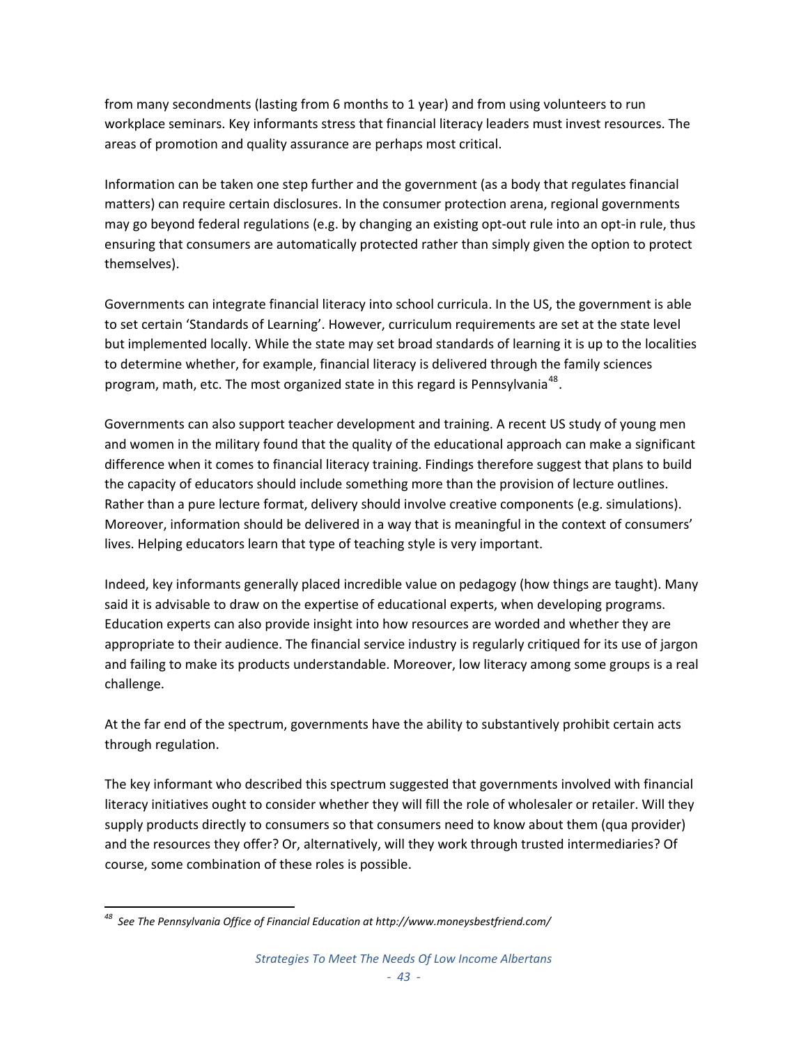from many secondments (lasting from 6 months to 1 year) and from using volunteers to run workplace seminars. Key informants stress that financial literacy leaders must invest resources. The areas of promotion and quality assurance are perhaps most critical.

Information can be taken one step further and the government (as a body that regulates financial matters) can require certain disclosures. In the consumer protection arena, regional governments may go beyond federal regulations (e.g. by changing an existing opt-out rule into an opt-in rule, thus ensuring that consumers are automatically protected rather than simply given the option to protect themselves).

Governments can integrate financial literacy into school curricula. In the US, the government is able to set certain 'Standards of Learning'. However, curriculum requirements are set at the state level but implemented locally. While the state may set broad standards of learning it is up to the localities to determine whether, for example, financial literacy is delivered through the family sciences program, math, etc. The most organized state in this regard is Pennsylvania[48].

Governments can also support teacher development and training. A recent US study of young men and women in the military found that the quality of the educational approach can make a significant difference when it comes to financial literacy training. Findings therefore suggest that plans to build the capacity of educators should include something more than the provision of lecture outlines. Rather than a pure lecture format, delivery should involve creative components (e.g. simulations). Moreover, information should be delivered in a way that is meaningful in the context of consumers' lives. Helping educators learn that type of teaching style is very important.

Indeed, key informants generally placed incredible value on pedagogy (how things are taught). Many said it is advisable to draw on the expertise of educational experts, when developing programs. Education experts can also provide insight into how resources are worded and whether they are appropriate to their audience. The financial service industry is regularly critiqued for its use of jargon and failing to make its products understandable. Moreover, low literacy among some groups is a real challenge.

At the far end of the spectrum, governments have the ability to substantively prohibit certain acts through regulation.

The key informant who described this spectrum suggested that governments involved with financial literacy initiatives ought to consider whether they will fill the role of wholesaler or retailer. Will they supply products directly to consumers so that consumers need to know about them (qua provider) and the resources they offer? Or, alternatively, will they work through trusted intermediaries? Of course, some combination of these roles is possible.

---

[48] *See The Pennsylvania Office of Financial Education at http://www.moneysbestfriend.com/*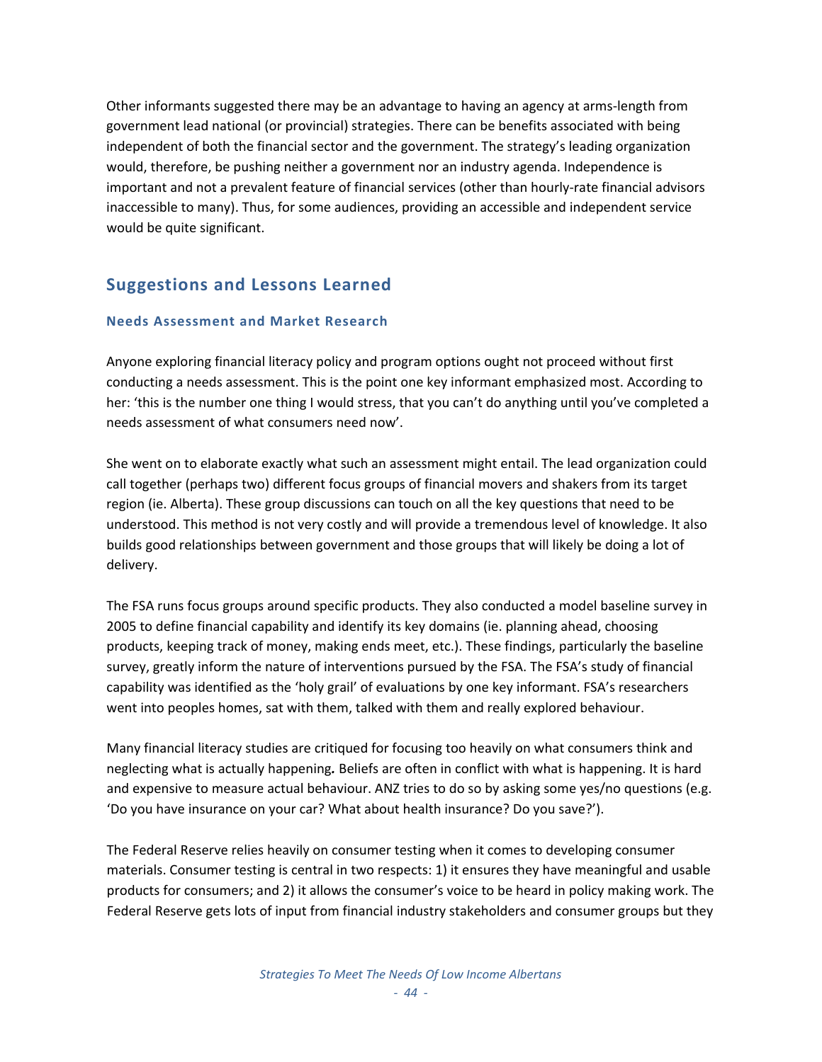Other informants suggested there may be an advantage to having an agency at arms-length from government lead national (or provincial) strategies. There can be benefits associated with being independent of both the financial sector and the government. The strategy's leading organization would, therefore, be pushing neither a government nor an industry agenda. Independence is important and not a prevalent feature of financial services (other than hourly-rate financial advisors inaccessible to many). Thus, for some audiences, providing an accessible and independent service would be quite significant.

## Suggestions and Lessons Learned

### Needs Assessment and Market Research

Anyone exploring financial literacy policy and program options ought not proceed without first conducting a needs assessment. This is the point one key informant emphasized most. According to her: 'this is the number one thing I would stress, that you can't do anything until you've completed a needs assessment of what consumers need now'.

She went on to elaborate exactly what such an assessment might entail. The lead organization could call together (perhaps two) different focus groups of financial movers and shakers from its target region (ie. Alberta). These group discussions can touch on all the key questions that need to be understood. This method is not very costly and will provide a tremendous level of knowledge. It also builds good relationships between government and those groups that will likely be doing a lot of delivery.

The FSA runs focus groups around specific products. They also conducted a model baseline survey in 2005 to define financial capability and identify its key domains (ie. planning ahead, choosing products, keeping track of money, making ends meet, etc.). These findings, particularly the baseline survey, greatly inform the nature of interventions pursued by the FSA. The FSA's study of financial capability was identified as the 'holy grail' of evaluations by one key informant. FSA's researchers went into peoples homes, sat with them, talked with them and really explored behaviour.

Many financial literacy studies are critiqued for focusing too heavily on what consumers think and neglecting what is actually happening**.** Beliefs are often in conflict with what is happening. It is hard and expensive to measure actual behaviour. ANZ tries to do so by asking some yes/no questions (e.g. 'Do you have insurance on your car? What about health insurance? Do you save?').

The Federal Reserve relies heavily on consumer testing when it comes to developing consumer materials. Consumer testing is central in two respects: 1) it ensures they have meaningful and usable products for consumers; and 2) it allows the consumer's voice to be heard in policy making work. The Federal Reserve gets lots of input from financial industry stakeholders and consumer groups but they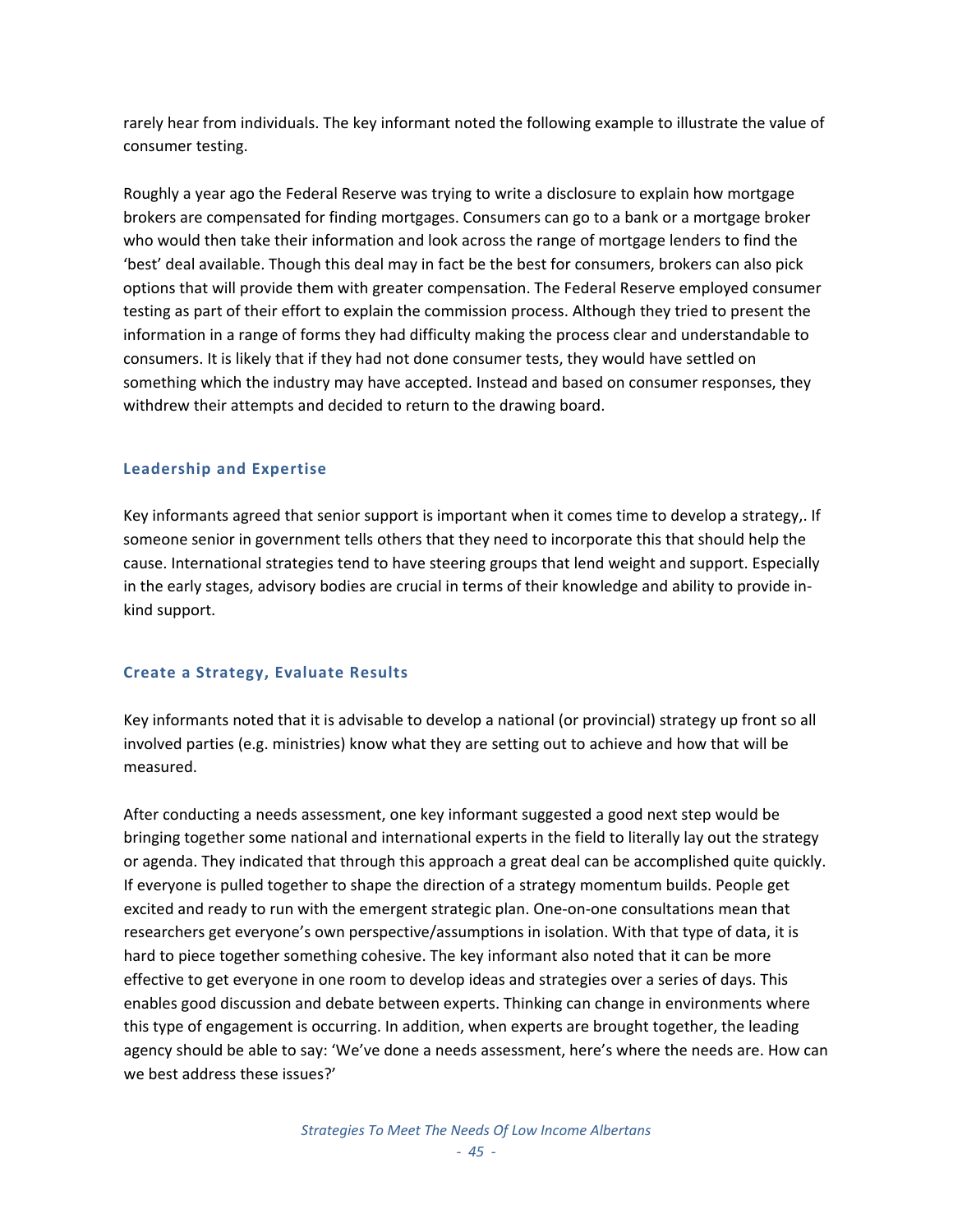rarely hear from individuals. The key informant noted the following example to illustrate the value of consumer testing.

Roughly a year ago the Federal Reserve was trying to write a disclosure to explain how mortgage brokers are compensated for finding mortgages. Consumers can go to a bank or a mortgage broker who would then take their information and look across the range of mortgage lenders to find the 'best' deal available. Though this deal may in fact be the best for consumers, brokers can also pick options that will provide them with greater compensation. The Federal Reserve employed consumer testing as part of their effort to explain the commission process. Although they tried to present the information in a range of forms they had difficulty making the process clear and understandable to consumers. It is likely that if they had not done consumer tests, they would have settled on something which the industry may have accepted. Instead and based on consumer responses, they withdrew their attempts and decided to return to the drawing board.

### Leadership and Expertise

Key informants agreed that senior support is important when it comes time to develop a strategy,. If someone senior in government tells others that they need to incorporate this that should help the cause. International strategies tend to have steering groups that lend weight and support. Especially in the early stages, advisory bodies are crucial in terms of their knowledge and ability to provide in-kind support.

### Create a Strategy, Evaluate Results

Key informants noted that it is advisable to develop a national (or provincial) strategy up front so all involved parties (e.g. ministries) know what they are setting out to achieve and how that will be measured.

After conducting a needs assessment, one key informant suggested a good next step would be bringing together some national and international experts in the field to literally lay out the strategy or agenda. They indicated that through this approach a great deal can be accomplished quite quickly. If everyone is pulled together to shape the direction of a strategy momentum builds. People get excited and ready to run with the emergent strategic plan. One-on-one consultations mean that researchers get everyone's own perspective/assumptions in isolation. With that type of data, it is hard to piece together something cohesive. The key informant also noted that it can be more effective to get everyone in one room to develop ideas and strategies over a series of days. This enables good discussion and debate between experts. Thinking can change in environments where this type of engagement is occurring. In addition, when experts are brought together, the leading agency should be able to say: 'We've done a needs assessment, here's where the needs are. How can we best address these issues?'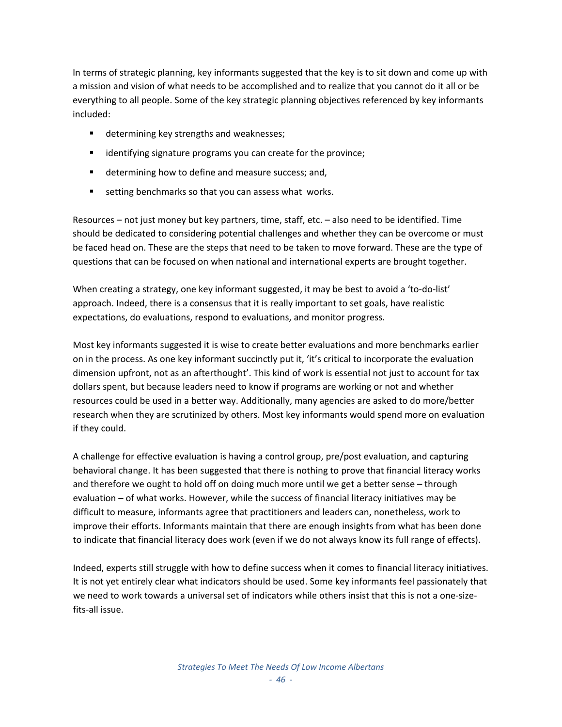In terms of strategic planning, key informants suggested that the key is to sit down and come up with a mission and vision of what needs to be accomplished and to realize that you cannot do it all or be everything to all people. Some of the key strategic planning objectives referenced by key informants included:

- determining key strengths and weaknesses;
- identifying signature programs you can create for the province;
- determining how to define and measure success; and,
- setting benchmarks so that you can assess what works.

Resources – not just money but key partners, time, staff, etc. – also need to be identified. Time should be dedicated to considering potential challenges and whether they can be overcome or must be faced head on. These are the steps that need to be taken to move forward. These are the type of questions that can be focused on when national and international experts are brought together.

When creating a strategy, one key informant suggested, it may be best to avoid a 'to-do-list' approach. Indeed, there is a consensus that it is really important to set goals, have realistic expectations, do evaluations, respond to evaluations, and monitor progress.

Most key informants suggested it is wise to create better evaluations and more benchmarks earlier on in the process. As one key informant succinctly put it, 'it's critical to incorporate the evaluation dimension upfront, not as an afterthought'. This kind of work is essential not just to account for tax dollars spent, but because leaders need to know if programs are working or not and whether resources could be used in a better way. Additionally, many agencies are asked to do more/better research when they are scrutinized by others. Most key informants would spend more on evaluation if they could.

A challenge for effective evaluation is having a control group, pre/post evaluation, and capturing behavioral change. It has been suggested that there is nothing to prove that financial literacy works and therefore we ought to hold off on doing much more until we get a better sense – through evaluation – of what works. However, while the success of financial literacy initiatives may be difficult to measure, informants agree that practitioners and leaders can, nonetheless, work to improve their efforts. Informants maintain that there are enough insights from what has been done to indicate that financial literacy does work (even if we do not always know its full range of effects).

Indeed, experts still struggle with how to define success when it comes to financial literacy initiatives. It is not yet entirely clear what indicators should be used. Some key informants feel passionately that we need to work towards a universal set of indicators while others insist that this is not a one-size-fits-all issue.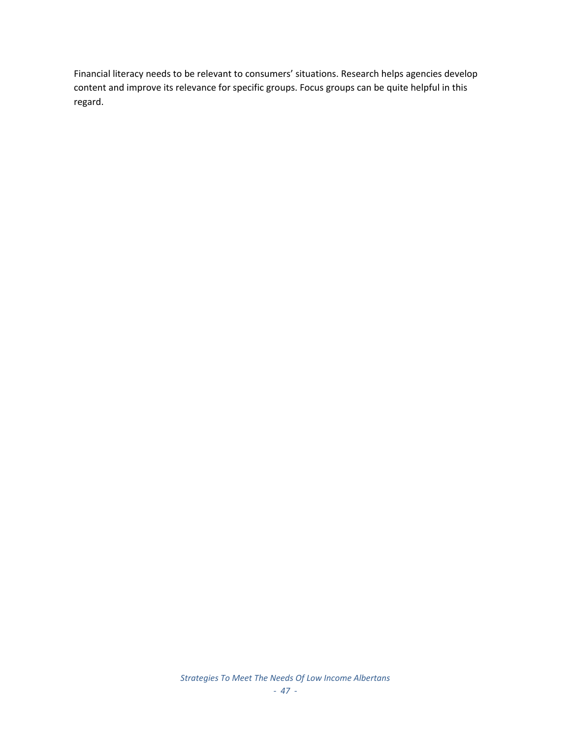Financial literacy needs to be relevant to consumers' situations. Research helps agencies develop content and improve its relevance for specific groups. Focus groups can be quite helpful in this regard.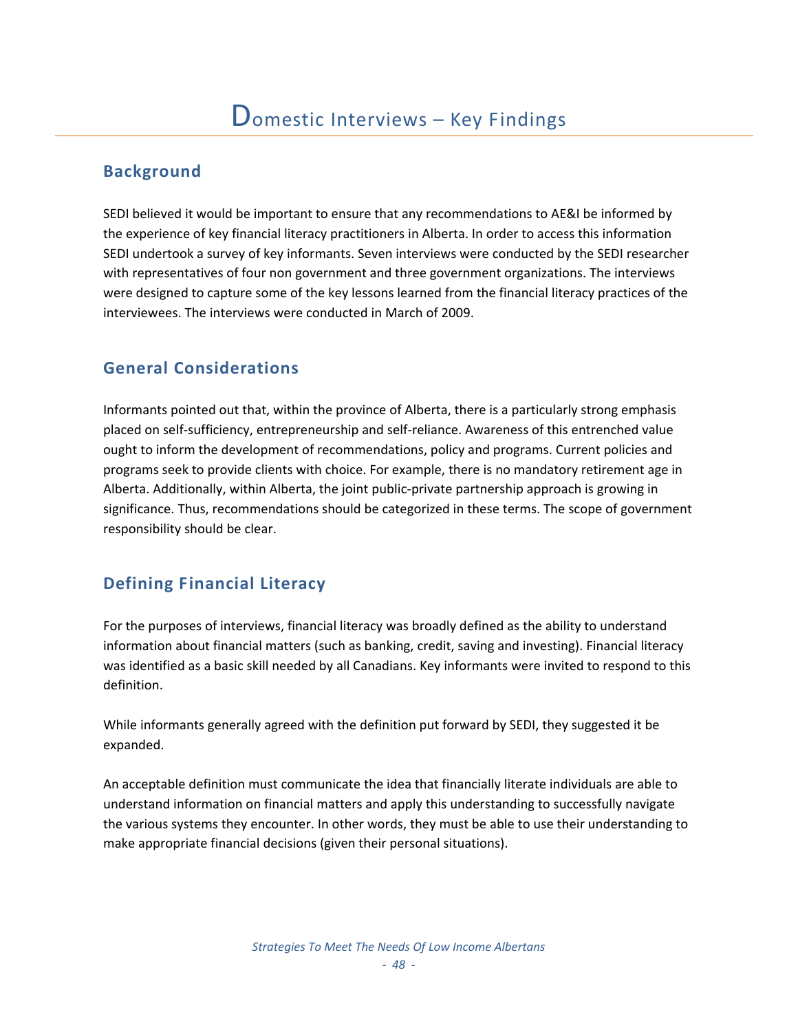# Domestic Interviews – Key Findings

## Background

SEDI believed it would be important to ensure that any recommendations to AE&I be informed by the experience of key financial literacy practitioners in Alberta. In order to access this information SEDI undertook a survey of key informants. Seven interviews were conducted by the SEDI researcher with representatives of four non government and three government organizations. The interviews were designed to capture some of the key lessons learned from the financial literacy practices of the interviewees. The interviews were conducted in March of 2009.

## General Considerations

Informants pointed out that, within the province of Alberta, there is a particularly strong emphasis placed on self-sufficiency, entrepreneurship and self-reliance. Awareness of this entrenched value ought to inform the development of recommendations, policy and programs. Current policies and programs seek to provide clients with choice. For example, there is no mandatory retirement age in Alberta. Additionally, within Alberta, the joint public-private partnership approach is growing in significance. Thus, recommendations should be categorized in these terms. The scope of government responsibility should be clear.

## Defining Financial Literacy

For the purposes of interviews, financial literacy was broadly defined as the ability to understand information about financial matters (such as banking, credit, saving and investing). Financial literacy was identified as a basic skill needed by all Canadians. Key informants were invited to respond to this definition.

While informants generally agreed with the definition put forward by SEDI, they suggested it be expanded.

An acceptable definition must communicate the idea that financially literate individuals are able to understand information on financial matters and apply this understanding to successfully navigate the various systems they encounter. In other words, they must be able to use their understanding to make appropriate financial decisions (given their personal situations).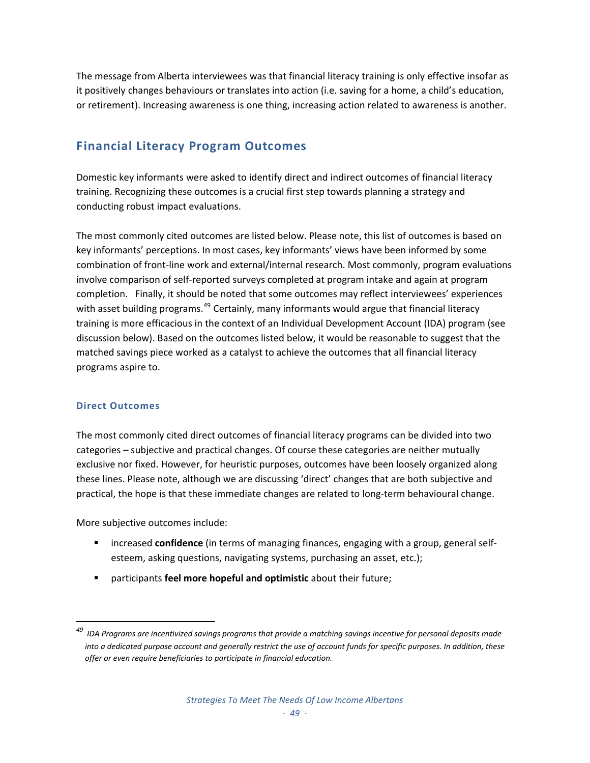The message from Alberta interviewees was that financial literacy training is only effective insofar as it positively changes behaviours or translates into action (i.e. saving for a home, a child's education, or retirement). Increasing awareness is one thing, increasing action related to awareness is another.

## Financial Literacy Program Outcomes

Domestic key informants were asked to identify direct and indirect outcomes of financial literacy training. Recognizing these outcomes is a crucial first step towards planning a strategy and conducting robust impact evaluations.

The most commonly cited outcomes are listed below. Please note, this list of outcomes is based on key informants' perceptions. In most cases, key informants' views have been informed by some combination of front-line work and external/internal research. Most commonly, program evaluations involve comparison of self-reported surveys completed at program intake and again at program completion. Finally, it should be noted that some outcomes may reflect interviewees' experiences with asset building programs.[49] Certainly, many informants would argue that financial literacy training is more efficacious in the context of an Individual Development Account (IDA) program (see discussion below). Based on the outcomes listed below, it would be reasonable to suggest that the matched savings piece worked as a catalyst to achieve the outcomes that all financial literacy programs aspire to.

### Direct Outcomes

The most commonly cited direct outcomes of financial literacy programs can be divided into two categories – subjective and practical changes. Of course these categories are neither mutually exclusive nor fixed. However, for heuristic purposes, outcomes have been loosely organized along these lines. Please note, although we are discussing 'direct' changes that are both subjective and practical, the hope is that these immediate changes are related to long-term behavioural change.

More subjective outcomes include:

- increased **confidence** (in terms of managing finances, engaging with a group, general self-esteem, asking questions, navigating systems, purchasing an asset, etc.);
- participants **feel more hopeful and optimistic** about their future;

---

[49] *IDA Programs are incentivized savings programs that provide a matching savings incentive for personal deposits made into a dedicated purpose account and generally restrict the use of account funds for specific purposes. In addition, these offer or even require beneficiaries to participate in financial education.*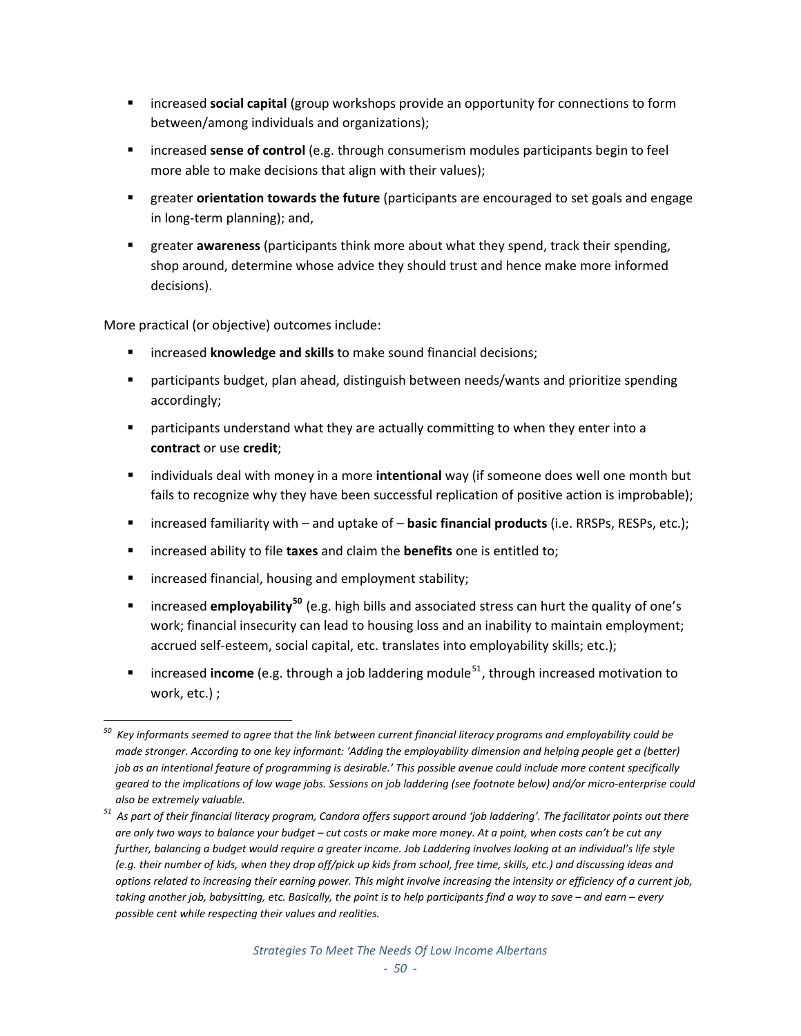- increased **social capital** (group workshops provide an opportunity for connections to form between/among individuals and organizations);
- increased **sense of control** (e.g. through consumerism modules participants begin to feel more able to make decisions that align with their values);
- greater **orientation towards the future** (participants are encouraged to set goals and engage in long-term planning); and,
- greater **awareness** (participants think more about what they spend, track their spending, shop around, determine whose advice they should trust and hence make more informed decisions).

More practical (or objective) outcomes include:

- increased **knowledge and skills** to make sound financial decisions;
- participants budget, plan ahead, distinguish between needs/wants and prioritize spending accordingly;
- participants understand what they are actually committing to when they enter into a **contract** or use **credit**;
- individuals deal with money in a more **intentional** way (if someone does well one month but fails to recognize why they have been successful replication of positive action is improbable);
- increased familiarity with – and uptake of – **basic financial products** (i.e. RRSPs, RESPs, etc.);
- increased ability to file **taxes** and claim the **benefits** one is entitled to;
- increased financial, housing and employment stability;
- increased **employability**[50] (e.g. high bills and associated stress can hurt the quality of one's work; financial insecurity can lead to housing loss and an inability to maintain employment; accrued self-esteem, social capital, etc. translates into employability skills; etc.);
- increased **income** (e.g. through a job laddering module[51], through increased motivation to work, etc.) ;

---

[50] *Key informants seemed to agree that the link between current financial literacy programs and employability could be made stronger. According to one key informant: 'Adding the employability dimension and helping people get a (better) job as an intentional feature of programming is desirable.' This possible avenue could include more content specifically geared to the implications of low wage jobs. Sessions on job laddering (see footnote below) and/or micro-enterprise could also be extremely valuable.*

[51] *As part of their financial literacy program, Candora offers support around 'job laddering'. The facilitator points out there are only two ways to balance your budget – cut costs or make more money. At a point, when costs can't be cut any further, balancing a budget would require a greater income. Job Laddering involves looking at an individual's life style (e.g. their number of kids, when they drop off/pick up kids from school, free time, skills, etc.) and discussing ideas and options related to increasing their earning power. This might involve increasing the intensity or efficiency of a current job, taking another job, babysitting, etc. Basically, the point is to help participants find a way to save – and earn – every possible cent while respecting their values and realities.*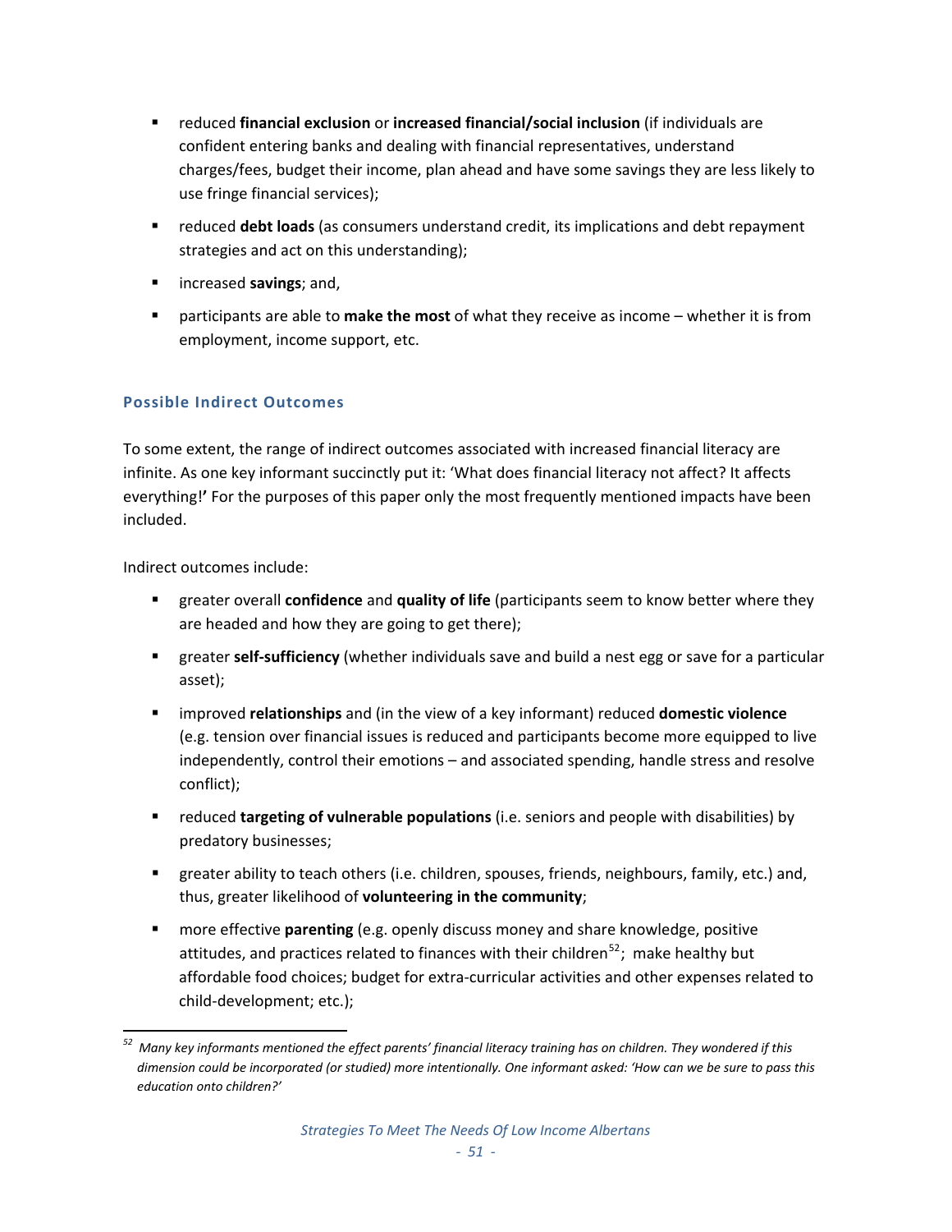- reduced **financial exclusion** or **increased financial/social inclusion** (if individuals are confident entering banks and dealing with financial representatives, understand charges/fees, budget their income, plan ahead and have some savings they are less likely to use fringe financial services);
- reduced **debt loads** (as consumers understand credit, its implications and debt repayment strategies and act on this understanding);
- increased **savings**; and,
- participants are able to **make the most** of what they receive as income – whether it is from employment, income support, etc.

### Possible Indirect Outcomes

To some extent, the range of indirect outcomes associated with increased financial literacy are infinite. As one key informant succinctly put it: 'What does financial literacy not affect? It affects everything!**'** For the purposes of this paper only the most frequently mentioned impacts have been included.

Indirect outcomes include:

- greater overall **confidence** and **quality of life** (participants seem to know better where they are headed and how they are going to get there);
- greater **self-sufficiency** (whether individuals save and build a nest egg or save for a particular asset);
- improved **relationships** and (in the view of a key informant) reduced **domestic violence** (e.g. tension over financial issues is reduced and participants become more equipped to live independently, control their emotions – and associated spending, handle stress and resolve conflict);
- reduced **targeting of vulnerable populations** (i.e. seniors and people with disabilities) by predatory businesses;
- greater ability to teach others (i.e. children, spouses, friends, neighbours, family, etc.) and, thus, greater likelihood of **volunteering in the community**;
- more effective **parenting** (e.g. openly discuss money and share knowledge, positive attitudes, and practices related to finances with their children[52]; make healthy but affordable food choices; budget for extra-curricular activities and other expenses related to child-development; etc.);

[52] *Many key informants mentioned the effect parents' financial literacy training has on children. They wondered if this dimension could be incorporated (or studied) more intentionally. One informant asked: 'How can we be sure to pass this education onto children?'*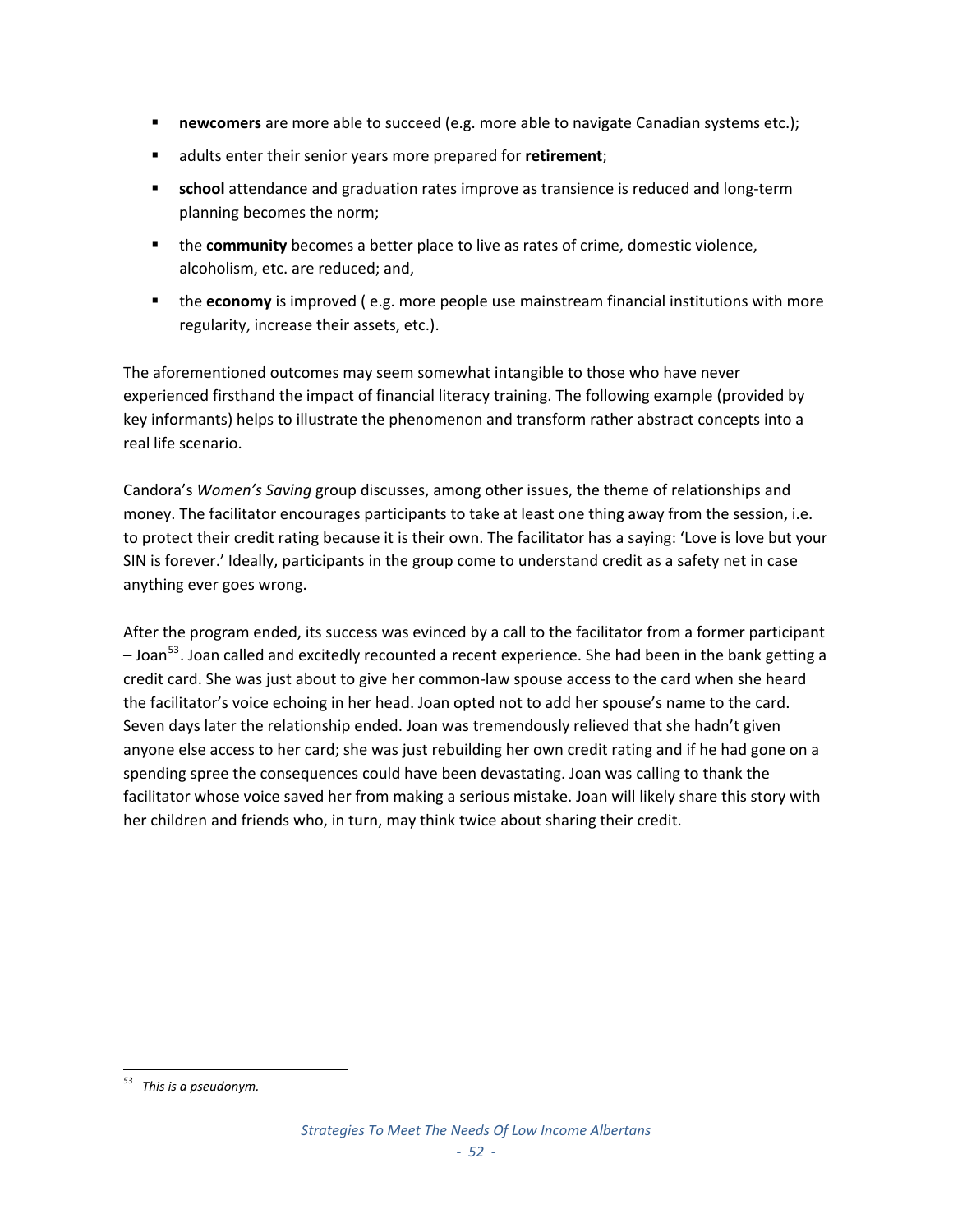- **newcomers** are more able to succeed (e.g. more able to navigate Canadian systems etc.);
- adults enter their senior years more prepared for **retirement**;
- **school** attendance and graduation rates improve as transience is reduced and long-term planning becomes the norm;
- the **community** becomes a better place to live as rates of crime, domestic violence, alcoholism, etc. are reduced; and,
- the **economy** is improved ( e.g. more people use mainstream financial institutions with more regularity, increase their assets, etc.).

The aforementioned outcomes may seem somewhat intangible to those who have never experienced firsthand the impact of financial literacy training. The following example (provided by key informants) helps to illustrate the phenomenon and transform rather abstract concepts into a real life scenario.

Candora's *Women's Saving* group discusses, among other issues, the theme of relationships and money. The facilitator encourages participants to take at least one thing away from the session, i.e. to protect their credit rating because it is their own. The facilitator has a saying: 'Love is love but your SIN is forever.' Ideally, participants in the group come to understand credit as a safety net in case anything ever goes wrong.

After the program ended, its success was evinced by a call to the facilitator from a former participant – Joan[53]. Joan called and excitedly recounted a recent experience. She had been in the bank getting a credit card. She was just about to give her common-law spouse access to the card when she heard the facilitator's voice echoing in her head. Joan opted not to add her spouse's name to the card. Seven days later the relationship ended. Joan was tremendously relieved that she hadn't given anyone else access to her card; she was just rebuilding her own credit rating and if he had gone on a spending spree the consequences could have been devastating. Joan was calling to thank the facilitator whose voice saved her from making a serious mistake. Joan will likely share this story with her children and friends who, in turn, may think twice about sharing their credit.

---

[53] *This is a pseudonym.*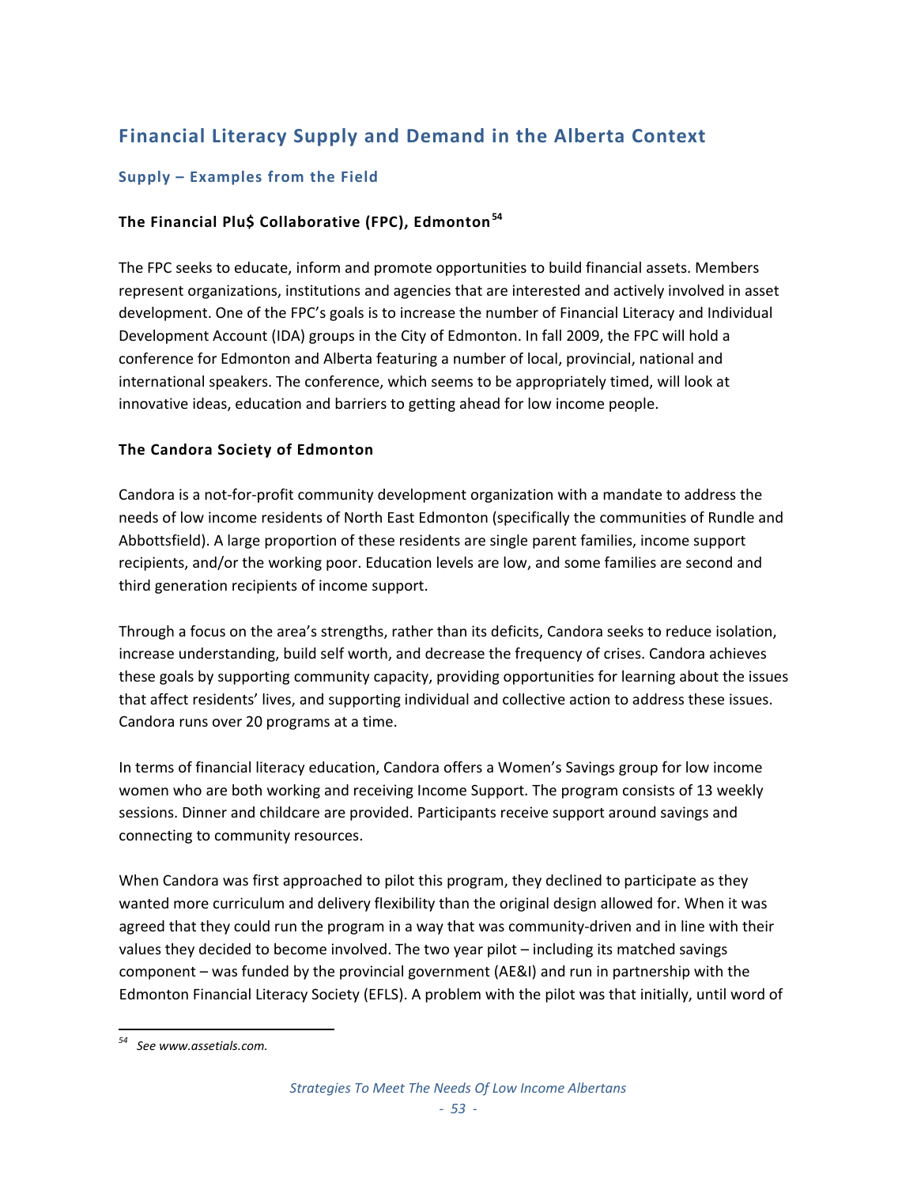## Financial Literacy Supply and Demand in the Alberta Context

### Supply – Examples from the Field

#### The Financial Plu$ Collaborative (FPC), Edmonton[54]

The FPC seeks to educate, inform and promote opportunities to build financial assets. Members represent organizations, institutions and agencies that are interested and actively involved in asset development. One of the FPC's goals is to increase the number of Financial Literacy and Individual Development Account (IDA) groups in the City of Edmonton. In fall 2009, the FPC will hold a conference for Edmonton and Alberta featuring a number of local, provincial, national and international speakers. The conference, which seems to be appropriately timed, will look at innovative ideas, education and barriers to getting ahead for low income people.

#### The Candora Society of Edmonton

Candora is a not-for-profit community development organization with a mandate to address the needs of low income residents of North East Edmonton (specifically the communities of Rundle and Abbottsfield). A large proportion of these residents are single parent families, income support recipients, and/or the working poor. Education levels are low, and some families are second and third generation recipients of income support.

Through a focus on the area's strengths, rather than its deficits, Candora seeks to reduce isolation, increase understanding, build self worth, and decrease the frequency of crises. Candora achieves these goals by supporting community capacity, providing opportunities for learning about the issues that affect residents' lives, and supporting individual and collective action to address these issues. Candora runs over 20 programs at a time.

In terms of financial literacy education, Candora offers a Women's Savings group for low income women who are both working and receiving Income Support. The program consists of 13 weekly sessions. Dinner and childcare are provided. Participants receive support around savings and connecting to community resources.

When Candora was first approached to pilot this program, they declined to participate as they wanted more curriculum and delivery flexibility than the original design allowed for. When it was agreed that they could run the program in a way that was community-driven and in line with their values they decided to become involved. The two year pilot – including its matched savings component – was funded by the provincial government (AE&I) and run in partnership with the Edmonton Financial Literacy Society (EFLS). A problem with the pilot was that initially, until word of

---

[54] *See www.assetials.com.*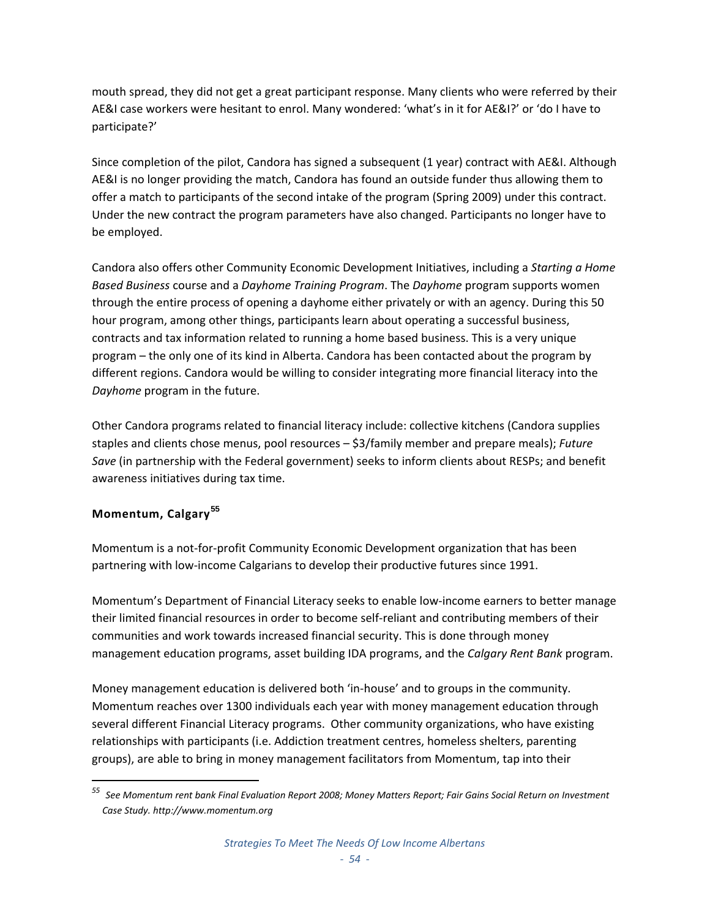mouth spread, they did not get a great participant response. Many clients who were referred by their AE&I case workers were hesitant to enrol. Many wondered: 'what's in it for AE&I?' or 'do I have to participate?'

Since completion of the pilot, Candora has signed a subsequent (1 year) contract with AE&I. Although AE&I is no longer providing the match, Candora has found an outside funder thus allowing them to offer a match to participants of the second intake of the program (Spring 2009) under this contract. Under the new contract the program parameters have also changed. Participants no longer have to be employed.

Candora also offers other Community Economic Development Initiatives, including a *Starting a Home Based Business* course and a *Dayhome Training Program*. The *Dayhome* program supports women through the entire process of opening a dayhome either privately or with an agency. During this 50 hour program, among other things, participants learn about operating a successful business, contracts and tax information related to running a home based business. This is a very unique program – the only one of its kind in Alberta. Candora has been contacted about the program by different regions. Candora would be willing to consider integrating more financial literacy into the *Dayhome* program in the future.

Other Candora programs related to financial literacy include: collective kitchens (Candora supplies staples and clients chose menus, pool resources – $3/family member and prepare meals); *Future Save* (in partnership with the Federal government) seeks to inform clients about RESPs; and benefit awareness initiatives during tax time.

### Momentum, Calgary[55]

Momentum is a not-for-profit Community Economic Development organization that has been partnering with low-income Calgarians to develop their productive futures since 1991.

Momentum's Department of Financial Literacy seeks to enable low-income earners to better manage their limited financial resources in order to become self-reliant and contributing members of their communities and work towards increased financial security. This is done through money management education programs, asset building IDA programs, and the *Calgary Rent Bank* program.

Money management education is delivered both 'in-house' and to groups in the community. Momentum reaches over 1300 individuals each year with money management education through several different Financial Literacy programs. Other community organizations, who have existing relationships with participants (i.e. Addiction treatment centres, homeless shelters, parenting groups), are able to bring in money management facilitators from Momentum, tap into their

---

[55] *See Momentum rent bank Final Evaluation Report 2008; Money Matters Report; Fair Gains Social Return on Investment Case Study. http://www.momentum.org*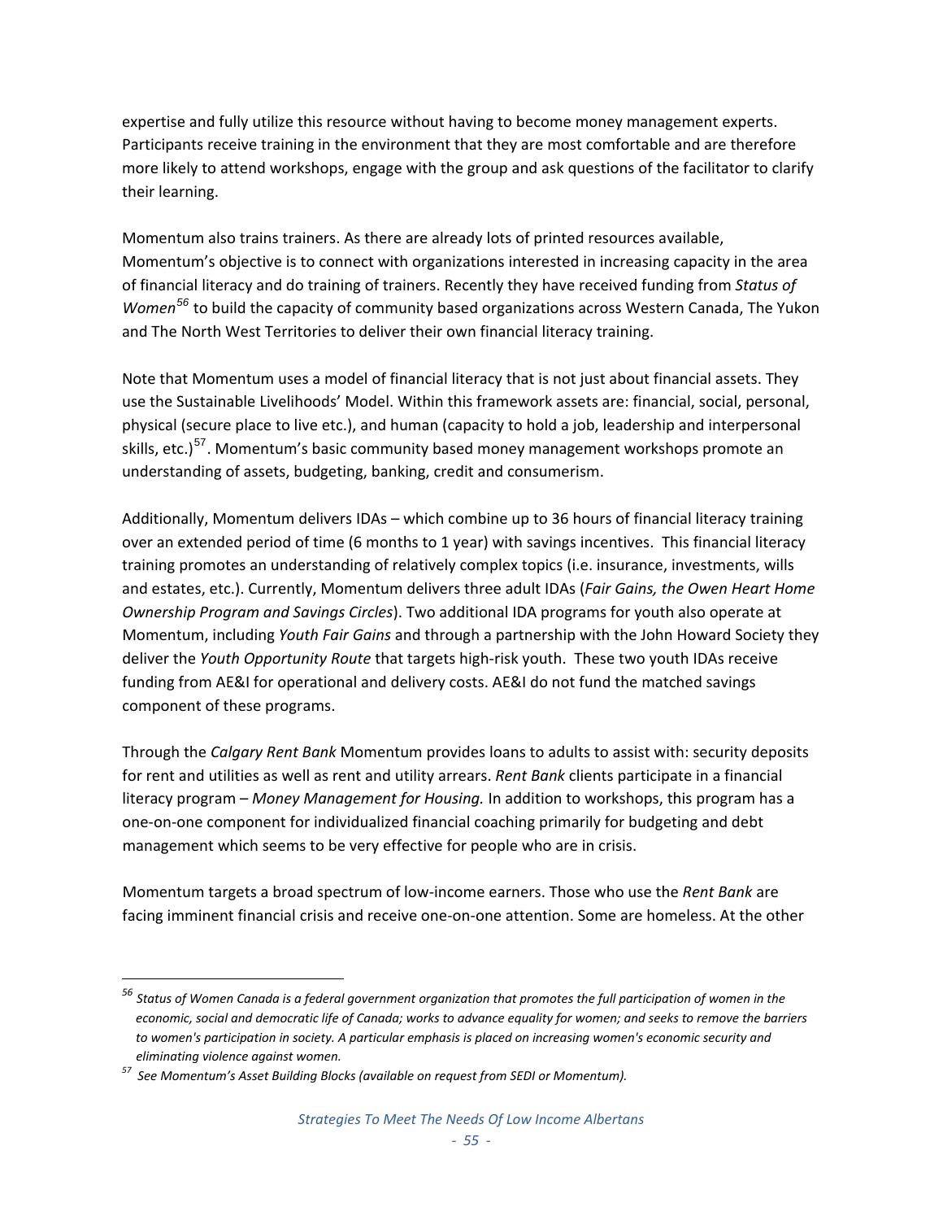expertise and fully utilize this resource without having to become money management experts. Participants receive training in the environment that they are most comfortable and are therefore more likely to attend workshops, engage with the group and ask questions of the facilitator to clarify their learning.

Momentum also trains trainers. As there are already lots of printed resources available, Momentum's objective is to connect with organizations interested in increasing capacity in the area of financial literacy and do training of trainers. Recently they have received funding from *Status of Women*[56] to build the capacity of community based organizations across Western Canada, The Yukon and The North West Territories to deliver their own financial literacy training.

Note that Momentum uses a model of financial literacy that is not just about financial assets. They use the Sustainable Livelihoods' Model. Within this framework assets are: financial, social, personal, physical (secure place to live etc.), and human (capacity to hold a job, leadership and interpersonal skills, etc.)[57]. Momentum's basic community based money management workshops promote an understanding of assets, budgeting, banking, credit and consumerism.

Additionally, Momentum delivers IDAs – which combine up to 36 hours of financial literacy training over an extended period of time (6 months to 1 year) with savings incentives. This financial literacy training promotes an understanding of relatively complex topics (i.e. insurance, investments, wills and estates, etc.). Currently, Momentum delivers three adult IDAs (*Fair Gains, the Owen Heart Home Ownership Program and Savings Circles*). Two additional IDA programs for youth also operate at Momentum, including *Youth Fair Gains* and through a partnership with the John Howard Society they deliver the *Youth Opportunity Route* that targets high-risk youth. These two youth IDAs receive funding from AE&I for operational and delivery costs. AE&I do not fund the matched savings component of these programs.

Through the *Calgary Rent Bank* Momentum provides loans to adults to assist with: security deposits for rent and utilities as well as rent and utility arrears. *Rent Bank* clients participate in a financial literacy program – *Money Management for Housing.* In addition to workshops, this program has a one-on-one component for individualized financial coaching primarily for budgeting and debt management which seems to be very effective for people who are in crisis.

Momentum targets a broad spectrum of low-income earners. Those who use the *Rent Bank* are facing imminent financial crisis and receive one-on-one attention. Some are homeless. At the other

---

[56] *Status of Women Canada is a federal government organization that promotes the full participation of women in the economic, social and democratic life of Canada; works to advance equality for women; and seeks to remove the barriers to women's participation in society. A particular emphasis is placed on increasing women's economic security and eliminating violence against women.*

[57] *See Momentum's Asset Building Blocks (available on request from SEDI or Momentum).*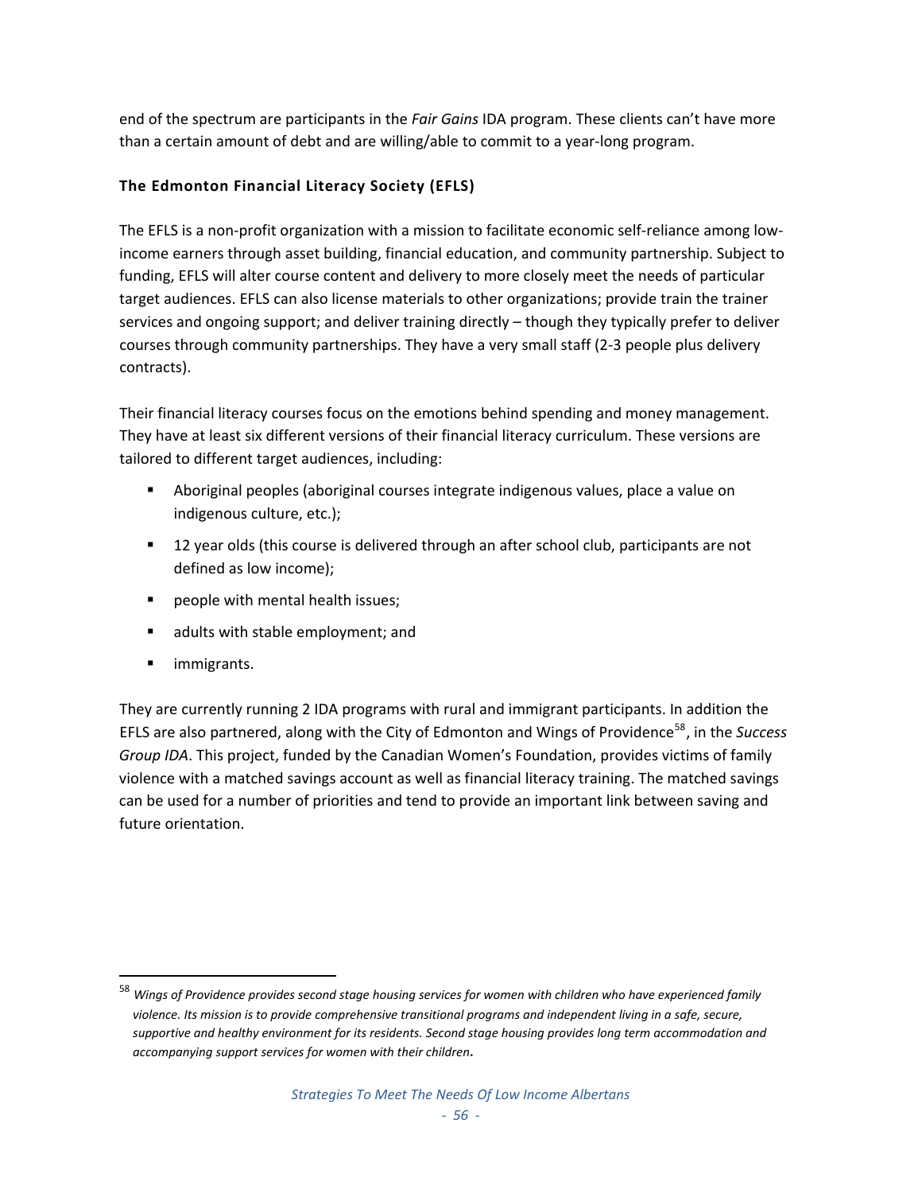end of the spectrum are participants in the *Fair Gains* IDA program. These clients can't have more than a certain amount of debt and are willing/able to commit to a year-long program.

### The Edmonton Financial Literacy Society (EFLS)

The EFLS is a non-profit organization with a mission to facilitate economic self-reliance among low-income earners through asset building, financial education, and community partnership. Subject to funding, EFLS will alter course content and delivery to more closely meet the needs of particular target audiences. EFLS can also license materials to other organizations; provide train the trainer services and ongoing support; and deliver training directly – though they typically prefer to deliver courses through community partnerships. They have a very small staff (2-3 people plus delivery contracts).

Their financial literacy courses focus on the emotions behind spending and money management. They have at least six different versions of their financial literacy curriculum. These versions are tailored to different target audiences, including:

- Aboriginal peoples (aboriginal courses integrate indigenous values, place a value on indigenous culture, etc.);
- 12 year olds (this course is delivered through an after school club, participants are not defined as low income);
- people with mental health issues;
- adults with stable employment; and
- immigrants.

They are currently running 2 IDA programs with rural and immigrant participants. In addition the EFLS are also partnered, along with the City of Edmonton and Wings of Providence[58], in the *Success Group IDA*. This project, funded by the Canadian Women's Foundation, provides victims of family violence with a matched savings account as well as financial literacy training. The matched savings can be used for a number of priorities and tend to provide an important link between saving and future orientation.

---

[58] *Wings of Providence provides second stage housing services for women with children who have experienced family violence. Its mission is to provide comprehensive transitional programs and independent living in a safe, secure, supportive and healthy environment for its residents. Second stage housing provides long term accommodation and accompanying support services for women with their children.*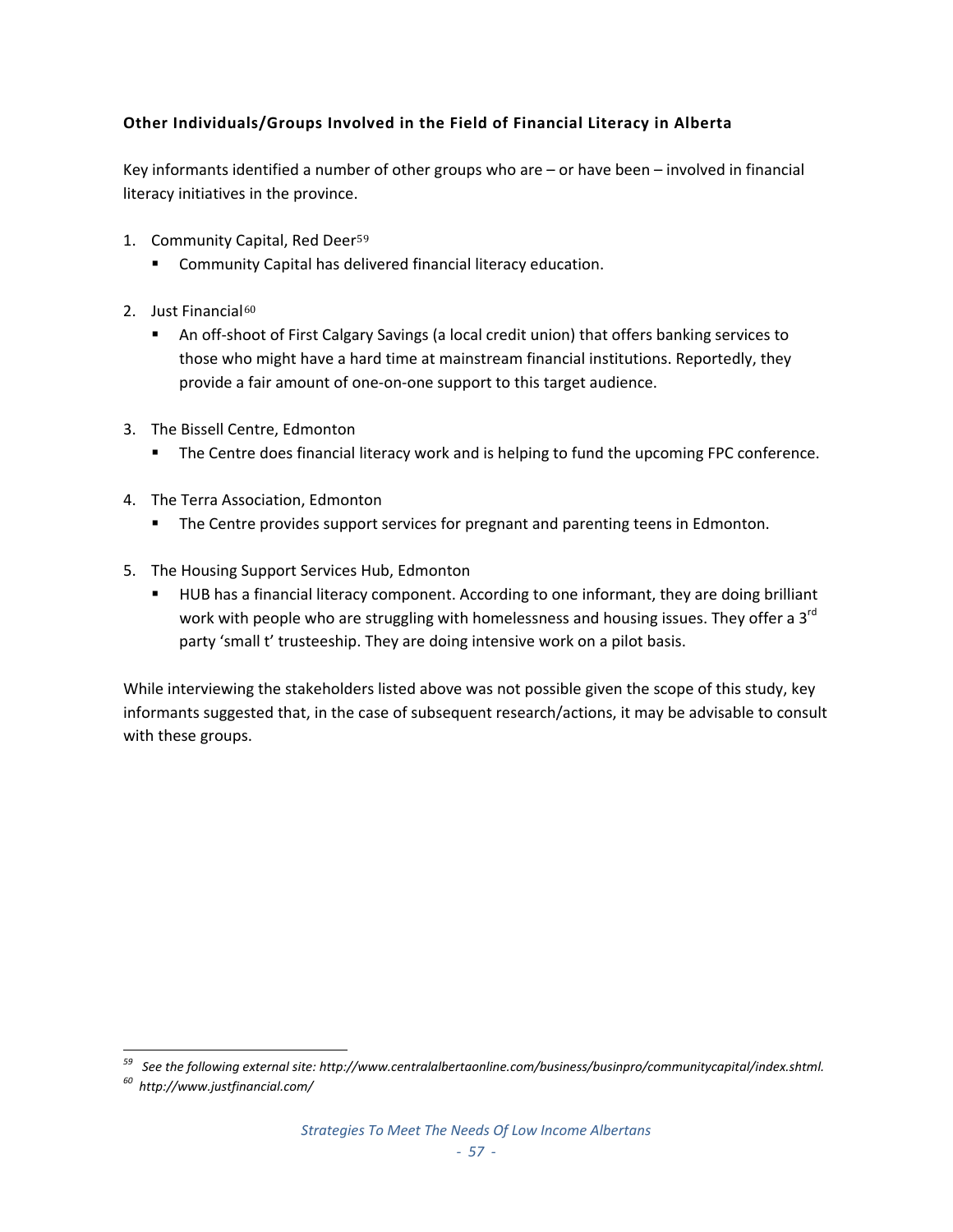**Other Individuals/Groups Involved in the Field of Financial Literacy in Alberta**

Key informants identified a number of other groups who are – or have been – involved in financial literacy initiatives in the province.

1. Community Capital, Red Deer[59]
   - Community Capital has delivered financial literacy education.

2. Just Financial[60]
   - An off-shoot of First Calgary Savings (a local credit union) that offers banking services to those who might have a hard time at mainstream financial institutions. Reportedly, they provide a fair amount of one-on-one support to this target audience.

3. The Bissell Centre, Edmonton
   - The Centre does financial literacy work and is helping to fund the upcoming FPC conference.

4. The Terra Association, Edmonton
   - The Centre provides support services for pregnant and parenting teens in Edmonton.

5. The Housing Support Services Hub, Edmonton
   - HUB has a financial literacy component. According to one informant, they are doing brilliant work with people who are struggling with homelessness and housing issues. They offer a 3rd party 'small t' trusteeship. They are doing intensive work on a pilot basis.

While interviewing the stakeholders listed above was not possible given the scope of this study, key informants suggested that, in the case of subsequent research/actions, it may be advisable to consult with these groups.

---

[59] *See the following external site: http://www.centralalbertaonline.com/business/businpro/communitycapital/index.shtml.*

[60] *http://www.justfinancial.com/*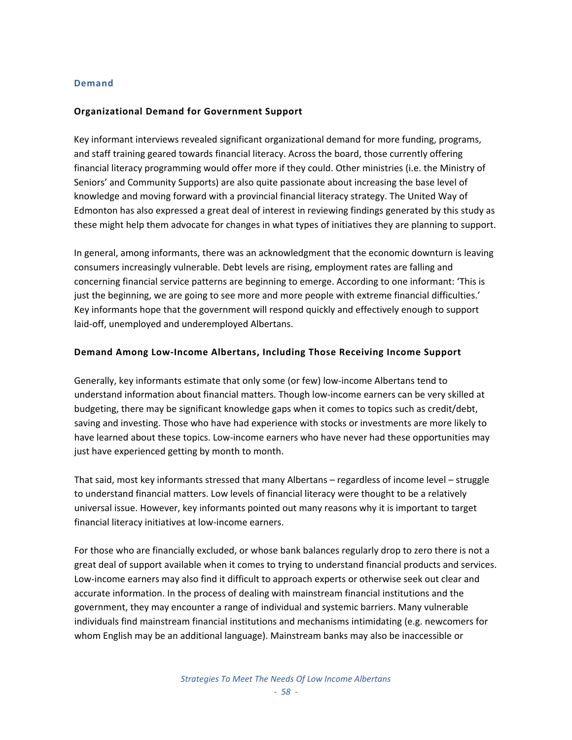## Demand

### Organizational Demand for Government Support

Key informant interviews revealed significant organizational demand for more funding, programs, and staff training geared towards financial literacy. Across the board, those currently offering financial literacy programming would offer more if they could. Other ministries (i.e. the Ministry of Seniors' and Community Supports) are also quite passionate about increasing the base level of knowledge and moving forward with a provincial financial literacy strategy. The United Way of Edmonton has also expressed a great deal of interest in reviewing findings generated by this study as these might help them advocate for changes in what types of initiatives they are planning to support.

In general, among informants, there was an acknowledgment that the economic downturn is leaving consumers increasingly vulnerable. Debt levels are rising, employment rates are falling and concerning financial service patterns are beginning to emerge. According to one informant: 'This is just the beginning, we are going to see more and more people with extreme financial difficulties.' Key informants hope that the government will respond quickly and effectively enough to support laid-off, unemployed and underemployed Albertans.

### Demand Among Low-Income Albertans, Including Those Receiving Income Support

Generally, key informants estimate that only some (or few) low-income Albertans tend to understand information about financial matters. Though low-income earners can be very skilled at budgeting, there may be significant knowledge gaps when it comes to topics such as credit/debt, saving and investing. Those who have had experience with stocks or investments are more likely to have learned about these topics. Low-income earners who have never had these opportunities may just have experienced getting by month to month.

That said, most key informants stressed that many Albertans – regardless of income level – struggle to understand financial matters. Low levels of financial literacy were thought to be a relatively universal issue. However, key informants pointed out many reasons why it is important to target financial literacy initiatives at low-income earners.

For those who are financially excluded, or whose bank balances regularly drop to zero there is not a great deal of support available when it comes to trying to understand financial products and services. Low-income earners may also find it difficult to approach experts or otherwise seek out clear and accurate information. In the process of dealing with mainstream financial institutions and the government, they may encounter a range of individual and systemic barriers. Many vulnerable individuals find mainstream financial institutions and mechanisms intimidating (e.g. newcomers for whom English may be an additional language). Mainstream banks may also be inaccessible or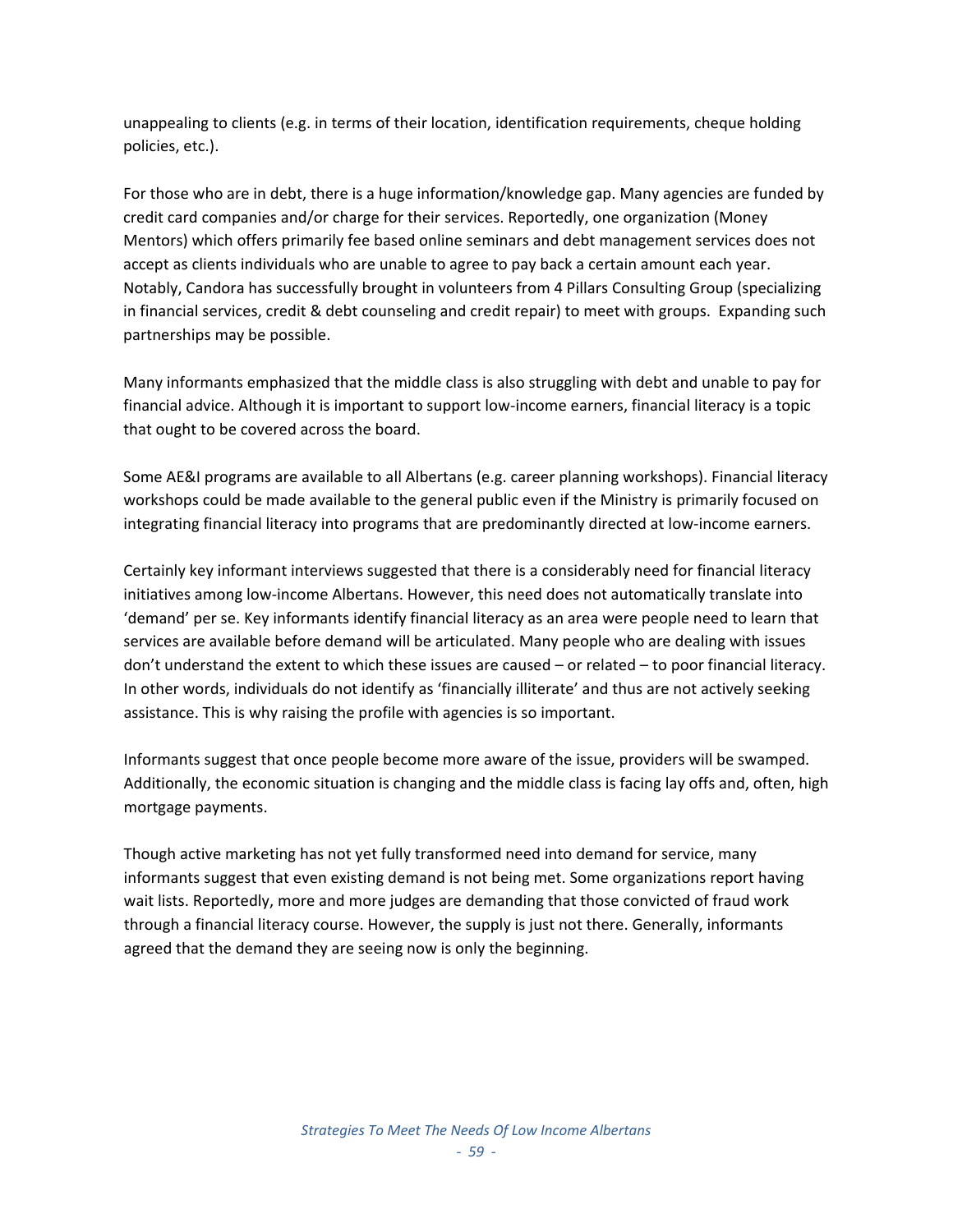unappealing to clients (e.g. in terms of their location, identification requirements, cheque holding policies, etc.).

For those who are in debt, there is a huge information/knowledge gap. Many agencies are funded by credit card companies and/or charge for their services. Reportedly, one organization (Money Mentors) which offers primarily fee based online seminars and debt management services does not accept as clients individuals who are unable to agree to pay back a certain amount each year. Notably, Candora has successfully brought in volunteers from 4 Pillars Consulting Group (specializing in financial services, credit & debt counseling and credit repair) to meet with groups. Expanding such partnerships may be possible.

Many informants emphasized that the middle class is also struggling with debt and unable to pay for financial advice. Although it is important to support low-income earners, financial literacy is a topic that ought to be covered across the board.

Some AE&I programs are available to all Albertans (e.g. career planning workshops). Financial literacy workshops could be made available to the general public even if the Ministry is primarily focused on integrating financial literacy into programs that are predominantly directed at low-income earners.

Certainly key informant interviews suggested that there is a considerably need for financial literacy initiatives among low-income Albertans. However, this need does not automatically translate into 'demand' per se. Key informants identify financial literacy as an area were people need to learn that services are available before demand will be articulated. Many people who are dealing with issues don't understand the extent to which these issues are caused – or related – to poor financial literacy. In other words, individuals do not identify as 'financially illiterate' and thus are not actively seeking assistance. This is why raising the profile with agencies is so important.

Informants suggest that once people become more aware of the issue, providers will be swamped. Additionally, the economic situation is changing and the middle class is facing lay offs and, often, high mortgage payments.

Though active marketing has not yet fully transformed need into demand for service, many informants suggest that even existing demand is not being met. Some organizations report having wait lists. Reportedly, more and more judges are demanding that those convicted of fraud work through a financial literacy course. However, the supply is just not there. Generally, informants agreed that the demand they are seeing now is only the beginning.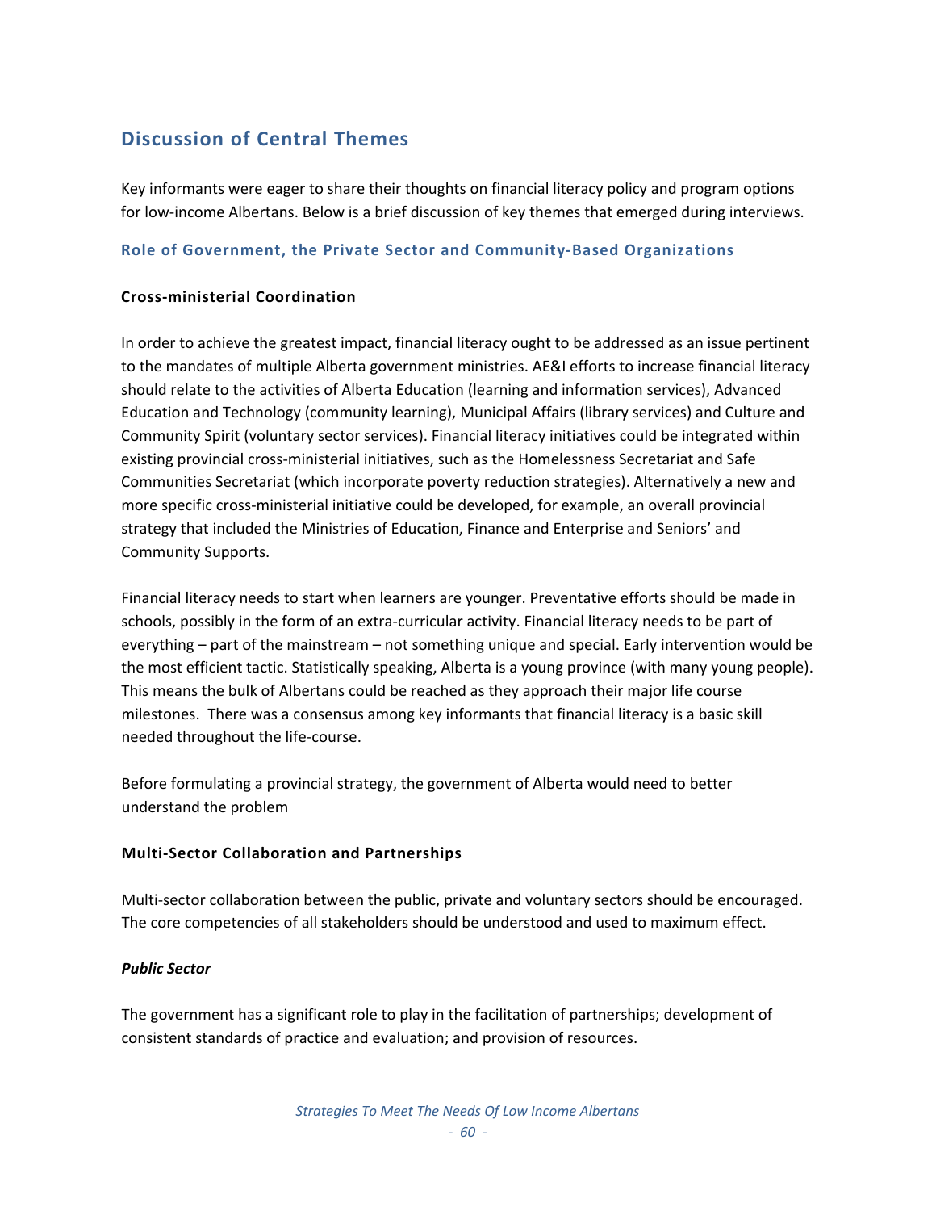## Discussion of Central Themes

Key informants were eager to share their thoughts on financial literacy policy and program options for low-income Albertans. Below is a brief discussion of key themes that emerged during interviews.

### Role of Government, the Private Sector and Community-Based Organizations

#### Cross-ministerial Coordination

In order to achieve the greatest impact, financial literacy ought to be addressed as an issue pertinent to the mandates of multiple Alberta government ministries. AE&I efforts to increase financial literacy should relate to the activities of Alberta Education (learning and information services), Advanced Education and Technology (community learning), Municipal Affairs (library services) and Culture and Community Spirit (voluntary sector services). Financial literacy initiatives could be integrated within existing provincial cross-ministerial initiatives, such as the Homelessness Secretariat and Safe Communities Secretariat (which incorporate poverty reduction strategies). Alternatively a new and more specific cross-ministerial initiative could be developed, for example, an overall provincial strategy that included the Ministries of Education, Finance and Enterprise and Seniors' and Community Supports.

Financial literacy needs to start when learners are younger. Preventative efforts should be made in schools, possibly in the form of an extra-curricular activity. Financial literacy needs to be part of everything – part of the mainstream – not something unique and special. Early intervention would be the most efficient tactic. Statistically speaking, Alberta is a young province (with many young people). This means the bulk of Albertans could be reached as they approach their major life course milestones. There was a consensus among key informants that financial literacy is a basic skill needed throughout the life-course.

Before formulating a provincial strategy, the government of Alberta would need to better understand the problem

#### Multi-Sector Collaboration and Partnerships

Multi-sector collaboration between the public, private and voluntary sectors should be encouraged. The core competencies of all stakeholders should be understood and used to maximum effect.

***Public Sector***

The government has a significant role to play in the facilitation of partnerships; development of consistent standards of practice and evaluation; and provision of resources.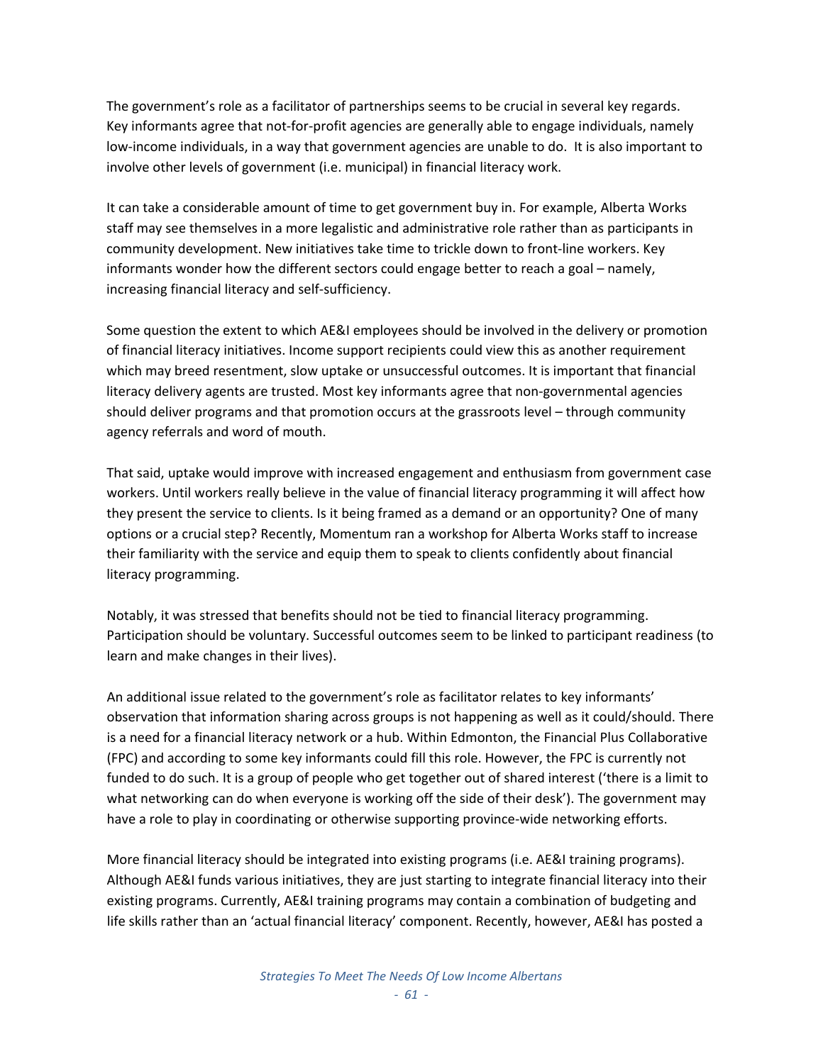The government's role as a facilitator of partnerships seems to be crucial in several key regards. Key informants agree that not-for-profit agencies are generally able to engage individuals, namely low-income individuals, in a way that government agencies are unable to do. It is also important to involve other levels of government (i.e. municipal) in financial literacy work.

It can take a considerable amount of time to get government buy in. For example, Alberta Works staff may see themselves in a more legalistic and administrative role rather than as participants in community development. New initiatives take time to trickle down to front-line workers. Key informants wonder how the different sectors could engage better to reach a goal – namely, increasing financial literacy and self-sufficiency.

Some question the extent to which AE&I employees should be involved in the delivery or promotion of financial literacy initiatives. Income support recipients could view this as another requirement which may breed resentment, slow uptake or unsuccessful outcomes. It is important that financial literacy delivery agents are trusted. Most key informants agree that non-governmental agencies should deliver programs and that promotion occurs at the grassroots level – through community agency referrals and word of mouth.

That said, uptake would improve with increased engagement and enthusiasm from government case workers. Until workers really believe in the value of financial literacy programming it will affect how they present the service to clients. Is it being framed as a demand or an opportunity? One of many options or a crucial step? Recently, Momentum ran a workshop for Alberta Works staff to increase their familiarity with the service and equip them to speak to clients confidently about financial literacy programming.

Notably, it was stressed that benefits should not be tied to financial literacy programming. Participation should be voluntary. Successful outcomes seem to be linked to participant readiness (to learn and make changes in their lives).

An additional issue related to the government's role as facilitator relates to key informants' observation that information sharing across groups is not happening as well as it could/should. There is a need for a financial literacy network or a hub. Within Edmonton, the Financial Plus Collaborative (FPC) and according to some key informants could fill this role. However, the FPC is currently not funded to do such. It is a group of people who get together out of shared interest ('there is a limit to what networking can do when everyone is working off the side of their desk'). The government may have a role to play in coordinating or otherwise supporting province-wide networking efforts.

More financial literacy should be integrated into existing programs (i.e. AE&I training programs). Although AE&I funds various initiatives, they are just starting to integrate financial literacy into their existing programs. Currently, AE&I training programs may contain a combination of budgeting and life skills rather than an 'actual financial literacy' component. Recently, however, AE&I has posted a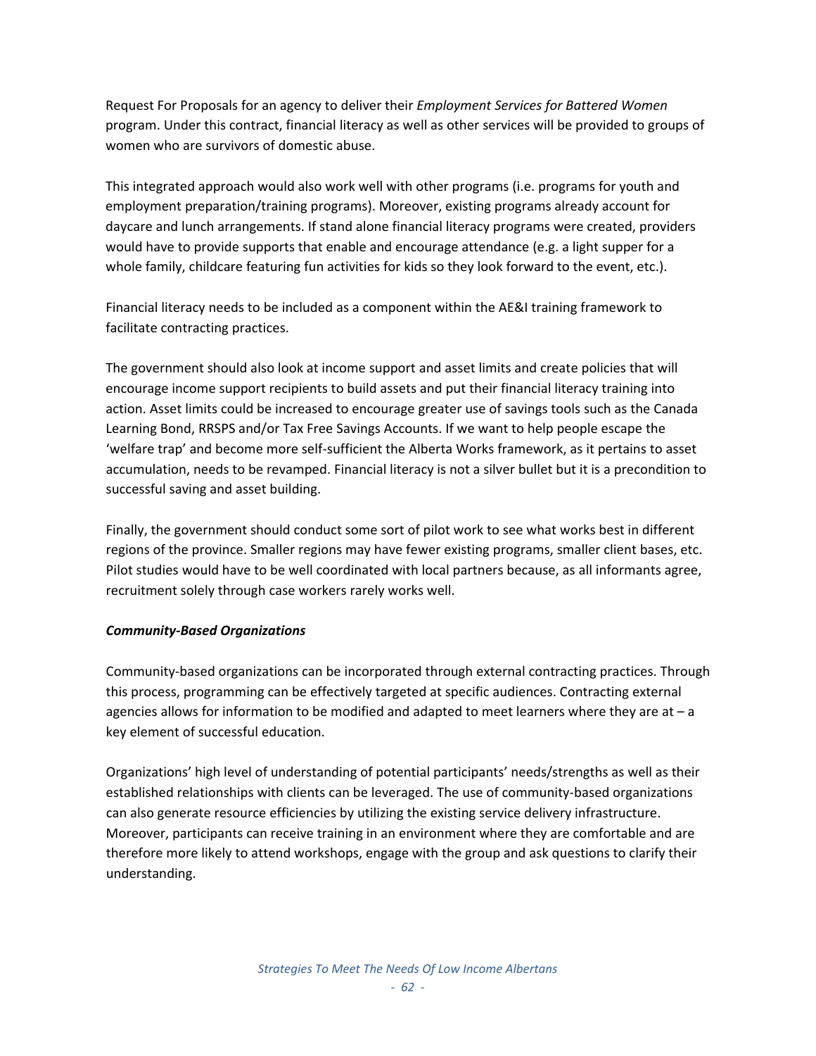Request For Proposals for an agency to deliver their *Employment Services for Battered Women* program. Under this contract, financial literacy as well as other services will be provided to groups of women who are survivors of domestic abuse.

This integrated approach would also work well with other programs (i.e. programs for youth and employment preparation/training programs). Moreover, existing programs already account for daycare and lunch arrangements. If stand alone financial literacy programs were created, providers would have to provide supports that enable and encourage attendance (e.g. a light supper for a whole family, childcare featuring fun activities for kids so they look forward to the event, etc.).

Financial literacy needs to be included as a component within the AE&I training framework to facilitate contracting practices.

The government should also look at income support and asset limits and create policies that will encourage income support recipients to build assets and put their financial literacy training into action. Asset limits could be increased to encourage greater use of savings tools such as the Canada Learning Bond, RRSPS and/or Tax Free Savings Accounts. If we want to help people escape the 'welfare trap' and become more self-sufficient the Alberta Works framework, as it pertains to asset accumulation, needs to be revamped. Financial literacy is not a silver bullet but it is a precondition to successful saving and asset building.

Finally, the government should conduct some sort of pilot work to see what works best in different regions of the province. Smaller regions may have fewer existing programs, smaller client bases, etc. Pilot studies would have to be well coordinated with local partners because, as all informants agree, recruitment solely through case workers rarely works well.

***Community-Based Organizations***

Community-based organizations can be incorporated through external contracting practices. Through this process, programming can be effectively targeted at specific audiences. Contracting external agencies allows for information to be modified and adapted to meet learners where they are at – a key element of successful education.

Organizations' high level of understanding of potential participants' needs/strengths as well as their established relationships with clients can be leveraged. The use of community-based organizations can also generate resource efficiencies by utilizing the existing service delivery infrastructure. Moreover, participants can receive training in an environment where they are comfortable and are therefore more likely to attend workshops, engage with the group and ask questions to clarify their understanding.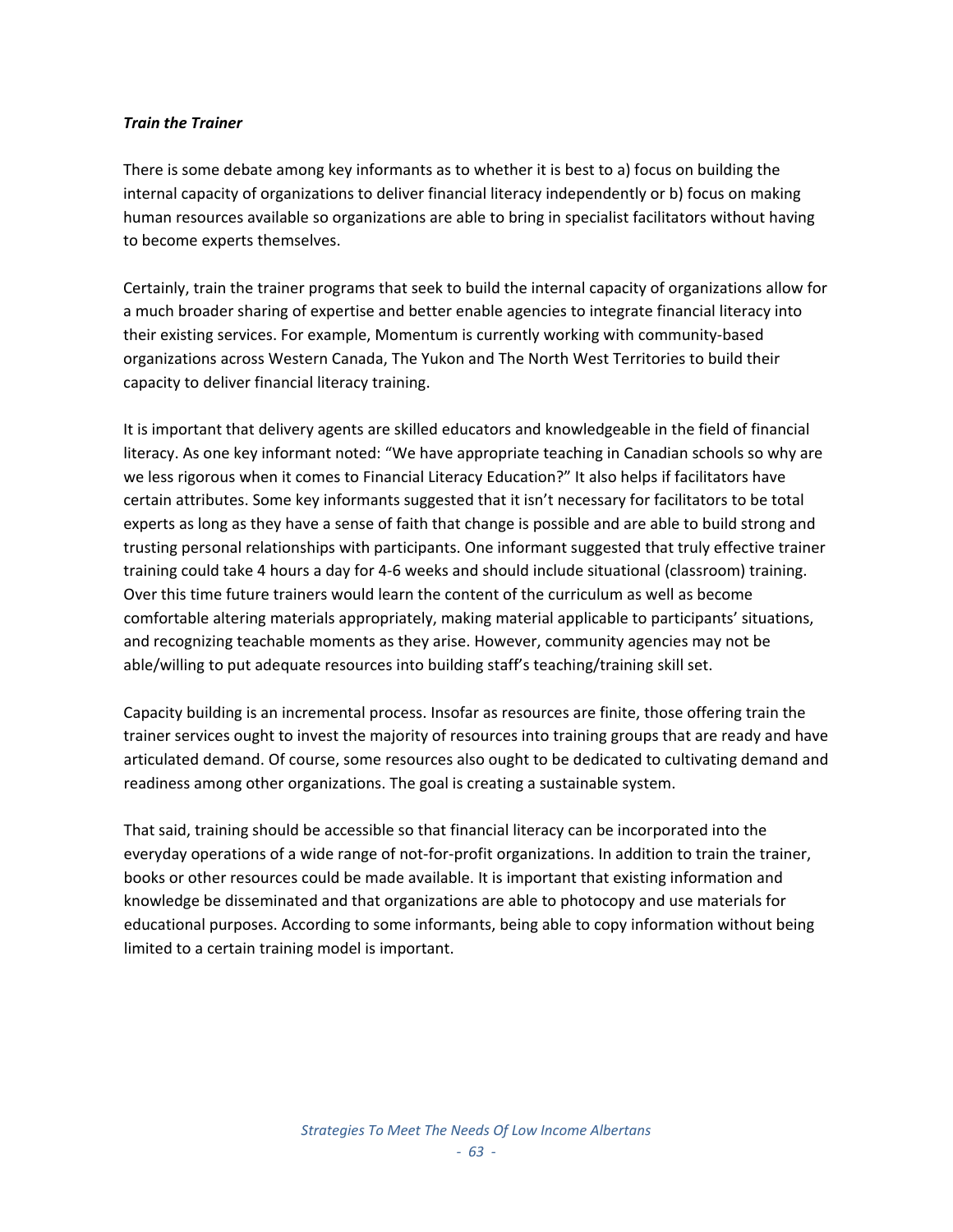***Train the Trainer***

There is some debate among key informants as to whether it is best to a) focus on building the internal capacity of organizations to deliver financial literacy independently or b) focus on making human resources available so organizations are able to bring in specialist facilitators without having to become experts themselves.

Certainly, train the trainer programs that seek to build the internal capacity of organizations allow for a much broader sharing of expertise and better enable agencies to integrate financial literacy into their existing services. For example, Momentum is currently working with community-based organizations across Western Canada, The Yukon and The North West Territories to build their capacity to deliver financial literacy training.

It is important that delivery agents are skilled educators and knowledgeable in the field of financial literacy. As one key informant noted: "We have appropriate teaching in Canadian schools so why are we less rigorous when it comes to Financial Literacy Education?" It also helps if facilitators have certain attributes. Some key informants suggested that it isn't necessary for facilitators to be total experts as long as they have a sense of faith that change is possible and are able to build strong and trusting personal relationships with participants. One informant suggested that truly effective trainer training could take 4 hours a day for 4-6 weeks and should include situational (classroom) training. Over this time future trainers would learn the content of the curriculum as well as become comfortable altering materials appropriately, making material applicable to participants' situations, and recognizing teachable moments as they arise. However, community agencies may not be able/willing to put adequate resources into building staff's teaching/training skill set.

Capacity building is an incremental process. Insofar as resources are finite, those offering train the trainer services ought to invest the majority of resources into training groups that are ready and have articulated demand. Of course, some resources also ought to be dedicated to cultivating demand and readiness among other organizations. The goal is creating a sustainable system.

That said, training should be accessible so that financial literacy can be incorporated into the everyday operations of a wide range of not-for-profit organizations. In addition to train the trainer, books or other resources could be made available. It is important that existing information and knowledge be disseminated and that organizations are able to photocopy and use materials for educational purposes. According to some informants, being able to copy information without being limited to a certain training model is important.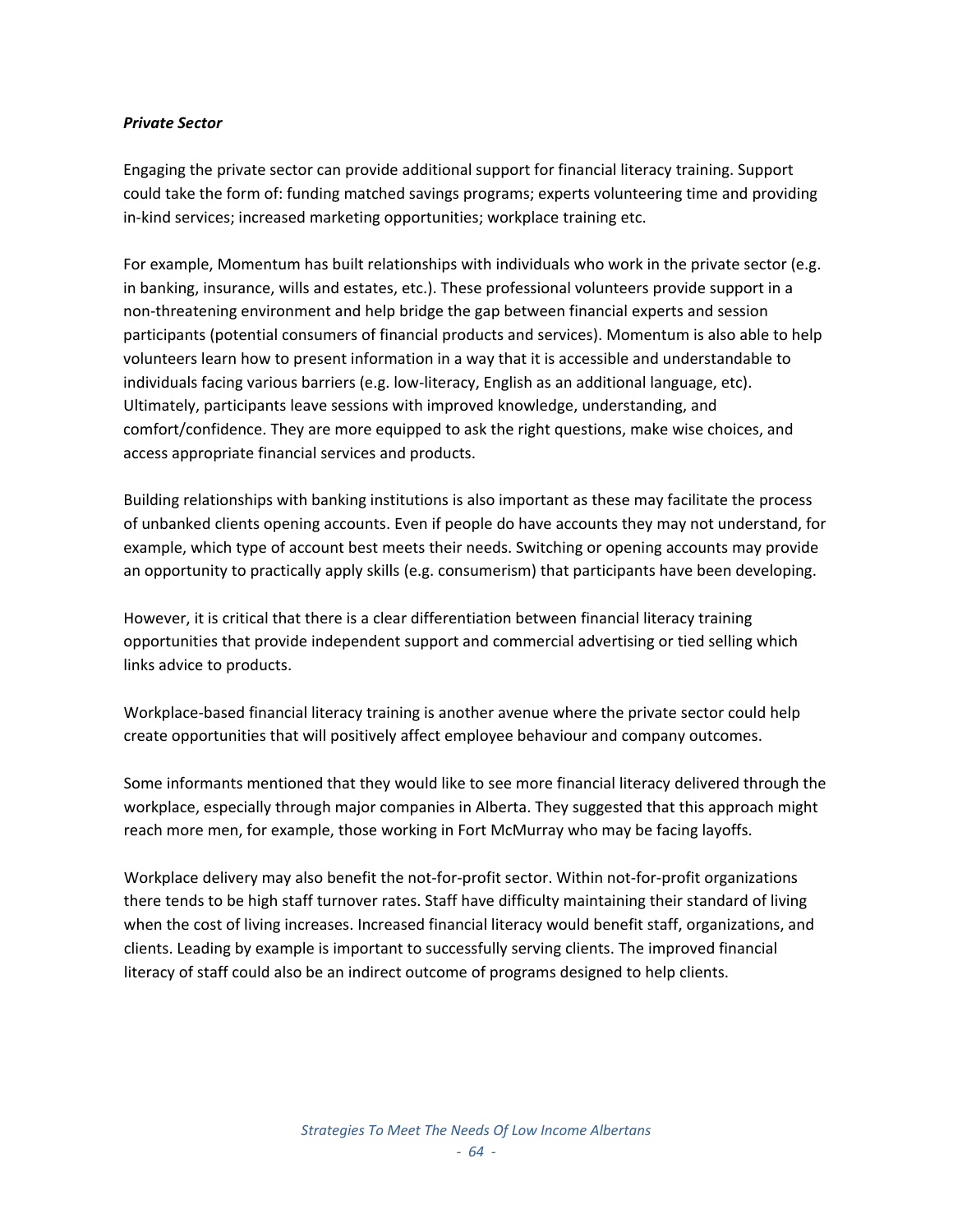***Private Sector***

Engaging the private sector can provide additional support for financial literacy training. Support could take the form of: funding matched savings programs; experts volunteering time and providing in-kind services; increased marketing opportunities; workplace training etc.

For example, Momentum has built relationships with individuals who work in the private sector (e.g. in banking, insurance, wills and estates, etc.). These professional volunteers provide support in a non-threatening environment and help bridge the gap between financial experts and session participants (potential consumers of financial products and services). Momentum is also able to help volunteers learn how to present information in a way that it is accessible and understandable to individuals facing various barriers (e.g. low-literacy, English as an additional language, etc). Ultimately, participants leave sessions with improved knowledge, understanding, and comfort/confidence. They are more equipped to ask the right questions, make wise choices, and access appropriate financial services and products.

Building relationships with banking institutions is also important as these may facilitate the process of unbanked clients opening accounts. Even if people do have accounts they may not understand, for example, which type of account best meets their needs. Switching or opening accounts may provide an opportunity to practically apply skills (e.g. consumerism) that participants have been developing.

However, it is critical that there is a clear differentiation between financial literacy training opportunities that provide independent support and commercial advertising or tied selling which links advice to products.

Workplace-based financial literacy training is another avenue where the private sector could help create opportunities that will positively affect employee behaviour and company outcomes.

Some informants mentioned that they would like to see more financial literacy delivered through the workplace, especially through major companies in Alberta. They suggested that this approach might reach more men, for example, those working in Fort McMurray who may be facing layoffs.

Workplace delivery may also benefit the not-for-profit sector. Within not-for-profit organizations there tends to be high staff turnover rates. Staff have difficulty maintaining their standard of living when the cost of living increases. Increased financial literacy would benefit staff, organizations, and clients. Leading by example is important to successfully serving clients. The improved financial literacy of staff could also be an indirect outcome of programs designed to help clients.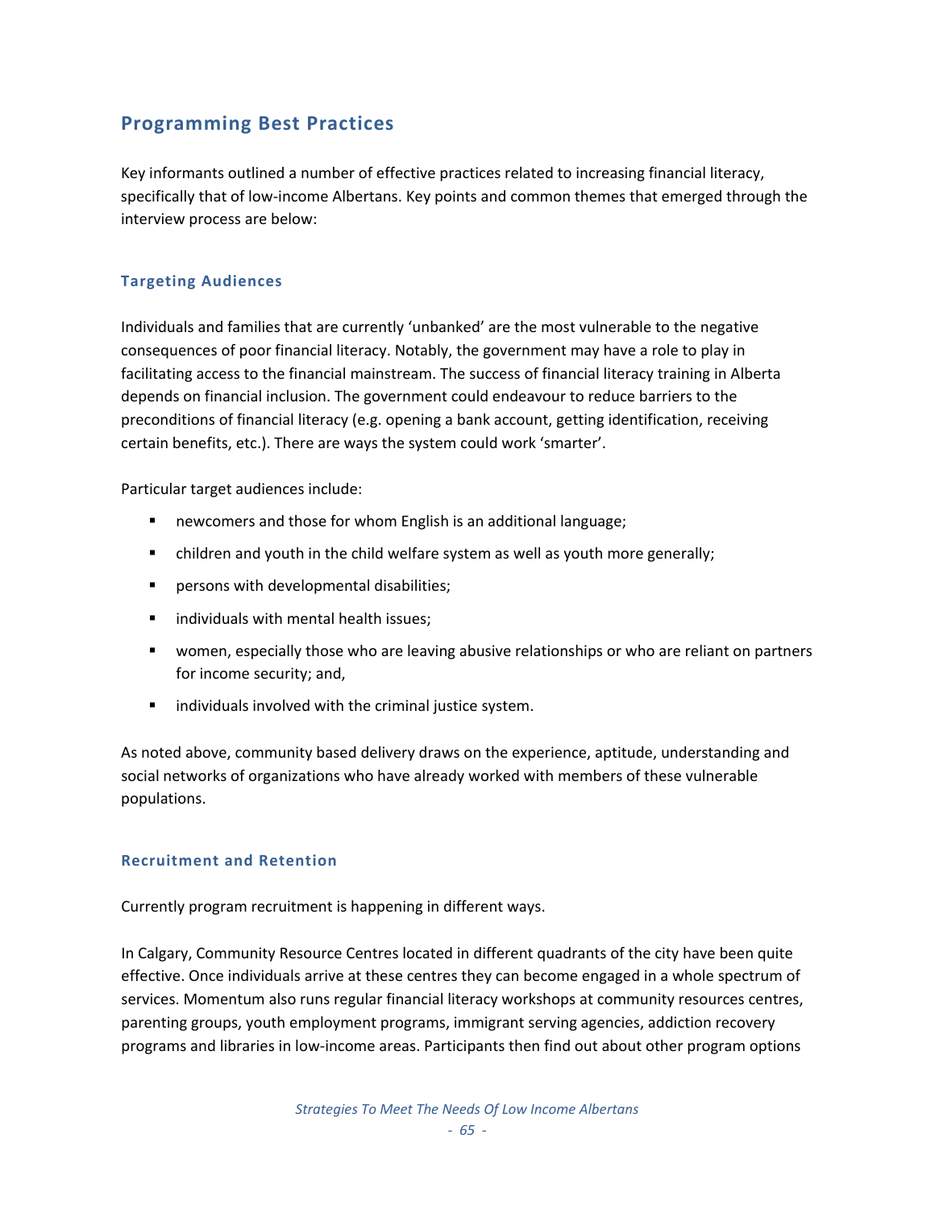## Programming Best Practices

Key informants outlined a number of effective practices related to increasing financial literacy, specifically that of low-income Albertans. Key points and common themes that emerged through the interview process are below:

### Targeting Audiences

Individuals and families that are currently 'unbanked' are the most vulnerable to the negative consequences of poor financial literacy. Notably, the government may have a role to play in facilitating access to the financial mainstream. The success of financial literacy training in Alberta depends on financial inclusion. The government could endeavour to reduce barriers to the preconditions of financial literacy (e.g. opening a bank account, getting identification, receiving certain benefits, etc.). There are ways the system could work 'smarter'.

Particular target audiences include:

- newcomers and those for whom English is an additional language;
- children and youth in the child welfare system as well as youth more generally;
- persons with developmental disabilities;
- individuals with mental health issues;
- women, especially those who are leaving abusive relationships or who are reliant on partners for income security; and,
- individuals involved with the criminal justice system.

As noted above, community based delivery draws on the experience, aptitude, understanding and social networks of organizations who have already worked with members of these vulnerable populations.

### Recruitment and Retention

Currently program recruitment is happening in different ways.

In Calgary, Community Resource Centres located in different quadrants of the city have been quite effective. Once individuals arrive at these centres they can become engaged in a whole spectrum of services. Momentum also runs regular financial literacy workshops at community resources centres, parenting groups, youth employment programs, immigrant serving agencies, addiction recovery programs and libraries in low-income areas. Participants then find out about other program options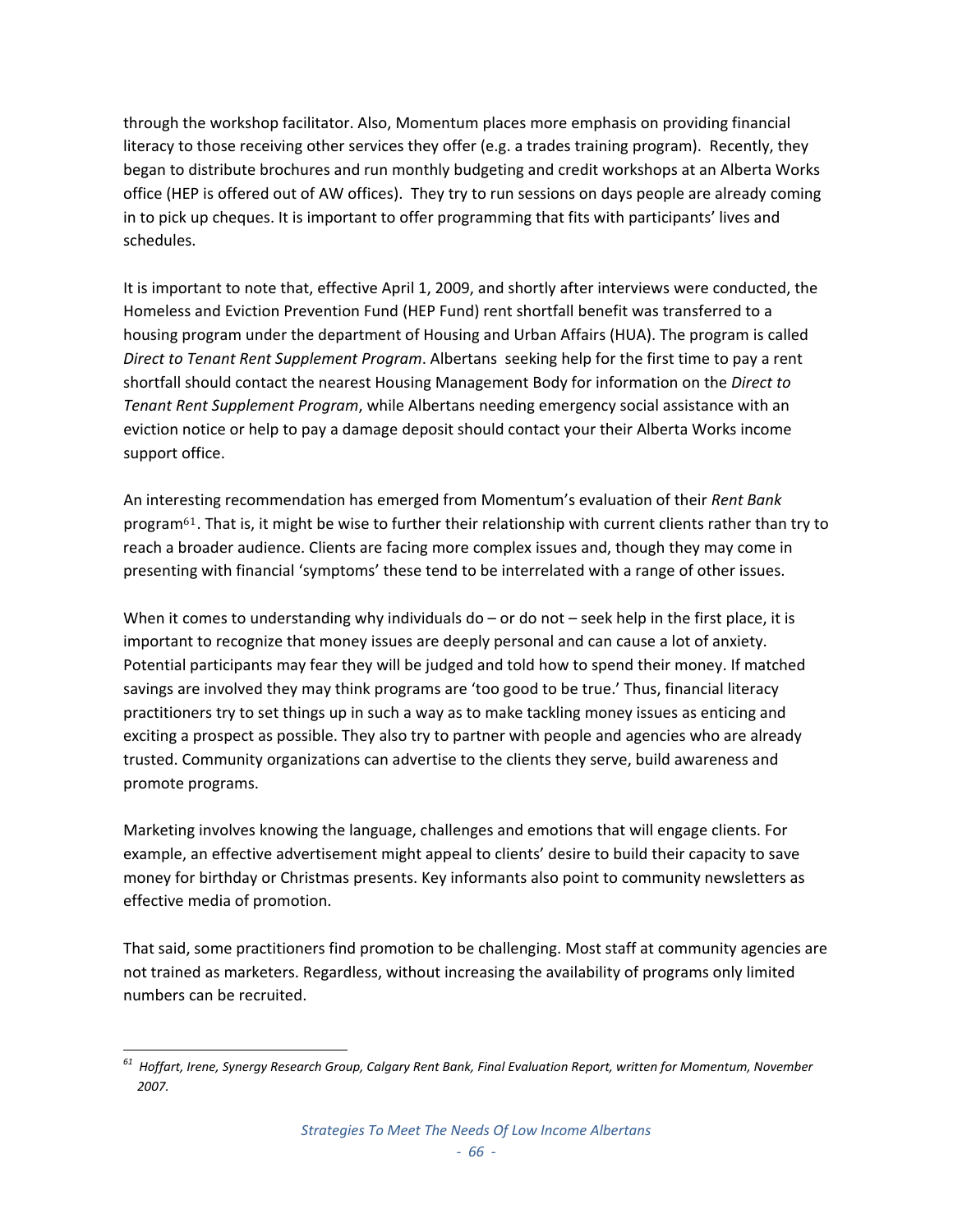through the workshop facilitator. Also, Momentum places more emphasis on providing financial literacy to those receiving other services they offer (e.g. a trades training program). Recently, they began to distribute brochures and run monthly budgeting and credit workshops at an Alberta Works office (HEP is offered out of AW offices). They try to run sessions on days people are already coming in to pick up cheques. It is important to offer programming that fits with participants' lives and schedules.

It is important to note that, effective April 1, 2009, and shortly after interviews were conducted, the Homeless and Eviction Prevention Fund (HEP Fund) rent shortfall benefit was transferred to a housing program under the department of Housing and Urban Affairs (HUA). The program is called *Direct to Tenant Rent Supplement Program*. Albertans seeking help for the first time to pay a rent shortfall should contact the nearest Housing Management Body for information on the *Direct to Tenant Rent Supplement Program*, while Albertans needing emergency social assistance with an eviction notice or help to pay a damage deposit should contact your their Alberta Works income support office.

An interesting recommendation has emerged from Momentum's evaluation of their *Rent Bank* program[61]. That is, it might be wise to further their relationship with current clients rather than try to reach a broader audience. Clients are facing more complex issues and, though they may come in presenting with financial 'symptoms' these tend to be interrelated with a range of other issues.

When it comes to understanding why individuals do – or do not – seek help in the first place, it is important to recognize that money issues are deeply personal and can cause a lot of anxiety. Potential participants may fear they will be judged and told how to spend their money. If matched savings are involved they may think programs are 'too good to be true.' Thus, financial literacy practitioners try to set things up in such a way as to make tackling money issues as enticing and exciting a prospect as possible. They also try to partner with people and agencies who are already trusted. Community organizations can advertise to the clients they serve, build awareness and promote programs.

Marketing involves knowing the language, challenges and emotions that will engage clients. For example, an effective advertisement might appeal to clients' desire to build their capacity to save money for birthday or Christmas presents. Key informants also point to community newsletters as effective media of promotion.

That said, some practitioners find promotion to be challenging. Most staff at community agencies are not trained as marketers. Regardless, without increasing the availability of programs only limited numbers can be recruited.

---

[61] *Hoffart, Irene, Synergy Research Group, Calgary Rent Bank, Final Evaluation Report, written for Momentum, November 2007.*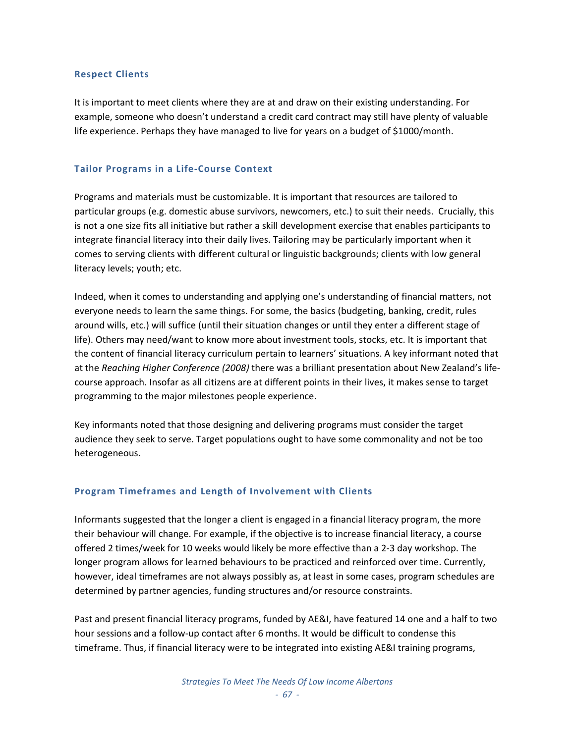### Respect Clients

It is important to meet clients where they are at and draw on their existing understanding. For example, someone who doesn't understand a credit card contract may still have plenty of valuable life experience. Perhaps they have managed to live for years on a budget of $1000/month.

### Tailor Programs in a Life-Course Context

Programs and materials must be customizable. It is important that resources are tailored to particular groups (e.g. domestic abuse survivors, newcomers, etc.) to suit their needs. Crucially, this is not a one size fits all initiative but rather a skill development exercise that enables participants to integrate financial literacy into their daily lives. Tailoring may be particularly important when it comes to serving clients with different cultural or linguistic backgrounds; clients with low general literacy levels; youth; etc.

Indeed, when it comes to understanding and applying one's understanding of financial matters, not everyone needs to learn the same things. For some, the basics (budgeting, banking, credit, rules around wills, etc.) will suffice (until their situation changes or until they enter a different stage of life). Others may need/want to know more about investment tools, stocks, etc. It is important that the content of financial literacy curriculum pertain to learners' situations. A key informant noted that at the *Reaching Higher Conference (2008)* there was a brilliant presentation about New Zealand's life-course approach. Insofar as all citizens are at different points in their lives, it makes sense to target programming to the major milestones people experience.

Key informants noted that those designing and delivering programs must consider the target audience they seek to serve. Target populations ought to have some commonality and not be too heterogeneous.

### Program Timeframes and Length of Involvement with Clients

Informants suggested that the longer a client is engaged in a financial literacy program, the more their behaviour will change. For example, if the objective is to increase financial literacy, a course offered 2 times/week for 10 weeks would likely be more effective than a 2-3 day workshop. The longer program allows for learned behaviours to be practiced and reinforced over time. Currently, however, ideal timeframes are not always possibly as, at least in some cases, program schedules are determined by partner agencies, funding structures and/or resource constraints.

Past and present financial literacy programs, funded by AE&I, have featured 14 one and a half to two hour sessions and a follow-up contact after 6 months. It would be difficult to condense this timeframe. Thus, if financial literacy were to be integrated into existing AE&I training programs,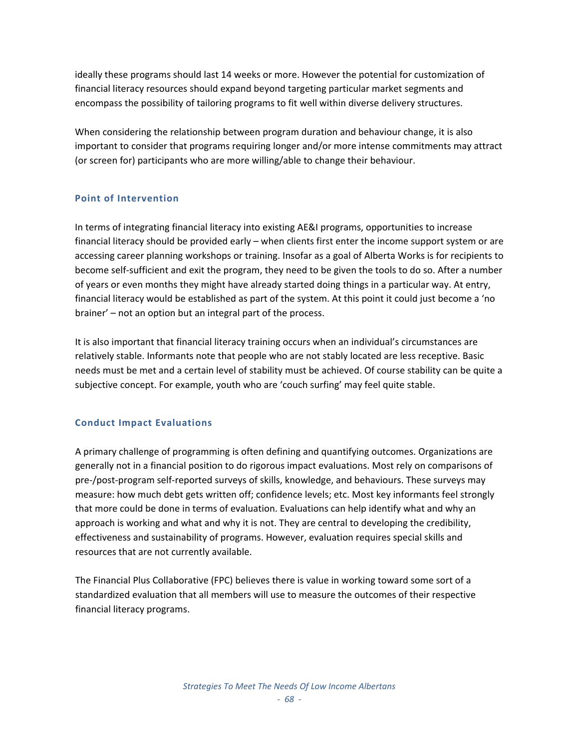ideally these programs should last 14 weeks or more. However the potential for customization of financial literacy resources should expand beyond targeting particular market segments and encompass the possibility of tailoring programs to fit well within diverse delivery structures.

When considering the relationship between program duration and behaviour change, it is also important to consider that programs requiring longer and/or more intense commitments may attract (or screen for) participants who are more willing/able to change their behaviour.

### Point of Intervention

In terms of integrating financial literacy into existing AE&I programs, opportunities to increase financial literacy should be provided early – when clients first enter the income support system or are accessing career planning workshops or training. Insofar as a goal of Alberta Works is for recipients to become self-sufficient and exit the program, they need to be given the tools to do so. After a number of years or even months they might have already started doing things in a particular way. At entry, financial literacy would be established as part of the system. At this point it could just become a 'no brainer' – not an option but an integral part of the process.

It is also important that financial literacy training occurs when an individual's circumstances are relatively stable. Informants note that people who are not stably located are less receptive. Basic needs must be met and a certain level of stability must be achieved. Of course stability can be quite a subjective concept. For example, youth who are 'couch surfing' may feel quite stable.

### Conduct Impact Evaluations

A primary challenge of programming is often defining and quantifying outcomes. Organizations are generally not in a financial position to do rigorous impact evaluations. Most rely on comparisons of pre-/post-program self-reported surveys of skills, knowledge, and behaviours. These surveys may measure: how much debt gets written off; confidence levels; etc. Most key informants feel strongly that more could be done in terms of evaluation. Evaluations can help identify what and why an approach is working and what and why it is not. They are central to developing the credibility, effectiveness and sustainability of programs. However, evaluation requires special skills and resources that are not currently available.

The Financial Plus Collaborative (FPC) believes there is value in working toward some sort of a standardized evaluation that all members will use to measure the outcomes of their respective financial literacy programs.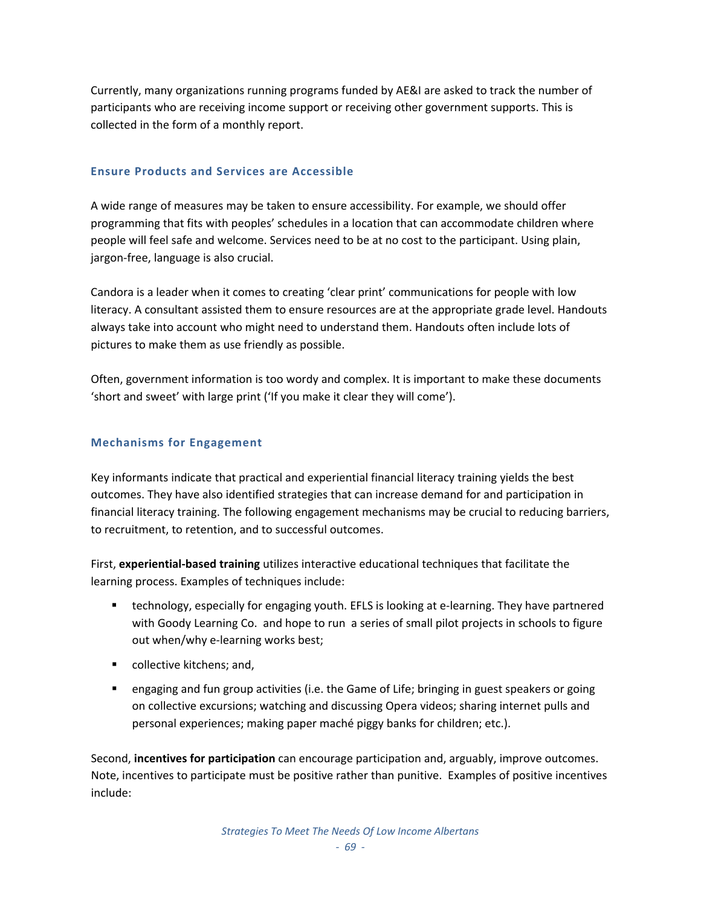Currently, many organizations running programs funded by AE&I are asked to track the number of participants who are receiving income support or receiving other government supports. This is collected in the form of a monthly report.

### Ensure Products and Services are Accessible

A wide range of measures may be taken to ensure accessibility. For example, we should offer programming that fits with peoples' schedules in a location that can accommodate children where people will feel safe and welcome. Services need to be at no cost to the participant. Using plain, jargon-free, language is also crucial.

Candora is a leader when it comes to creating 'clear print' communications for people with low literacy. A consultant assisted them to ensure resources are at the appropriate grade level. Handouts always take into account who might need to understand them. Handouts often include lots of pictures to make them as use friendly as possible.

Often, government information is too wordy and complex. It is important to make these documents 'short and sweet' with large print ('If you make it clear they will come').

### Mechanisms for Engagement

Key informants indicate that practical and experiential financial literacy training yields the best outcomes. They have also identified strategies that can increase demand for and participation in financial literacy training. The following engagement mechanisms may be crucial to reducing barriers, to recruitment, to retention, and to successful outcomes.

First, **experiential-based training** utilizes interactive educational techniques that facilitate the learning process. Examples of techniques include:

- technology, especially for engaging youth. EFLS is looking at e-learning. They have partnered with Goody Learning Co. and hope to run a series of small pilot projects in schools to figure out when/why e-learning works best;
- collective kitchens; and,
- engaging and fun group activities (i.e. the Game of Life; bringing in guest speakers or going on collective excursions; watching and discussing Opera videos; sharing internet pulls and personal experiences; making paper maché piggy banks for children; etc.).

Second, **incentives for participation** can encourage participation and, arguably, improve outcomes. Note, incentives to participate must be positive rather than punitive. Examples of positive incentives include: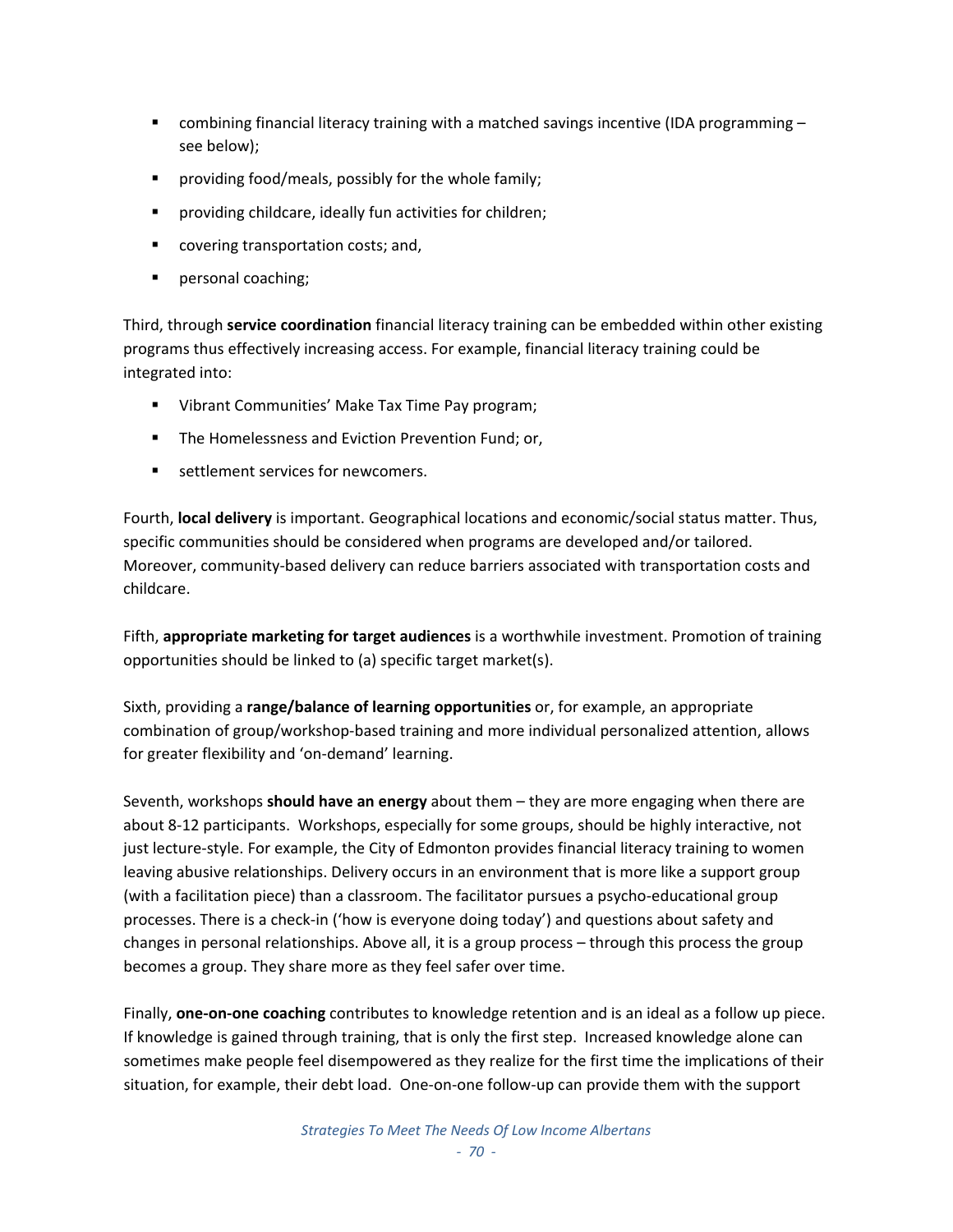- combining financial literacy training with a matched savings incentive (IDA programming – see below);
- providing food/meals, possibly for the whole family;
- providing childcare, ideally fun activities for children;
- covering transportation costs; and,
- personal coaching;

Third, through **service coordination** financial literacy training can be embedded within other existing programs thus effectively increasing access. For example, financial literacy training could be integrated into:

- Vibrant Communities' Make Tax Time Pay program;
- The Homelessness and Eviction Prevention Fund; or,
- settlement services for newcomers.

Fourth, **local delivery** is important. Geographical locations and economic/social status matter. Thus, specific communities should be considered when programs are developed and/or tailored. Moreover, community-based delivery can reduce barriers associated with transportation costs and childcare.

Fifth, **appropriate marketing for target audiences** is a worthwhile investment. Promotion of training opportunities should be linked to (a) specific target market(s).

Sixth, providing a **range/balance of learning opportunities** or, for example, an appropriate combination of group/workshop-based training and more individual personalized attention, allows for greater flexibility and 'on-demand' learning.

Seventh, workshops **should have an energy** about them – they are more engaging when there are about 8-12 participants. Workshops, especially for some groups, should be highly interactive, not just lecture-style. For example, the City of Edmonton provides financial literacy training to women leaving abusive relationships. Delivery occurs in an environment that is more like a support group (with a facilitation piece) than a classroom. The facilitator pursues a psycho-educational group processes. There is a check-in ('how is everyone doing today') and questions about safety and changes in personal relationships. Above all, it is a group process – through this process the group becomes a group. They share more as they feel safer over time.

Finally, **one-on-one coaching** contributes to knowledge retention and is an ideal as a follow up piece. If knowledge is gained through training, that is only the first step. Increased knowledge alone can sometimes make people feel disempowered as they realize for the first time the implications of their situation, for example, their debt load. One-on-one follow-up can provide them with the support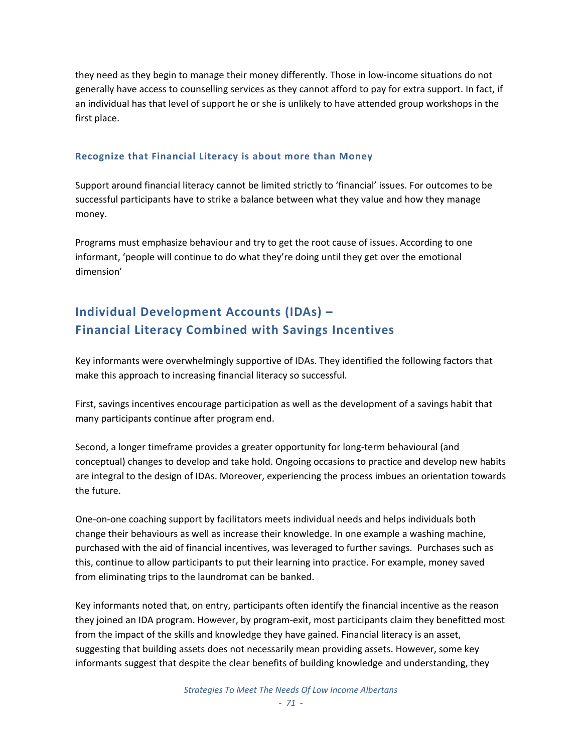they need as they begin to manage their money differently. Those in low-income situations do not generally have access to counselling services as they cannot afford to pay for extra support. In fact, if an individual has that level of support he or she is unlikely to have attended group workshops in the first place.

### Recognize that Financial Literacy is about more than Money

Support around financial literacy cannot be limited strictly to 'financial' issues. For outcomes to be successful participants have to strike a balance between what they value and how they manage money.

Programs must emphasize behaviour and try to get the root cause of issues. According to one informant, 'people will continue to do what they're doing until they get over the emotional dimension'

## Individual Development Accounts (IDAs) – Financial Literacy Combined with Savings Incentives

Key informants were overwhelmingly supportive of IDAs. They identified the following factors that make this approach to increasing financial literacy so successful.

First, savings incentives encourage participation as well as the development of a savings habit that many participants continue after program end.

Second, a longer timeframe provides a greater opportunity for long-term behavioural (and conceptual) changes to develop and take hold. Ongoing occasions to practice and develop new habits are integral to the design of IDAs. Moreover, experiencing the process imbues an orientation towards the future.

One-on-one coaching support by facilitators meets individual needs and helps individuals both change their behaviours as well as increase their knowledge. In one example a washing machine, purchased with the aid of financial incentives, was leveraged to further savings. Purchases such as this, continue to allow participants to put their learning into practice. For example, money saved from eliminating trips to the laundromat can be banked.

Key informants noted that, on entry, participants often identify the financial incentive as the reason they joined an IDA program. However, by program-exit, most participants claim they benefitted most from the impact of the skills and knowledge they have gained. Financial literacy is an asset, suggesting that building assets does not necessarily mean providing assets. However, some key informants suggest that despite the clear benefits of building knowledge and understanding, they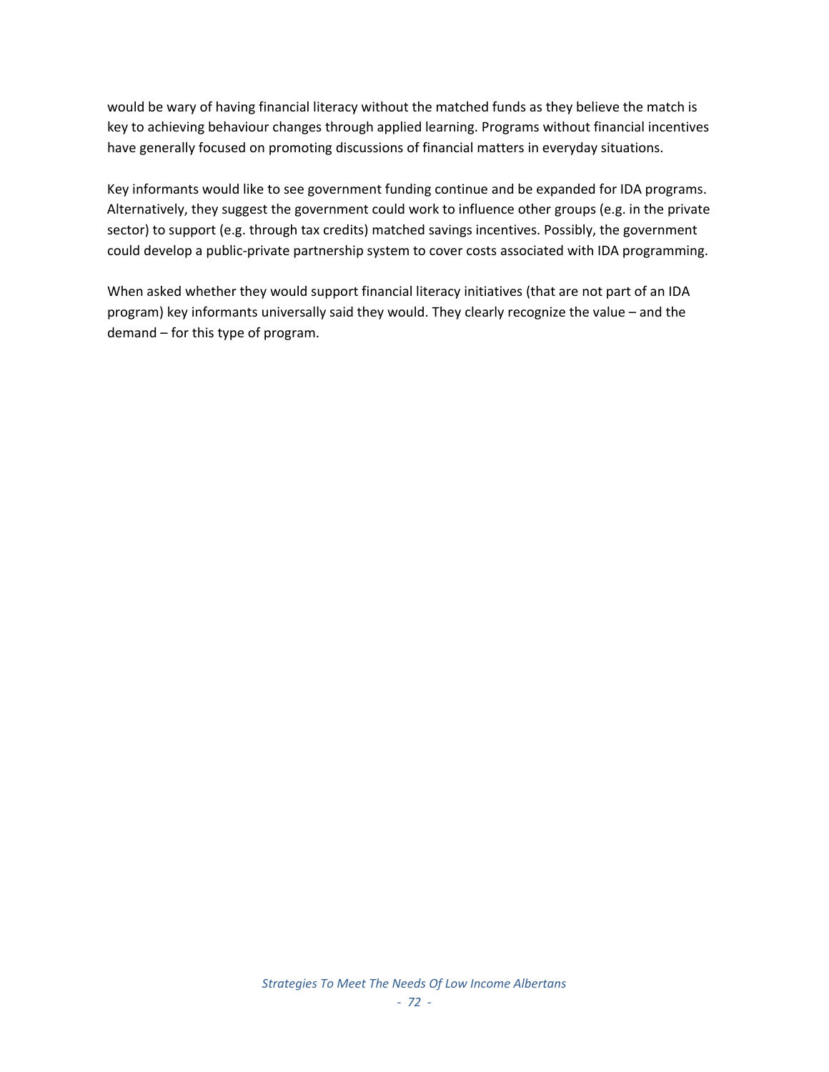would be wary of having financial literacy without the matched funds as they believe the match is key to achieving behaviour changes through applied learning. Programs without financial incentives have generally focused on promoting discussions of financial matters in everyday situations.

Key informants would like to see government funding continue and be expanded for IDA programs. Alternatively, they suggest the government could work to influence other groups (e.g. in the private sector) to support (e.g. through tax credits) matched savings incentives. Possibly, the government could develop a public-private partnership system to cover costs associated with IDA programming.

When asked whether they would support financial literacy initiatives (that are not part of an IDA program) key informants universally said they would. They clearly recognize the value – and the demand – for this type of program.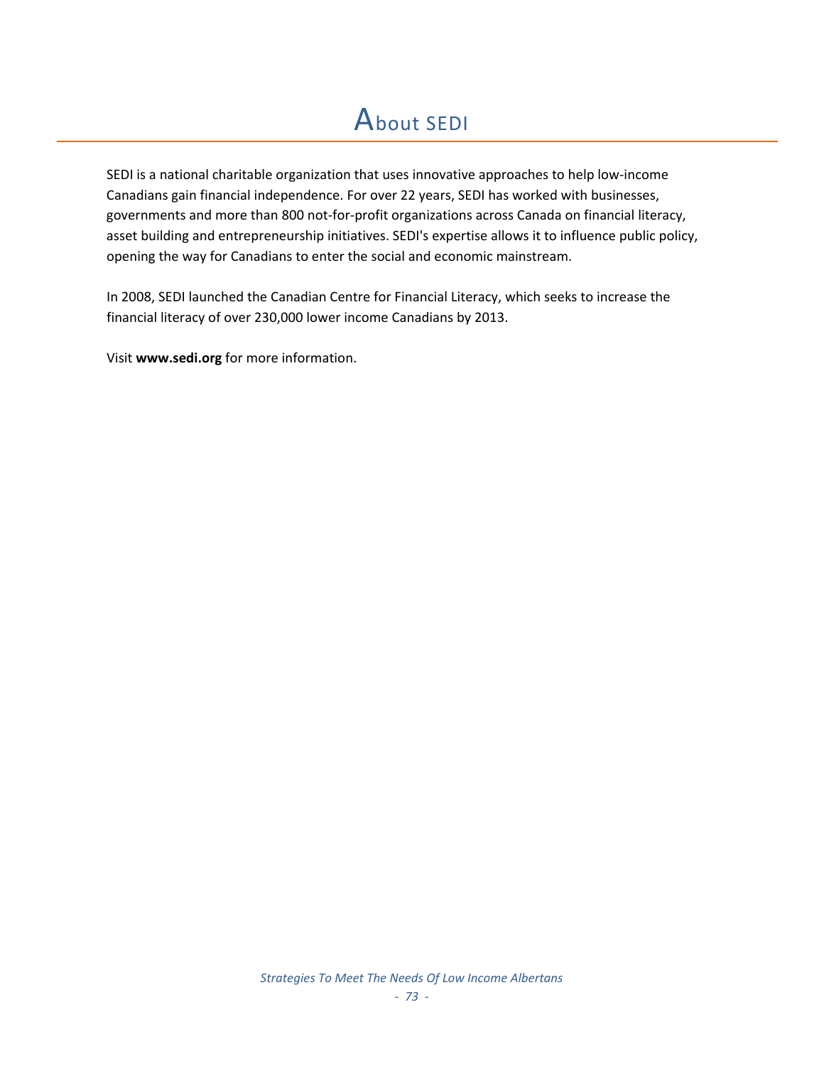# About SEDI

SEDI is a national charitable organization that uses innovative approaches to help low-income Canadians gain financial independence. For over 22 years, SEDI has worked with businesses, governments and more than 800 not-for-profit organizations across Canada on financial literacy, asset building and entrepreneurship initiatives. SEDI's expertise allows it to influence public policy, opening the way for Canadians to enter the social and economic mainstream.

In 2008, SEDI launched the Canadian Centre for Financial Literacy, which seeks to increase the financial literacy of over 230,000 lower income Canadians by 2013.

Visit **www.sedi.org** for more information.